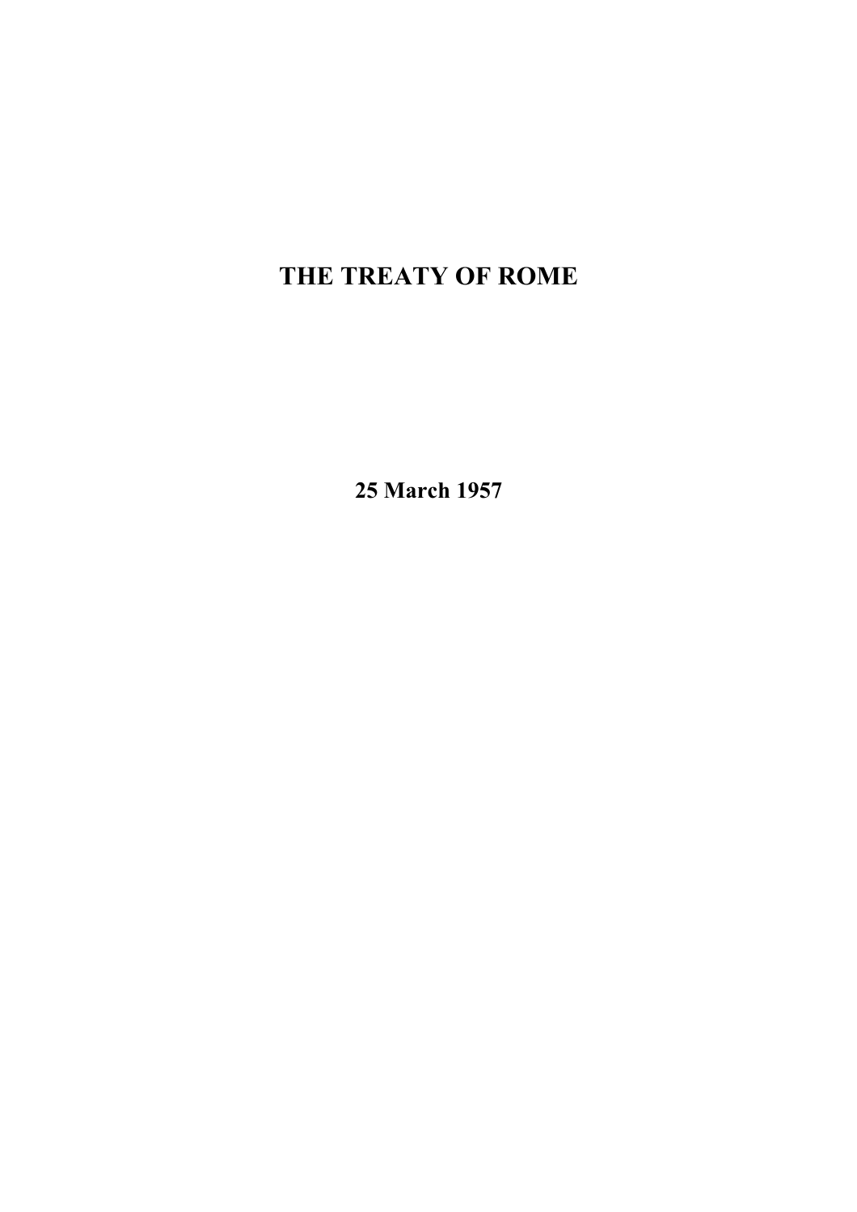# THE TREATY OF ROME

**25 March 1957**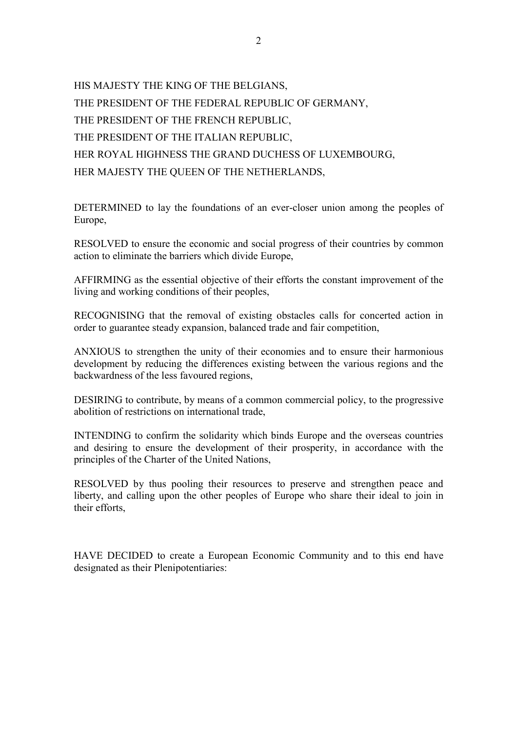HIS MAJESTY THE KING OF THE BELGIANS,

THE PRESIDENT OF THE FEDERAL REPUBLIC OF GERMANY,

THE PRESIDENT OF THE FRENCH REPUBLIC,

THE PRESIDENT OF THE ITALIAN REPUBLIC,

HER ROYAL HIGHNESS THE GRAND DUCHESS OF LUXEMBOURG,

HER MAJESTY THE QUEEN OF THE NETHERLANDS,

DETERMINED to lay the foundations of an ever-closer union among the peoples of Europe,

RESOLVED to ensure the economic and social progress of their countries by common action to eliminate the barriers which divide Europe,

AFFIRMING as the essential objective of their efforts the constant improvement of the living and working conditions of their peoples,

RECOGNISING that the removal of existing obstacles calls for concerted action in order to guarantee steady expansion, balanced trade and fair competition,

ANXIOUS to strengthen the unity of their economies and to ensure their harmonious development by reducing the differences existing between the various regions and the backwardness of the less favoured regions,

DESIRING to contribute, by means of a common commercial policy, to the progressive abolition of restrictions on international trade,

INTENDING to confirm the solidarity which binds Europe and the overseas countries and desiring to ensure the development of their prosperity, in accordance with the principles of the Charter of the United Nations,

RESOLVED by thus pooling their resources to preserve and strengthen peace and liberty, and calling upon the other peoples of Europe who share their ideal to join in their efforts,

HAVE DECIDED to create a European Economic Community and to this end have designated as their Plenipotentiaries: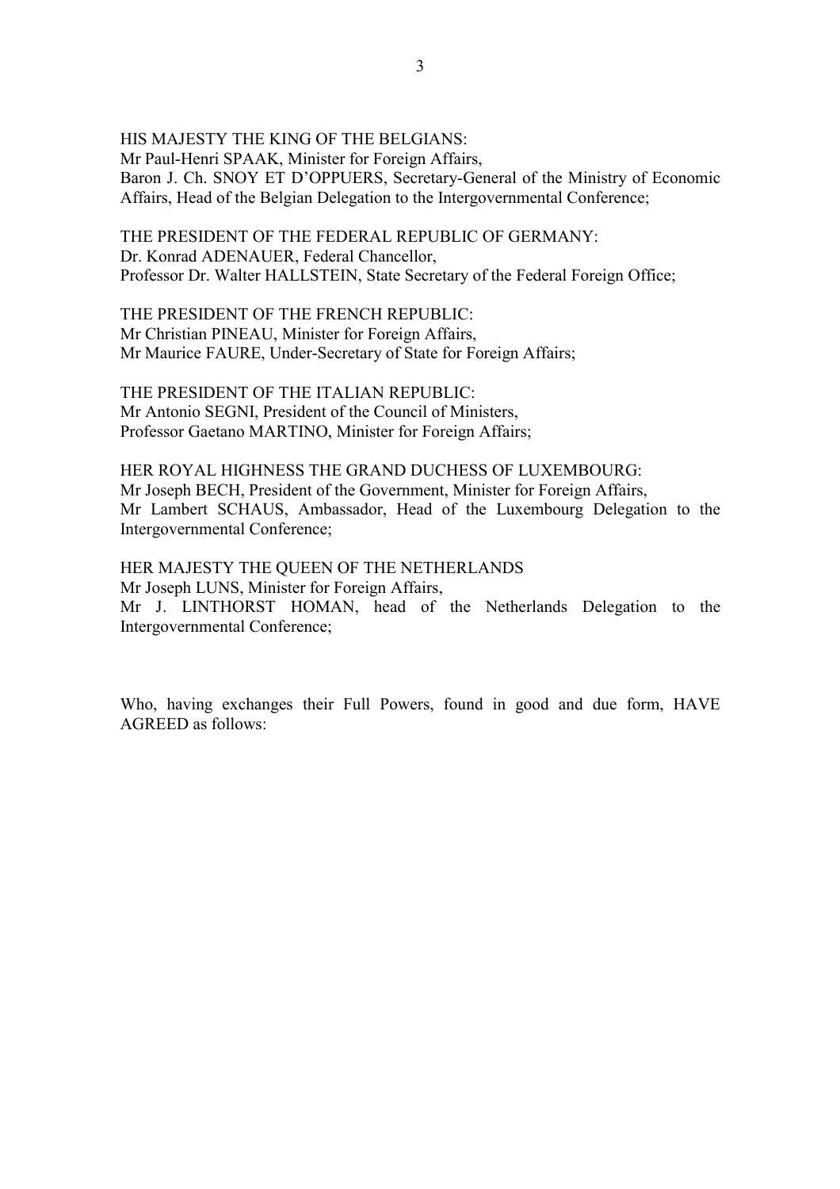HIS MAJESTY THE KING OF THE BELGIANS:
Mr Paul-Henri SPAAK, Minister for Foreign Affairs,
Baron J. Ch. SNOY ET D'OPPUERS, Secretary-General of the Ministry of Economic Affairs, Head of the Belgian Delegation to the Intergovernmental Conference;

THE PRESIDENT OF THE FEDERAL REPUBLIC OF GERMANY:
Dr. Konrad ADENAUER, Federal Chancellor,
Professor Dr. Walter HALLSTEIN, State Secretary of the Federal Foreign Office;

THE PRESIDENT OF THE FRENCH REPUBLIC:
Mr Christian PINEAU, Minister for Foreign Affairs,
Mr Maurice FAURE, Under-Secretary of State for Foreign Affairs;

THE PRESIDENT OF THE ITALIAN REPUBLIC:
Mr Antonio SEGNI, President of the Council of Ministers,
Professor Gaetano MARTINO, Minister for Foreign Affairs;

HER ROYAL HIGHNESS THE GRAND DUCHESS OF LUXEMBOURG:
Mr Joseph BECH, President of the Government, Minister for Foreign Affairs,
Mr Lambert SCHAUS, Ambassador, Head of the Luxembourg Delegation to the Intergovernmental Conference;

HER MAJESTY THE QUEEN OF THE NETHERLANDS
Mr Joseph LUNS, Minister for Foreign Affairs,
Mr J. LINTHORST HOMAN, head of the Netherlands Delegation to the Intergovernmental Conference;

Who, having exchanges their Full Powers, found in good and due form, HAVE AGREED as follows: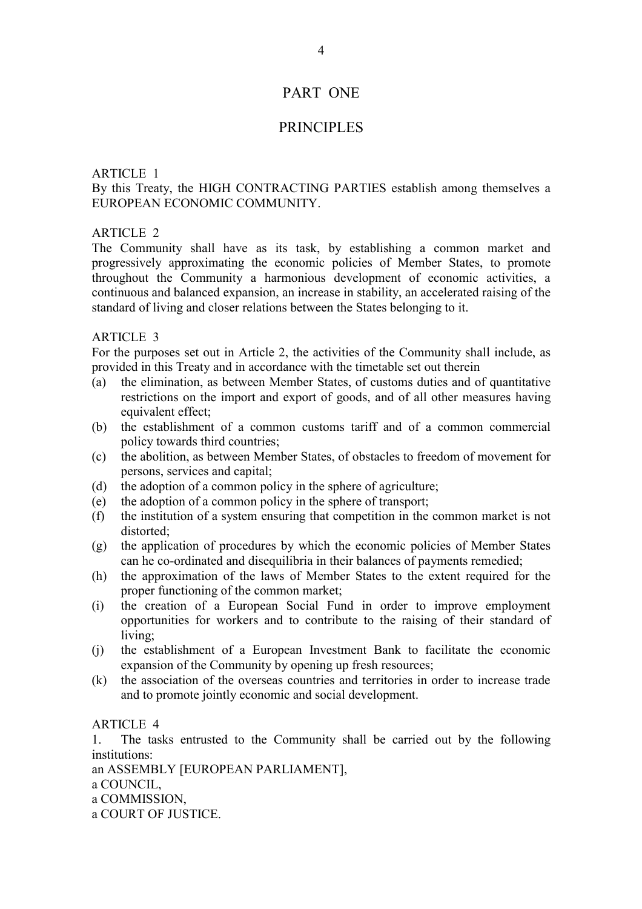# PART ONE

## PRINCIPLES

ARTICLE 1
By this Treaty, the HIGH CONTRACTING PARTIES establish among themselves a EUROPEAN ECONOMIC COMMUNITY.

ARTICLE 2
The Community shall have as its task, by establishing a common market and progressively approximating the economic policies of Member States, to promote throughout the Community a harmonious development of economic activities, a continuous and balanced expansion, an increase in stability, an accelerated raising of the standard of living and closer relations between the States belonging to it.

ARTICLE 3
For the purposes set out in Article 2, the activities of the Community shall include, as provided in this Treaty and in accordance with the timetable set out therein

(a) the elimination, as between Member States, of customs duties and of quantitative restrictions on the import and export of goods, and of all other measures having equivalent effect;
(b) the establishment of a common customs tariff and of a common commercial policy towards third countries;
(c) the abolition, as between Member States, of obstacles to freedom of movement for persons, services and capital;
(d) the adoption of a common policy in the sphere of agriculture;
(e) the adoption of a common policy in the sphere of transport;
(f) the institution of a system ensuring that competition in the common market is not distorted;
(g) the application of procedures by which the economic policies of Member States can he co-ordinated and disequilibria in their balances of payments remedied;
(h) the approximation of the laws of Member States to the extent required for the proper functioning of the common market;
(i) the creation of a European Social Fund in order to improve employment opportunities for workers and to contribute to the raising of their standard of living;
(j) the establishment of a European Investment Bank to facilitate the economic expansion of the Community by opening up fresh resources;
(k) the association of the overseas countries and territories in order to increase trade and to promote jointly economic and social development.

ARTICLE 4
1. The tasks entrusted to the Community shall be carried out by the following institutions:
an ASSEMBLY [EUROPEAN PARLIAMENT],
a COUNCIL,
a COMMISSION,
a COURT OF JUSTICE.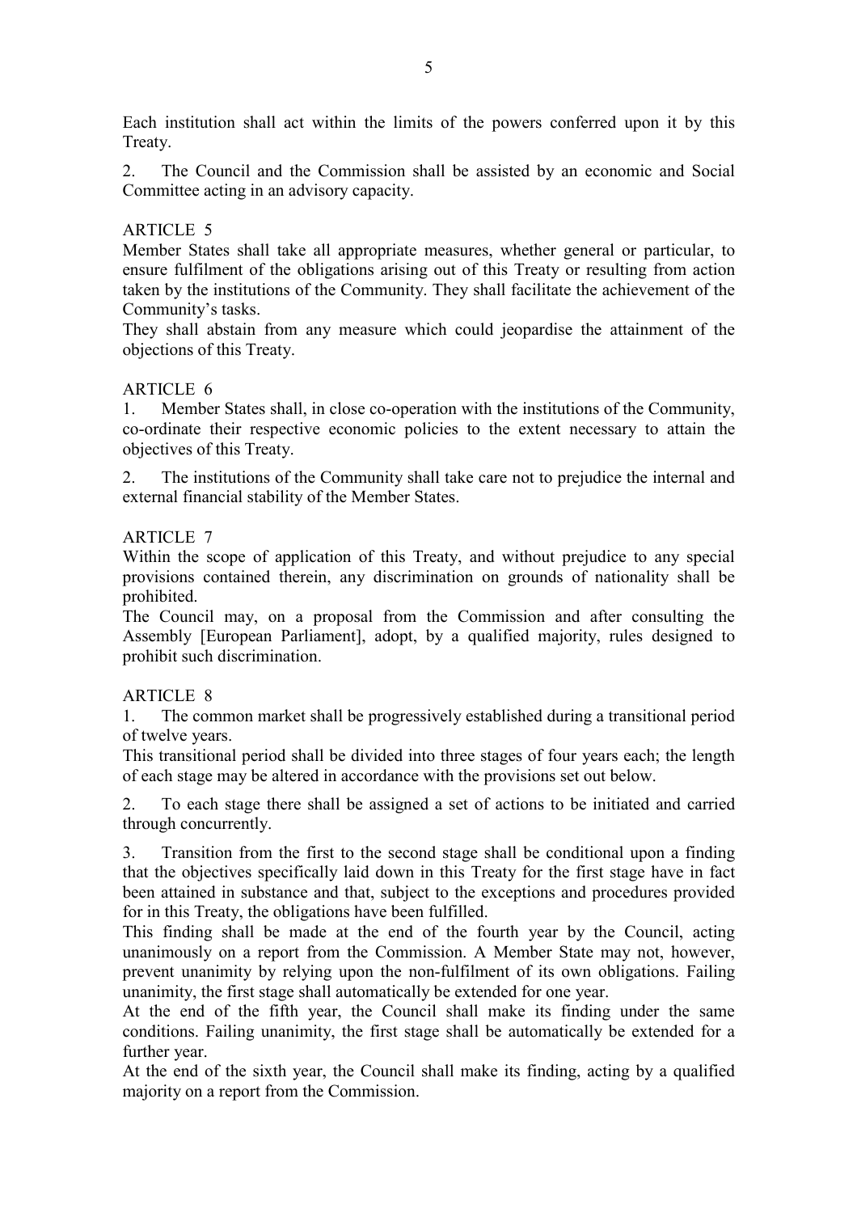Each institution shall act within the limits of the powers conferred upon it by this Treaty.

2. The Council and the Commission shall be assisted by an economic and Social Committee acting in an advisory capacity.

ARTICLE 5

Member States shall take all appropriate measures, whether general or particular, to ensure fulfilment of the obligations arising out of this Treaty or resulting from action taken by the institutions of the Community. They shall facilitate the achievement of the Community's tasks.

They shall abstain from any measure which could jeopardise the attainment of the objections of this Treaty.

ARTICLE 6

1. Member States shall, in close co-operation with the institutions of the Community, co-ordinate their respective economic policies to the extent necessary to attain the objectives of this Treaty.

2. The institutions of the Community shall take care not to prejudice the internal and external financial stability of the Member States.

ARTICLE 7

Within the scope of application of this Treaty, and without prejudice to any special provisions contained therein, any discrimination on grounds of nationality shall be prohibited.

The Council may, on a proposal from the Commission and after consulting the Assembly [European Parliament], adopt, by a qualified majority, rules designed to prohibit such discrimination.

ARTICLE 8

1. The common market shall be progressively established during a transitional period of twelve years.

This transitional period shall be divided into three stages of four years each; the length of each stage may be altered in accordance with the provisions set out below.

2. To each stage there shall be assigned a set of actions to be initiated and carried through concurrently.

3. Transition from the first to the second stage shall be conditional upon a finding that the objectives specifically laid down in this Treaty for the first stage have in fact been attained in substance and that, subject to the exceptions and procedures provided for in this Treaty, the obligations have been fulfilled.

This finding shall be made at the end of the fourth year by the Council, acting unanimously on a report from the Commission. A Member State may not, however, prevent unanimity by relying upon the non-fulfilment of its own obligations. Failing unanimity, the first stage shall automatically be extended for one year.

At the end of the fifth year, the Council shall make its finding under the same conditions. Failing unanimity, the first stage shall be automatically be extended for a further year.

At the end of the sixth year, the Council shall make its finding, acting by a qualified majority on a report from the Commission.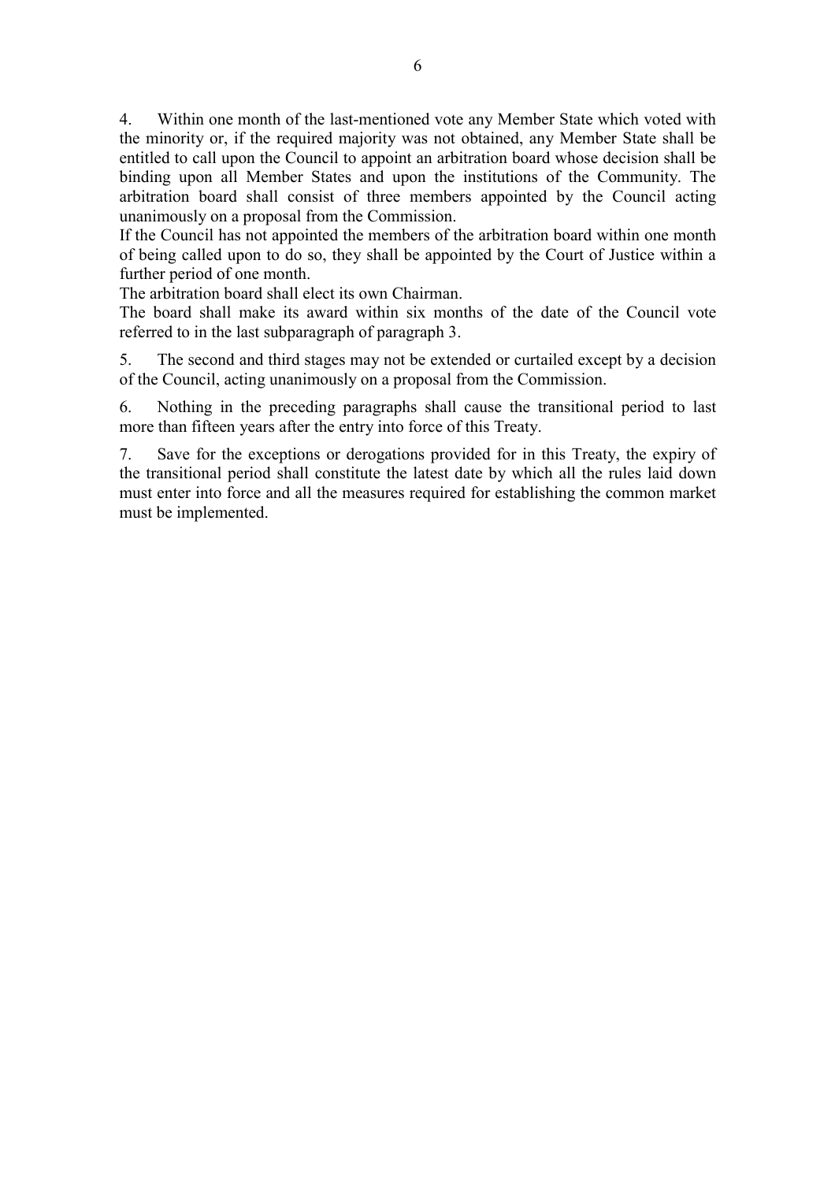4. Within one month of the last-mentioned vote any Member State which voted with the minority or, if the required majority was not obtained, any Member State shall be entitled to call upon the Council to appoint an arbitration board whose decision shall be binding upon all Member States and upon the institutions of the Community. The arbitration board shall consist of three members appointed by the Council acting unanimously on a proposal from the Commission.

If the Council has not appointed the members of the arbitration board within one month of being called upon to do so, they shall be appointed by the Court of Justice within a further period of one month.

The arbitration board shall elect its own Chairman.

The board shall make its award within six months of the date of the Council vote referred to in the last subparagraph of paragraph 3.

5. The second and third stages may not be extended or curtailed except by a decision of the Council, acting unanimously on a proposal from the Commission.

6. Nothing in the preceding paragraphs shall cause the transitional period to last more than fifteen years after the entry into force of this Treaty.

7. Save for the exceptions or derogations provided for in this Treaty, the expiry of the transitional period shall constitute the latest date by which all the rules laid down must enter into force and all the measures required for establishing the common market must be implemented.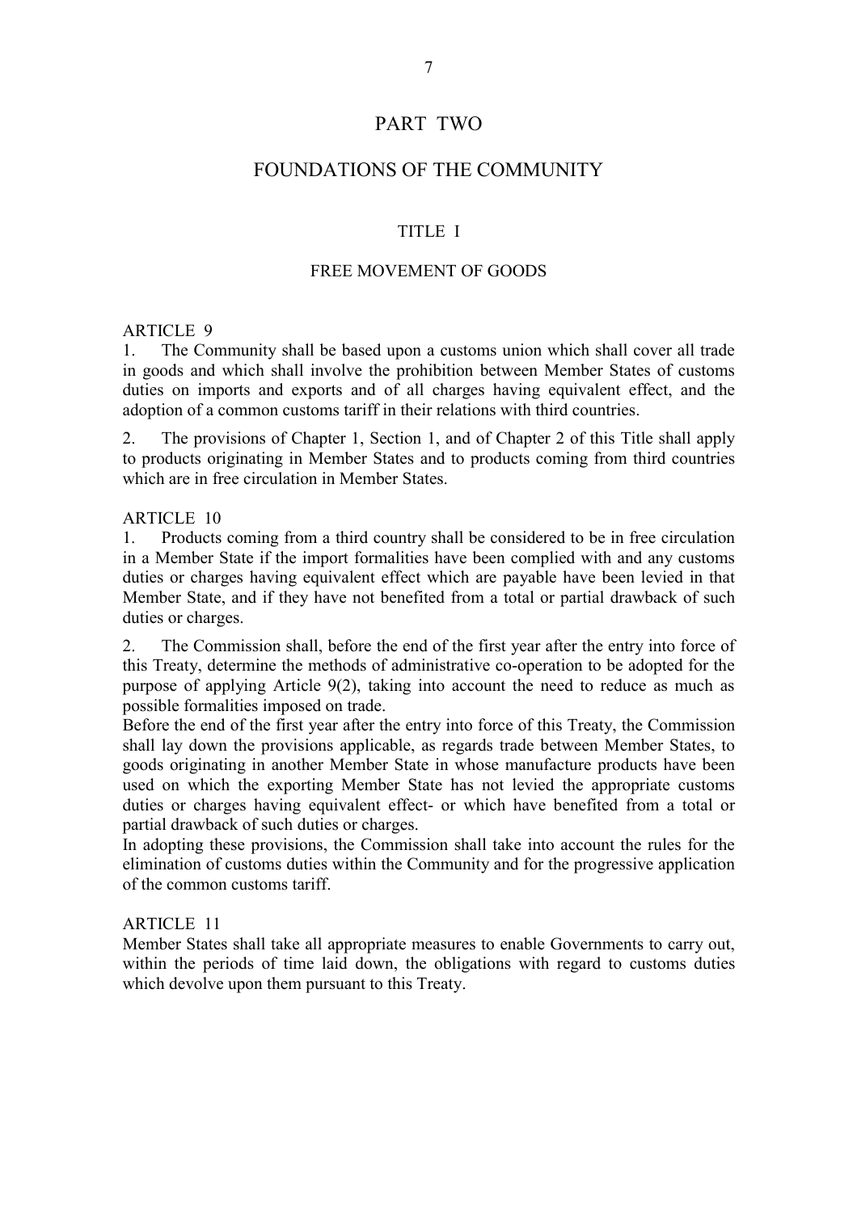# PART TWO

# FOUNDATIONS OF THE COMMUNITY

## TITLE I

## FREE MOVEMENT OF GOODS

### ARTICLE 9

1. The Community shall be based upon a customs union which shall cover all trade in goods and which shall involve the prohibition between Member States of customs duties on imports and exports and of all charges having equivalent effect, and the adoption of a common customs tariff in their relations with third countries.

2. The provisions of Chapter 1, Section 1, and of Chapter 2 of this Title shall apply to products originating in Member States and to products coming from third countries which are in free circulation in Member States.

### ARTICLE 10

1. Products coming from a third country shall be considered to be in free circulation in a Member State if the import formalities have been complied with and any customs duties or charges having equivalent effect which are payable have been levied in that Member State, and if they have not benefited from a total or partial drawback of such duties or charges.

2. The Commission shall, before the end of the first year after the entry into force of this Treaty, determine the methods of administrative co-operation to be adopted for the purpose of applying Article 9(2), taking into account the need to reduce as much as possible formalities imposed on trade.

Before the end of the first year after the entry into force of this Treaty, the Commission shall lay down the provisions applicable, as regards trade between Member States, to goods originating in another Member State in whose manufacture products have been used on which the exporting Member State has not levied the appropriate customs duties or charges having equivalent effect- or which have benefited from a total or partial drawback of such duties or charges.

In adopting these provisions, the Commission shall take into account the rules for the elimination of customs duties within the Community and for the progressive application of the common customs tariff.

### ARTICLE 11

Member States shall take all appropriate measures to enable Governments to carry out, within the periods of time laid down, the obligations with regard to customs duties which devolve upon them pursuant to this Treaty.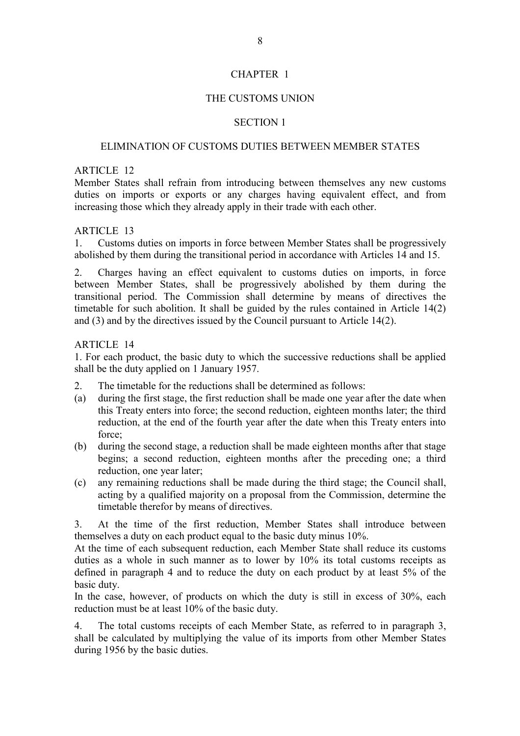# CHAPTER 1

## THE CUSTOMS UNION

### SECTION 1

### ELIMINATION OF CUSTOMS DUTIES BETWEEN MEMBER STATES

ARTICLE 12

Member States shall refrain from introducing between themselves any new customs duties on imports or exports or any charges having equivalent effect, and from increasing those which they already apply in their trade with each other.

ARTICLE 13

1. Customs duties on imports in force between Member States shall be progressively abolished by them during the transitional period in accordance with Articles 14 and 15.

2. Charges having an effect equivalent to customs duties on imports, in force between Member States, shall be progressively abolished by them during the transitional period. The Commission shall determine by means of directives the timetable for such abolition. It shall be guided by the rules contained in Article 14(2) and (3) and by the directives issued by the Council pursuant to Article 14(2).

ARTICLE 14

1. For each product, the basic duty to which the successive reductions shall be applied shall be the duty applied on 1 January 1957.

2. The timetable for the reductions shall be determined as follows:

(a) during the first stage, the first reduction shall be made one year after the date when this Treaty enters into force; the second reduction, eighteen months later; the third reduction, at the end of the fourth year after the date when this Treaty enters into force;

(b) during the second stage, a reduction shall be made eighteen months after that stage begins; a second reduction, eighteen months after the preceding one; a third reduction, one year later;

(c) any remaining reductions shall be made during the third stage; the Council shall, acting by a qualified majority on a proposal from the Commission, determine the timetable therefor by means of directives.

3. At the time of the first reduction, Member States shall introduce between themselves a duty on each product equal to the basic duty minus 10%.

At the time of each subsequent reduction, each Member State shall reduce its customs duties as a whole in such manner as to lower by 10% its total customs receipts as defined in paragraph 4 and to reduce the duty on each product by at least 5% of the basic duty.

In the case, however, of products on which the duty is still in excess of 30%, each reduction must be at least 10% of the basic duty.

4. The total customs receipts of each Member State, as referred to in paragraph 3, shall be calculated by multiplying the value of its imports from other Member States during 1956 by the basic duties.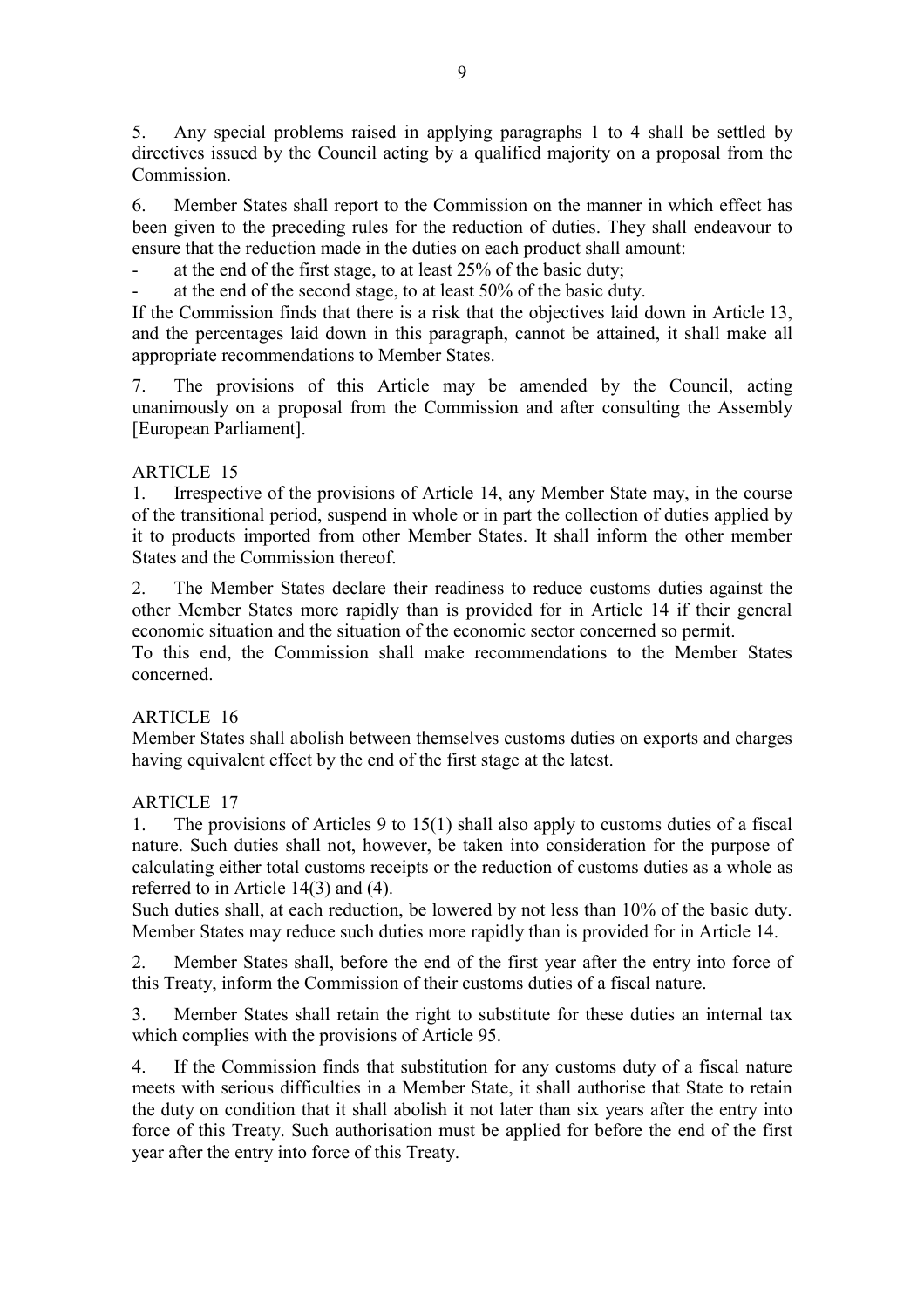5. Any special problems raised in applying paragraphs 1 to 4 shall be settled by directives issued by the Council acting by a qualified majority on a proposal from the Commission.

6. Member States shall report to the Commission on the manner in which effect has been given to the preceding rules for the reduction of duties. They shall endeavour to ensure that the reduction made in the duties on each product shall amount:

- at the end of the first stage, to at least 25% of the basic duty;
- at the end of the second stage, to at least 50% of the basic duty.

If the Commission finds that there is a risk that the objectives laid down in Article 13, and the percentages laid down in this paragraph, cannot be attained, it shall make all appropriate recommendations to Member States.

7. The provisions of this Article may be amended by the Council, acting unanimously on a proposal from the Commission and after consulting the Assembly [European Parliament].

ARTICLE 15

1. Irrespective of the provisions of Article 14, any Member State may, in the course of the transitional period, suspend in whole or in part the collection of duties applied by it to products imported from other Member States. It shall inform the other member States and the Commission thereof.

2. The Member States declare their readiness to reduce customs duties against the other Member States more rapidly than is provided for in Article 14 if their general economic situation and the situation of the economic sector concerned so permit.
To this end, the Commission shall make recommendations to the Member States concerned.

ARTICLE 16

Member States shall abolish between themselves customs duties on exports and charges having equivalent effect by the end of the first stage at the latest.

ARTICLE 17

1. The provisions of Articles 9 to 15(1) shall also apply to customs duties of a fiscal nature. Such duties shall not, however, be taken into consideration for the purpose of calculating either total customs receipts or the reduction of customs duties as a whole as referred to in Article 14(3) and (4).
Such duties shall, at each reduction, be lowered by not less than 10% of the basic duty. Member States may reduce such duties more rapidly than is provided for in Article 14.

2. Member States shall, before the end of the first year after the entry into force of this Treaty, inform the Commission of their customs duties of a fiscal nature.

3. Member States shall retain the right to substitute for these duties an internal tax which complies with the provisions of Article 95.

4. If the Commission finds that substitution for any customs duty of a fiscal nature meets with serious difficulties in a Member State, it shall authorise that State to retain the duty on condition that it shall abolish it not later than six years after the entry into force of this Treaty. Such authorisation must be applied for before the end of the first year after the entry into force of this Treaty.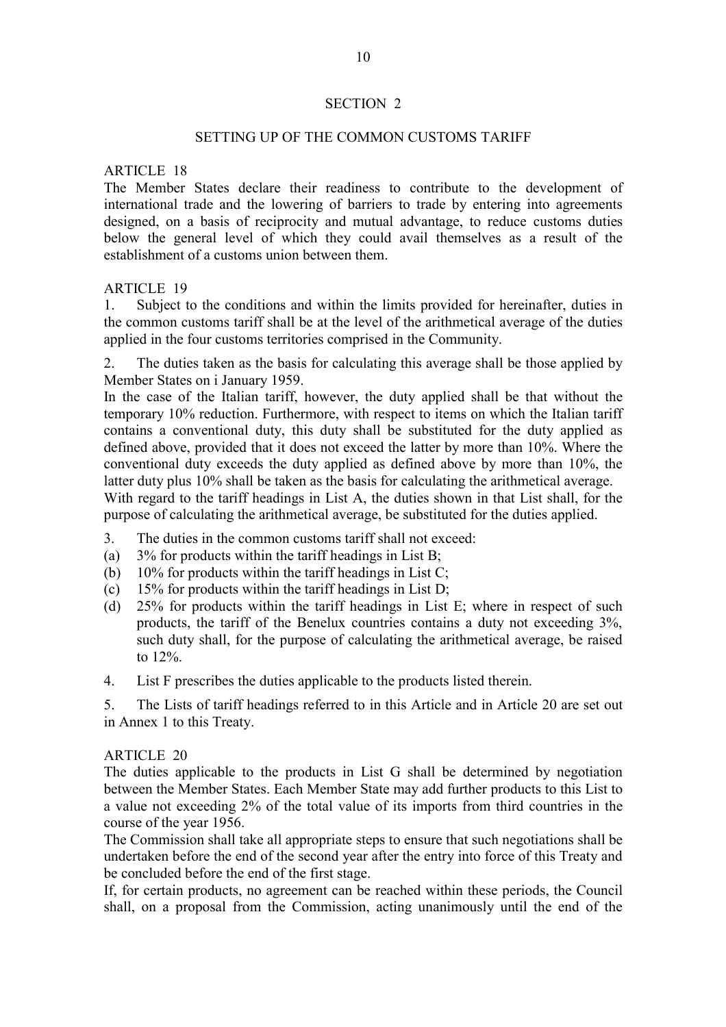## SECTION 2

### SETTING UP OF THE COMMON CUSTOMS TARIFF

ARTICLE 18

The Member States declare their readiness to contribute to the development of international trade and the lowering of barriers to trade by entering into agreements designed, on a basis of reciprocity and mutual advantage, to reduce customs duties below the general level of which they could avail themselves as a result of the establishment of a customs union between them.

ARTICLE 19

1. Subject to the conditions and within the limits provided for hereinafter, duties in the common customs tariff shall be at the level of the arithmetical average of the duties applied in the four customs territories comprised in the Community.

2. The duties taken as the basis for calculating this average shall be those applied by Member States on i January 1959.

In the case of the Italian tariff, however, the duty applied shall be that without the temporary 10% reduction. Furthermore, with respect to items on which the Italian tariff contains a conventional duty, this duty shall be substituted for the duty applied as defined above, provided that it does not exceed the latter by more than 10%. Where the conventional duty exceeds the duty applied as defined above by more than 10%, the latter duty plus 10% shall be taken as the basis for calculating the arithmetical average.

With regard to the tariff headings in List A, the duties shown in that List shall, for the purpose of calculating the arithmetical average, be substituted for the duties applied.

3. The duties in the common customs tariff shall not exceed:

(a) 3% for products within the tariff headings in List B;

(b) 10% for products within the tariff headings in List C;

(c) 15% for products within the tariff headings in List D;

(d) 25% for products within the tariff headings in List E; where in respect of such products, the tariff of the Benelux countries contains a duty not exceeding 3%, such duty shall, for the purpose of calculating the arithmetical average, be raised to 12%.

4. List F prescribes the duties applicable to the products listed therein.

5. The Lists of tariff headings referred to in this Article and in Article 20 are set out in Annex 1 to this Treaty.

ARTICLE 20

The duties applicable to the products in List G shall be determined by negotiation between the Member States. Each Member State may add further products to this List to a value not exceeding 2% of the total value of its imports from third countries in the course of the year 1956.

The Commission shall take all appropriate steps to ensure that such negotiations shall be undertaken before the end of the second year after the entry into force of this Treaty and be concluded before the end of the first stage.

If, for certain products, no agreement can be reached within these periods, the Council shall, on a proposal from the Commission, acting unanimously until the end of the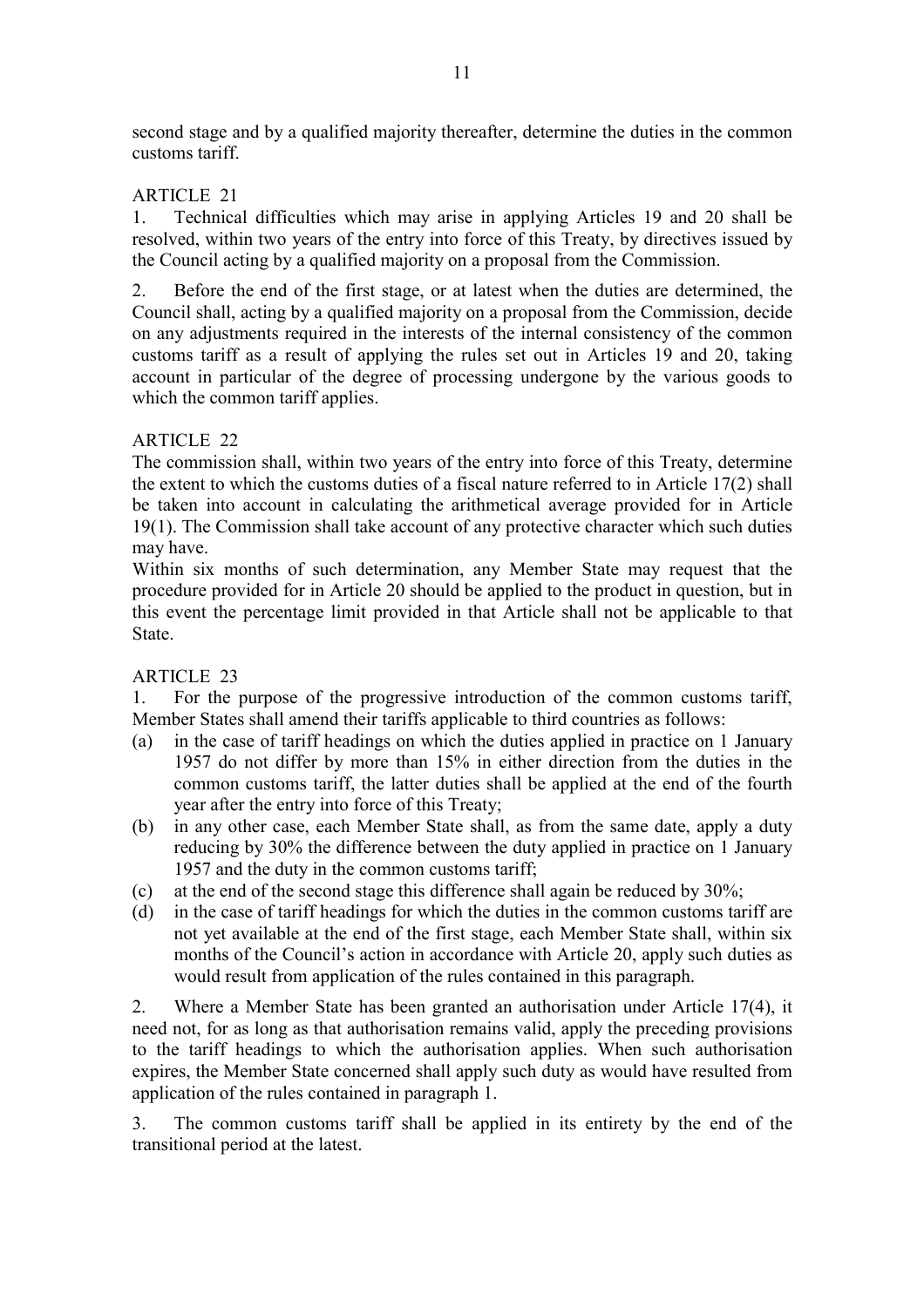second stage and by a qualified majority thereafter, determine the duties in the common customs tariff.

## ARTICLE 21

1. Technical difficulties which may arise in applying Articles 19 and 20 shall be resolved, within two years of the entry into force of this Treaty, by directives issued by the Council acting by a qualified majority on a proposal from the Commission.

2. Before the end of the first stage, or at latest when the duties are determined, the Council shall, acting by a qualified majority on a proposal from the Commission, decide on any adjustments required in the interests of the internal consistency of the common customs tariff as a result of applying the rules set out in Articles 19 and 20, taking account in particular of the degree of processing undergone by the various goods to which the common tariff applies.

## ARTICLE 22

The commission shall, within two years of the entry into force of this Treaty, determine the extent to which the customs duties of a fiscal nature referred to in Article 17(2) shall be taken into account in calculating the arithmetical average provided for in Article 19(1). The Commission shall take account of any protective character which such duties may have.

Within six months of such determination, any Member State may request that the procedure provided for in Article 20 should be applied to the product in question, but in this event the percentage limit provided in that Article shall not be applicable to that State.

## ARTICLE 23

1. For the purpose of the progressive introduction of the common customs tariff, Member States shall amend their tariffs applicable to third countries as follows:

(a) in the case of tariff headings on which the duties applied in practice on 1 January 1957 do not differ by more than 15% in either direction from the duties in the common customs tariff, the latter duties shall be applied at the end of the fourth year after the entry into force of this Treaty;

(b) in any other case, each Member State shall, as from the same date, apply a duty reducing by 30% the difference between the duty applied in practice on 1 January 1957 and the duty in the common customs tariff;

(c) at the end of the second stage this difference shall again be reduced by 30%;

(d) in the case of tariff headings for which the duties in the common customs tariff are not yet available at the end of the first stage, each Member State shall, within six months of the Council's action in accordance with Article 20, apply such duties as would result from application of the rules contained in this paragraph.

2. Where a Member State has been granted an authorisation under Article 17(4), it need not, for as long as that authorisation remains valid, apply the preceding provisions to the tariff headings to which the authorisation applies. When such authorisation expires, the Member State concerned shall apply such duty as would have resulted from application of the rules contained in paragraph 1.

3. The common customs tariff shall be applied in its entirety by the end of the transitional period at the latest.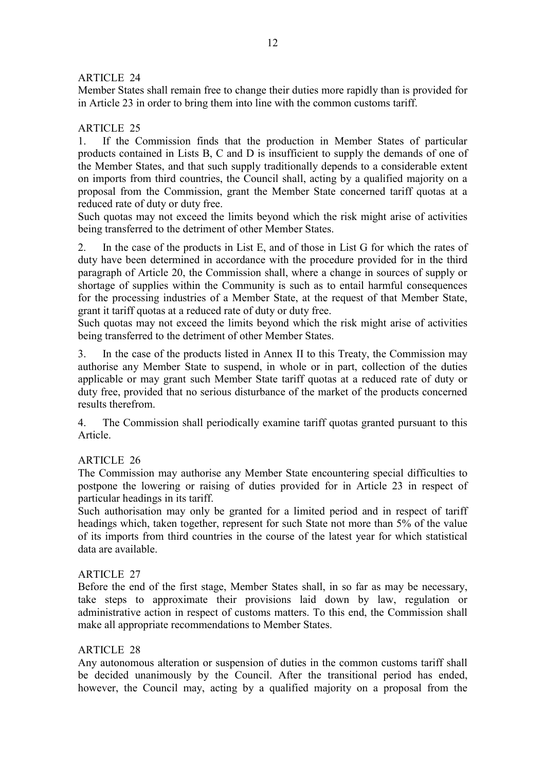ARTICLE 24

Member States shall remain free to change their duties more rapidly than is provided for in Article 23 in order to bring them into line with the common customs tariff.

ARTICLE 25

1. If the Commission finds that the production in Member States of particular products contained in Lists B, C and D is insufficient to supply the demands of one of the Member States, and that such supply traditionally depends to a considerable extent on imports from third countries, the Council shall, acting by a qualified majority on a proposal from the Commission, grant the Member State concerned tariff quotas at a reduced rate of duty or duty free.

Such quotas may not exceed the limits beyond which the risk might arise of activities being transferred to the detriment of other Member States.

2. In the case of the products in List E, and of those in List G for which the rates of duty have been determined in accordance with the procedure provided for in the third paragraph of Article 20, the Commission shall, where a change in sources of supply or shortage of supplies within the Community is such as to entail harmful consequences for the processing industries of a Member State, at the request of that Member State, grant it tariff quotas at a reduced rate of duty or duty free.

Such quotas may not exceed the limits beyond which the risk might arise of activities being transferred to the detriment of other Member States.

3. In the case of the products listed in Annex II to this Treaty, the Commission may authorise any Member State to suspend, in whole or in part, collection of the duties applicable or may grant such Member State tariff quotas at a reduced rate of duty or duty free, provided that no serious disturbance of the market of the products concerned results therefrom.

4. The Commission shall periodically examine tariff quotas granted pursuant to this Article.

ARTICLE 26

The Commission may authorise any Member State encountering special difficulties to postpone the lowering or raising of duties provided for in Article 23 in respect of particular headings in its tariff.

Such authorisation may only be granted for a limited period and in respect of tariff headings which, taken together, represent for such State not more than 5% of the value of its imports from third countries in the course of the latest year for which statistical data are available.

ARTICLE 27

Before the end of the first stage, Member States shall, in so far as may be necessary, take steps to approximate their provisions laid down by law, regulation or administrative action in respect of customs matters. To this end, the Commission shall make all appropriate recommendations to Member States.

ARTICLE 28

Any autonomous alteration or suspension of duties in the common customs tariff shall be decided unanimously by the Council. After the transitional period has ended, however, the Council may, acting by a qualified majority on a proposal from the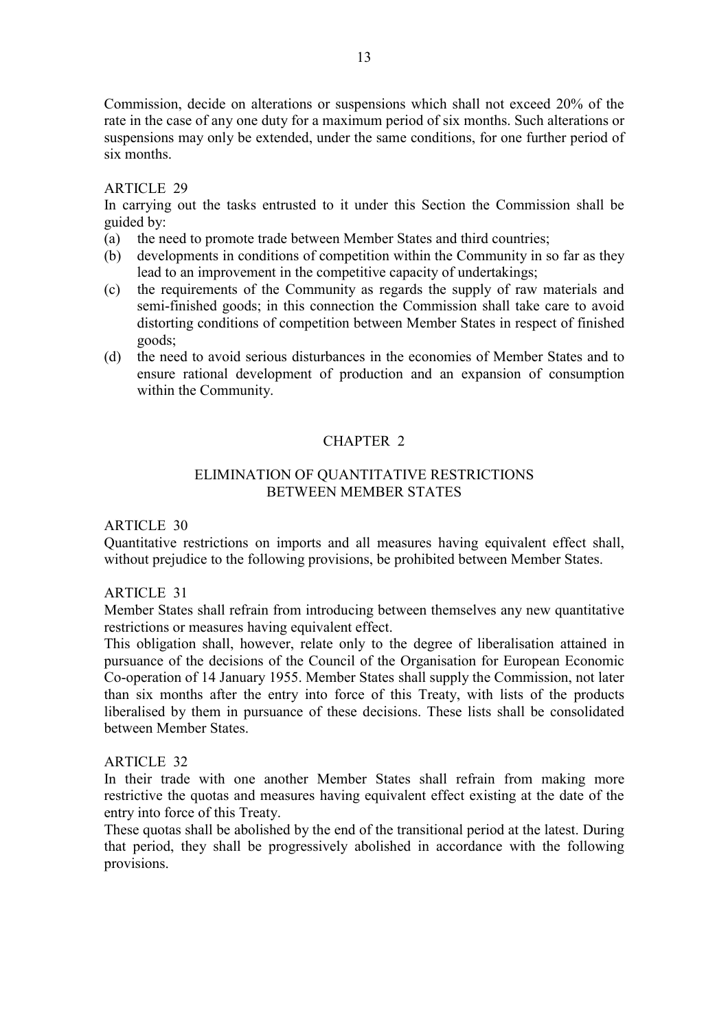Commission, decide on alterations or suspensions which shall not exceed 20% of the rate in the case of any one duty for a maximum period of six months. Such alterations or suspensions may only be extended, under the same conditions, for one further period of six months.

ARTICLE 29

In carrying out the tasks entrusted to it under this Section the Commission shall be guided by:

(a) the need to promote trade between Member States and third countries;
(b) developments in conditions of competition within the Community in so far as they lead to an improvement in the competitive capacity of undertakings;
(c) the requirements of the Community as regards the supply of raw materials and semi-finished goods; in this connection the Commission shall take care to avoid distorting conditions of competition between Member States in respect of finished goods;
(d) the need to avoid serious disturbances in the economies of Member States and to ensure rational development of production and an expansion of consumption within the Community.

## CHAPTER 2

## ELIMINATION OF QUANTITATIVE RESTRICTIONS BETWEEN MEMBER STATES

ARTICLE 30

Quantitative restrictions on imports and all measures having equivalent effect shall, without prejudice to the following provisions, be prohibited between Member States.

ARTICLE 31

Member States shall refrain from introducing between themselves any new quantitative restrictions or measures having equivalent effect.

This obligation shall, however, relate only to the degree of liberalisation attained in pursuance of the decisions of the Council of the Organisation for European Economic Co-operation of 14 January 1955. Member States shall supply the Commission, not later than six months after the entry into force of this Treaty, with lists of the products liberalised by them in pursuance of these decisions. These lists shall be consolidated between Member States.

ARTICLE 32

In their trade with one another Member States shall refrain from making more restrictive the quotas and measures having equivalent effect existing at the date of the entry into force of this Treaty.

These quotas shall be abolished by the end of the transitional period at the latest. During that period, they shall be progressively abolished in accordance with the following provisions.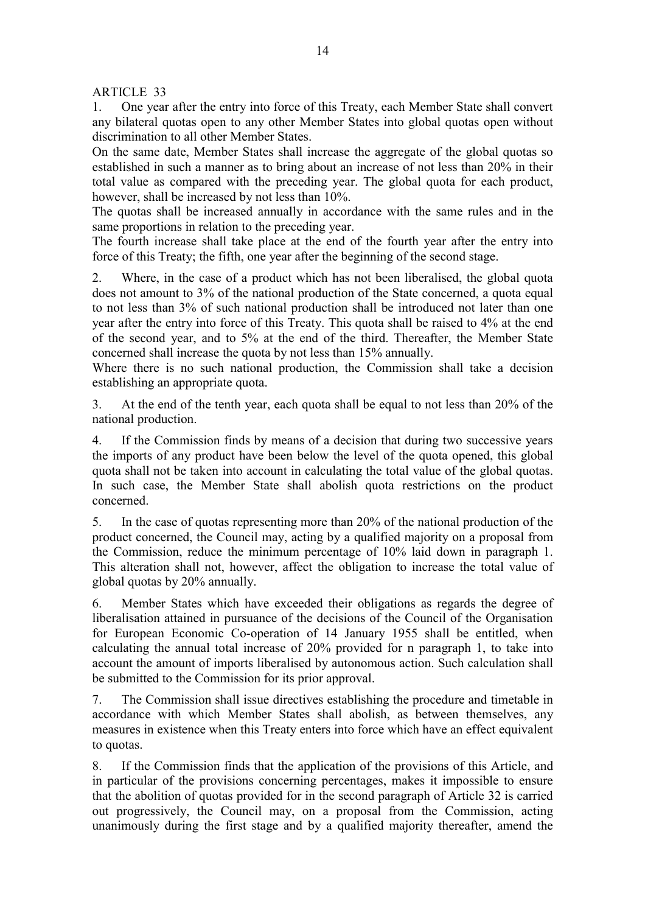ARTICLE 33

1. One year after the entry into force of this Treaty, each Member State shall convert any bilateral quotas open to any other Member States into global quotas open without discrimination to all other Member States.

On the same date, Member States shall increase the aggregate of the global quotas so established in such a manner as to bring about an increase of not less than 20% in their total value as compared with the preceding year. The global quota for each product, however, shall be increased by not less than 10%.

The quotas shall be increased annually in accordance with the same rules and in the same proportions in relation to the preceding year.

The fourth increase shall take place at the end of the fourth year after the entry into force of this Treaty; the fifth, one year after the beginning of the second stage.

2. Where, in the case of a product which has not been liberalised, the global quota does not amount to 3% of the national production of the State concerned, a quota equal to not less than 3% of such national production shall be introduced not later than one year after the entry into force of this Treaty. This quota shall be raised to 4% at the end of the second year, and to 5% at the end of the third. Thereafter, the Member State concerned shall increase the quota by not less than 15% annually.

Where there is no such national production, the Commission shall take a decision establishing an appropriate quota.

3. At the end of the tenth year, each quota shall be equal to not less than 20% of the national production.

4. If the Commission finds by means of a decision that during two successive years the imports of any product have been below the level of the quota opened, this global quota shall not be taken into account in calculating the total value of the global quotas. In such case, the Member State shall abolish quota restrictions on the product concerned.

5. In the case of quotas representing more than 20% of the national production of the product concerned, the Council may, acting by a qualified majority on a proposal from the Commission, reduce the minimum percentage of 10% laid down in paragraph 1. This alteration shall not, however, affect the obligation to increase the total value of global quotas by 20% annually.

6. Member States which have exceeded their obligations as regards the degree of liberalisation attained in pursuance of the decisions of the Council of the Organisation for European Economic Co-operation of 14 January 1955 shall be entitled, when calculating the annual total increase of 20% provided for n paragraph 1, to take into account the amount of imports liberalised by autonomous action. Such calculation shall be submitted to the Commission for its prior approval.

7. The Commission shall issue directives establishing the procedure and timetable in accordance with which Member States shall abolish, as between themselves, any measures in existence when this Treaty enters into force which have an effect equivalent to quotas.

8. If the Commission finds that the application of the provisions of this Article, and in particular of the provisions concerning percentages, makes it impossible to ensure that the abolition of quotas provided for in the second paragraph of Article 32 is carried out progressively, the Council may, on a proposal from the Commission, acting unanimously during the first stage and by a qualified majority thereafter, amend the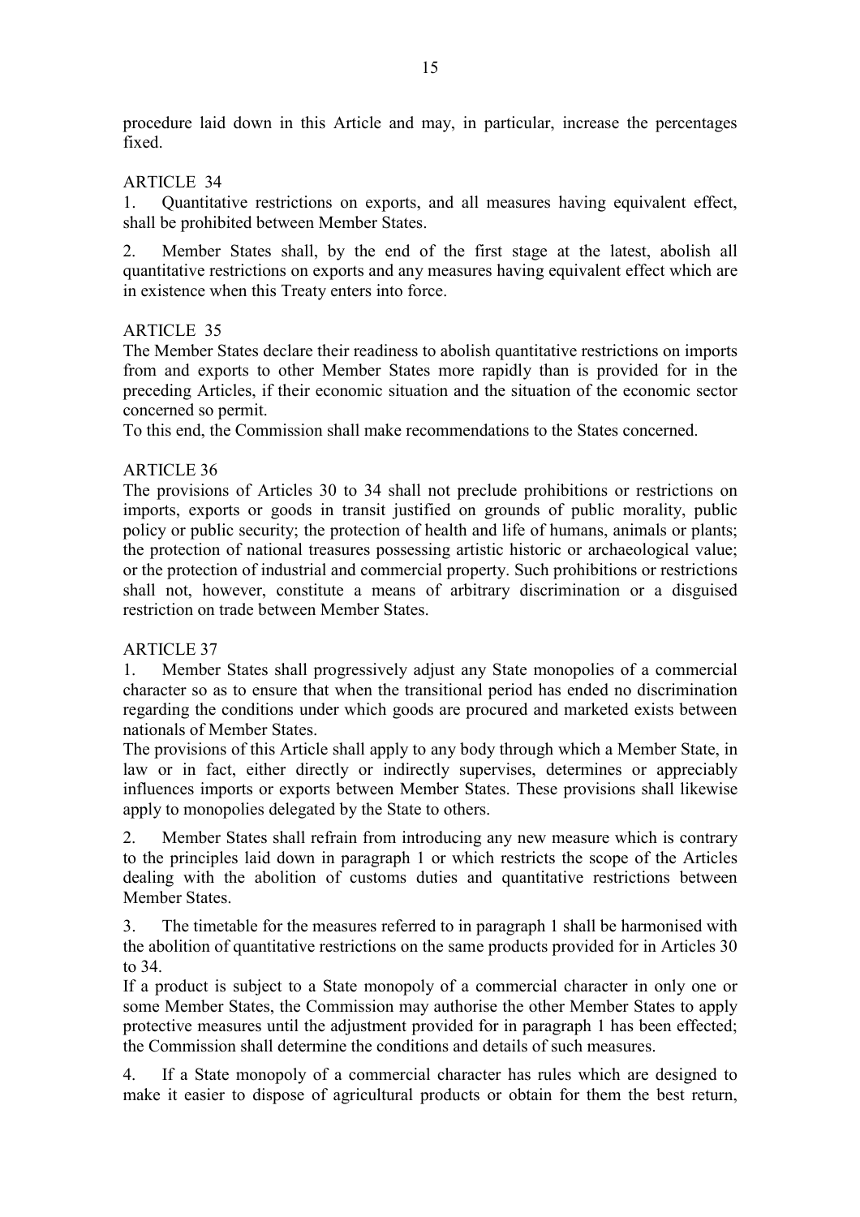procedure laid down in this Article and may, in particular, increase the percentages fixed.

ARTICLE 34

1. Quantitative restrictions on exports, and all measures having equivalent effect, shall be prohibited between Member States.

2. Member States shall, by the end of the first stage at the latest, abolish all quantitative restrictions on exports and any measures having equivalent effect which are in existence when this Treaty enters into force.

ARTICLE 35

The Member States declare their readiness to abolish quantitative restrictions on imports from and exports to other Member States more rapidly than is provided for in the preceding Articles, if their economic situation and the situation of the economic sector concerned so permit.

To this end, the Commission shall make recommendations to the States concerned.

ARTICLE 36

The provisions of Articles 30 to 34 shall not preclude prohibitions or restrictions on imports, exports or goods in transit justified on grounds of public morality, public policy or public security; the protection of health and life of humans, animals or plants; the protection of national treasures possessing artistic historic or archaeological value; or the protection of industrial and commercial property. Such prohibitions or restrictions shall not, however, constitute a means of arbitrary discrimination or a disguised restriction on trade between Member States.

ARTICLE 37

1. Member States shall progressively adjust any State monopolies of a commercial character so as to ensure that when the transitional period has ended no discrimination regarding the conditions under which goods are procured and marketed exists between nationals of Member States.

The provisions of this Article shall apply to any body through which a Member State, in law or in fact, either directly or indirectly supervises, determines or appreciably influences imports or exports between Member States. These provisions shall likewise apply to monopolies delegated by the State to others.

2. Member States shall refrain from introducing any new measure which is contrary to the principles laid down in paragraph 1 or which restricts the scope of the Articles dealing with the abolition of customs duties and quantitative restrictions between Member States.

3. The timetable for the measures referred to in paragraph 1 shall be harmonised with the abolition of quantitative restrictions on the same products provided for in Articles 30 to 34.

If a product is subject to a State monopoly of a commercial character in only one or some Member States, the Commission may authorise the other Member States to apply protective measures until the adjustment provided for in paragraph 1 has been effected; the Commission shall determine the conditions and details of such measures.

4. If a State monopoly of a commercial character has rules which are designed to make it easier to dispose of agricultural products or obtain for them the best return,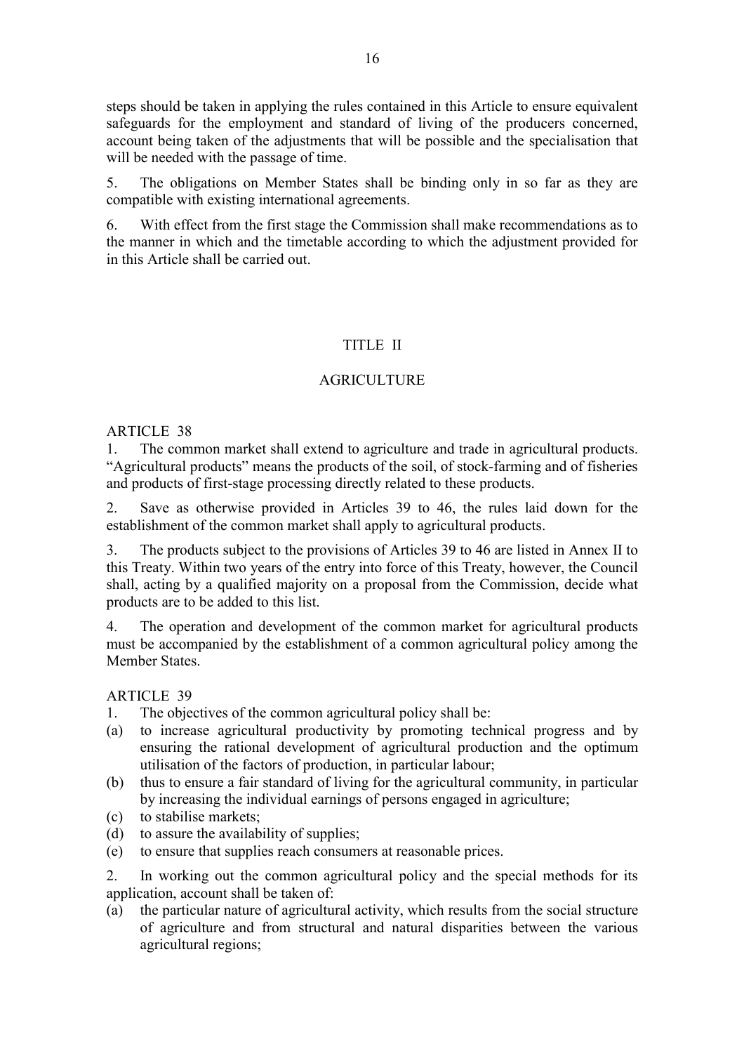steps should be taken in applying the rules contained in this Article to ensure equivalent safeguards for the employment and standard of living of the producers concerned, account being taken of the adjustments that will be possible and the specialisation that will be needed with the passage of time.

5. The obligations on Member States shall be binding only in so far as they are compatible with existing international agreements.

6. With effect from the first stage the Commission shall make recommendations as to the manner in which and the timetable according to which the adjustment provided for in this Article shall be carried out.

## TITLE II

## AGRICULTURE

### ARTICLE 38

1. The common market shall extend to agriculture and trade in agricultural products. "Agricultural products" means the products of the soil, of stock-farming and of fisheries and products of first-stage processing directly related to these products.

2. Save as otherwise provided in Articles 39 to 46, the rules laid down for the establishment of the common market shall apply to agricultural products.

3. The products subject to the provisions of Articles 39 to 46 are listed in Annex II to this Treaty. Within two years of the entry into force of this Treaty, however, the Council shall, acting by a qualified majority on a proposal from the Commission, decide what products are to be added to this list.

4. The operation and development of the common market for agricultural products must be accompanied by the establishment of a common agricultural policy among the Member States.

### ARTICLE 39

1. The objectives of the common agricultural policy shall be:

(a) to increase agricultural productivity by promoting technical progress and by ensuring the rational development of agricultural production and the optimum utilisation of the factors of production, in particular labour;

(b) thus to ensure a fair standard of living for the agricultural community, in particular by increasing the individual earnings of persons engaged in agriculture;

(c) to stabilise markets;

(d) to assure the availability of supplies;

(e) to ensure that supplies reach consumers at reasonable prices.

2. In working out the common agricultural policy and the special methods for its application, account shall be taken of:

(a) the particular nature of agricultural activity, which results from the social structure of agriculture and from structural and natural disparities between the various agricultural regions;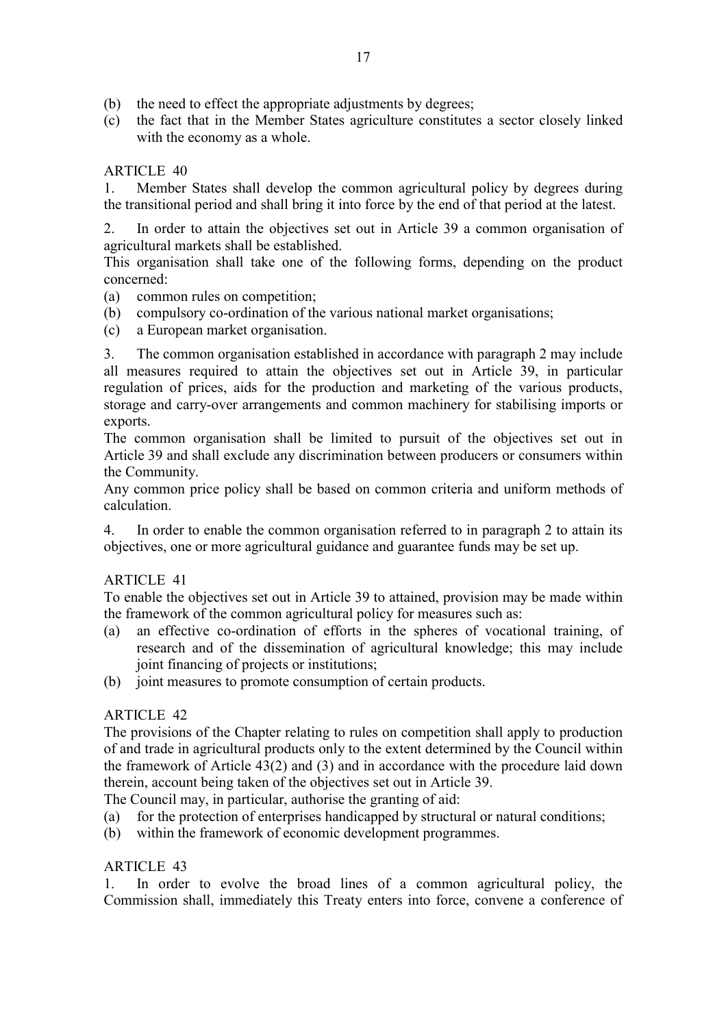(b) the need to effect the appropriate adjustments by degrees;

(c) the fact that in the Member States agriculture constitutes a sector closely linked with the economy as a whole.

ARTICLE 40

1. Member States shall develop the common agricultural policy by degrees during the transitional period and shall bring it into force by the end of that period at the latest.

2. In order to attain the objectives set out in Article 39 a common organisation of agricultural markets shall be established.

This organisation shall take one of the following forms, depending on the product concerned:

(a) common rules on competition;

(b) compulsory co-ordination of the various national market organisations;

(c) a European market organisation.

3. The common organisation established in accordance with paragraph 2 may include all measures required to attain the objectives set out in Article 39, in particular regulation of prices, aids for the production and marketing of the various products, storage and carry-over arrangements and common machinery for stabilising imports or exports.

The common organisation shall be limited to pursuit of the objectives set out in Article 39 and shall exclude any discrimination between producers or consumers within the Community.

Any common price policy shall be based on common criteria and uniform methods of calculation.

4. In order to enable the common organisation referred to in paragraph 2 to attain its objectives, one or more agricultural guidance and guarantee funds may be set up.

ARTICLE 41

To enable the objectives set out in Article 39 to attained, provision may be made within the framework of the common agricultural policy for measures such as:

(a) an effective co-ordination of efforts in the spheres of vocational training, of research and of the dissemination of agricultural knowledge; this may include joint financing of projects or institutions;

(b) joint measures to promote consumption of certain products.

ARTICLE 42

The provisions of the Chapter relating to rules on competition shall apply to production of and trade in agricultural products only to the extent determined by the Council within the framework of Article 43(2) and (3) and in accordance with the procedure laid down therein, account being taken of the objectives set out in Article 39.

The Council may, in particular, authorise the granting of aid:

(a) for the protection of enterprises handicapped by structural or natural conditions;

(b) within the framework of economic development programmes.

ARTICLE 43

1. In order to evolve the broad lines of a common agricultural policy, the Commission shall, immediately this Treaty enters into force, convene a conference of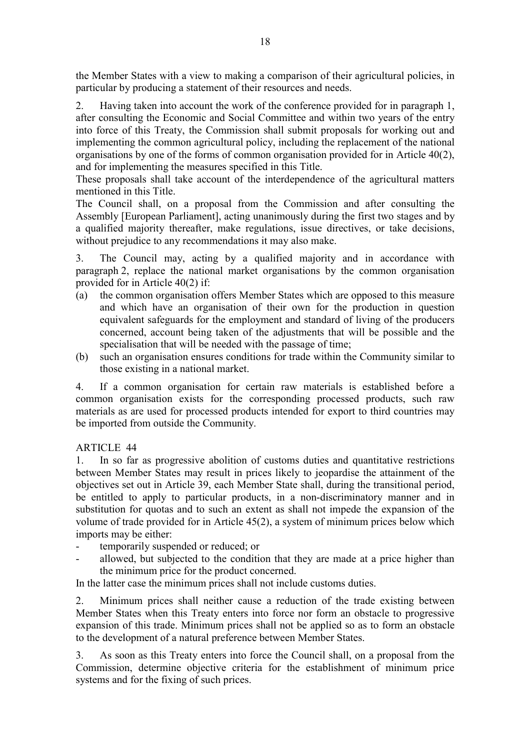the Member States with a view to making a comparison of their agricultural policies, in particular by producing a statement of their resources and needs.

2. Having taken into account the work of the conference provided for in paragraph 1, after consulting the Economic and Social Committee and within two years of the entry into force of this Treaty, the Commission shall submit proposals for working out and implementing the common agricultural policy, including the replacement of the national organisations by one of the forms of common organisation provided for in Article 40(2), and for implementing the measures specified in this Title.

These proposals shall take account of the interdependence of the agricultural matters mentioned in this Title.

The Council shall, on a proposal from the Commission and after consulting the Assembly [European Parliament], acting unanimously during the first two stages and by a qualified majority thereafter, make regulations, issue directives, or take decisions, without prejudice to any recommendations it may also make.

3. The Council may, acting by a qualified majority and in accordance with paragraph 2, replace the national market organisations by the common organisation provided for in Article 40(2) if:

(a) the common organisation offers Member States which are opposed to this measure and which have an organisation of their own for the production in question equivalent safeguards for the employment and standard of living of the producers concerned, account being taken of the adjustments that will be possible and the specialisation that will be needed with the passage of time;

(b) such an organisation ensures conditions for trade within the Community similar to those existing in a national market.

4. If a common organisation for certain raw materials is established before a common organisation exists for the corresponding processed products, such raw materials as are used for processed products intended for export to third countries may be imported from outside the Community.

ARTICLE 44

1. In so far as progressive abolition of customs duties and quantitative restrictions between Member States may result in prices likely to jeopardise the attainment of the objectives set out in Article 39, each Member State shall, during the transitional period, be entitled to apply to particular products, in a non-discriminatory manner and in substitution for quotas and to such an extent as shall not impede the expansion of the volume of trade provided for in Article 45(2), a system of minimum prices below which imports may be either:

- temporarily suspended or reduced; or
- allowed, but subjected to the condition that they are made at a price higher than the minimum price for the product concerned.

In the latter case the minimum prices shall not include customs duties.

2. Minimum prices shall neither cause a reduction of the trade existing between Member States when this Treaty enters into force nor form an obstacle to progressive expansion of this trade. Minimum prices shall not be applied so as to form an obstacle to the development of a natural preference between Member States.

3. As soon as this Treaty enters into force the Council shall, on a proposal from the Commission, determine objective criteria for the establishment of minimum price systems and for the fixing of such prices.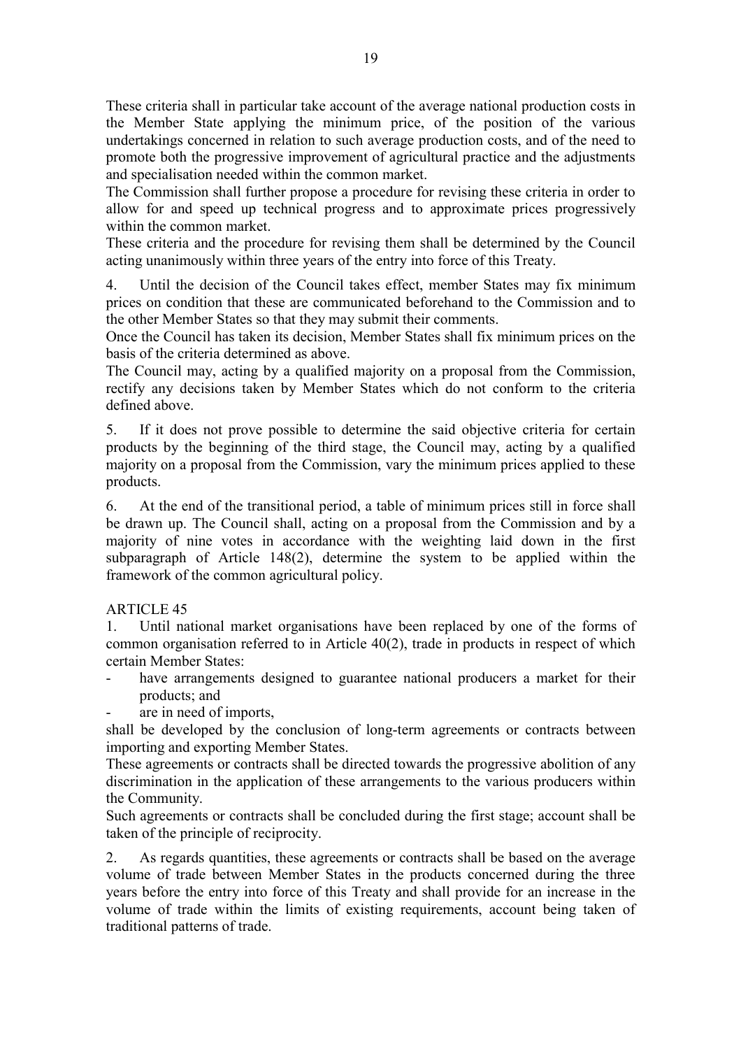These criteria shall in particular take account of the average national production costs in the Member State applying the minimum price, of the position of the various undertakings concerned in relation to such average production costs, and of the need to promote both the progressive improvement of agricultural practice and the adjustments and specialisation needed within the common market.

The Commission shall further propose a procedure for revising these criteria in order to allow for and speed up technical progress and to approximate prices progressively within the common market.

These criteria and the procedure for revising them shall be determined by the Council acting unanimously within three years of the entry into force of this Treaty.

4. Until the decision of the Council takes effect, member States may fix minimum prices on condition that these are communicated beforehand to the Commission and to the other Member States so that they may submit their comments.

Once the Council has taken its decision, Member States shall fix minimum prices on the basis of the criteria determined as above.

The Council may, acting by a qualified majority on a proposal from the Commission, rectify any decisions taken by Member States which do not conform to the criteria defined above.

5. If it does not prove possible to determine the said objective criteria for certain products by the beginning of the third stage, the Council may, acting by a qualified majority on a proposal from the Commission, vary the minimum prices applied to these products.

6. At the end of the transitional period, a table of minimum prices still in force shall be drawn up. The Council shall, acting on a proposal from the Commission and by a majority of nine votes in accordance with the weighting laid down in the first subparagraph of Article 148(2), determine the system to be applied within the framework of the common agricultural policy.

ARTICLE 45

1. Until national market organisations have been replaced by one of the forms of common organisation referred to in Article 40(2), trade in products in respect of which certain Member States:

- have arrangements designed to guarantee national producers a market for their products; and
- are in need of imports,

shall be developed by the conclusion of long-term agreements or contracts between importing and exporting Member States.

These agreements or contracts shall be directed towards the progressive abolition of any discrimination in the application of these arrangements to the various producers within the Community.

Such agreements or contracts shall be concluded during the first stage; account shall be taken of the principle of reciprocity.

2. As regards quantities, these agreements or contracts shall be based on the average volume of trade between Member States in the products concerned during the three years before the entry into force of this Treaty and shall provide for an increase in the volume of trade within the limits of existing requirements, account being taken of traditional patterns of trade.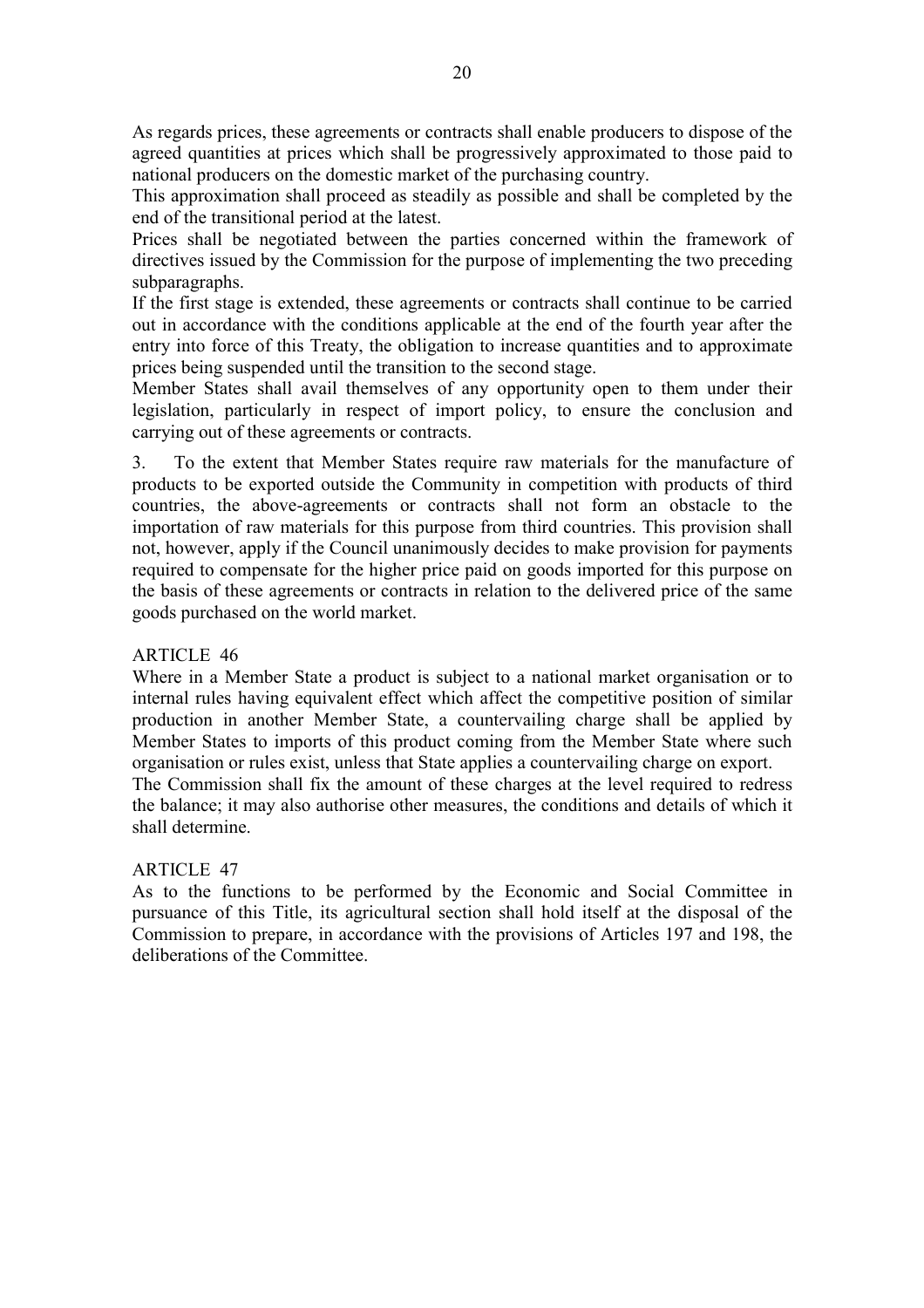As regards prices, these agreements or contracts shall enable producers to dispose of the agreed quantities at prices which shall be progressively approximated to those paid to national producers on the domestic market of the purchasing country.

This approximation shall proceed as steadily as possible and shall be completed by the end of the transitional period at the latest.

Prices shall be negotiated between the parties concerned within the framework of directives issued by the Commission for the purpose of implementing the two preceding subparagraphs.

If the first stage is extended, these agreements or contracts shall continue to be carried out in accordance with the conditions applicable at the end of the fourth year after the entry into force of this Treaty, the obligation to increase quantities and to approximate prices being suspended until the transition to the second stage.

Member States shall avail themselves of any opportunity open to them under their legislation, particularly in respect of import policy, to ensure the conclusion and carrying out of these agreements or contracts.

3. To the extent that Member States require raw materials for the manufacture of products to be exported outside the Community in competition with products of third countries, the above-agreements or contracts shall not form an obstacle to the importation of raw materials for this purpose from third countries. This provision shall not, however, apply if the Council unanimously decides to make provision for payments required to compensate for the higher price paid on goods imported for this purpose on the basis of these agreements or contracts in relation to the delivered price of the same goods purchased on the world market.

## ARTICLE 46

Where in a Member State a product is subject to a national market organisation or to internal rules having equivalent effect which affect the competitive position of similar production in another Member State, a countervailing charge shall be applied by Member States to imports of this product coming from the Member State where such organisation or rules exist, unless that State applies a countervailing charge on export.

The Commission shall fix the amount of these charges at the level required to redress the balance; it may also authorise other measures, the conditions and details of which it shall determine.

## ARTICLE 47

As to the functions to be performed by the Economic and Social Committee in pursuance of this Title, its agricultural section shall hold itself at the disposal of the Commission to prepare, in accordance with the provisions of Articles 197 and 198, the deliberations of the Committee.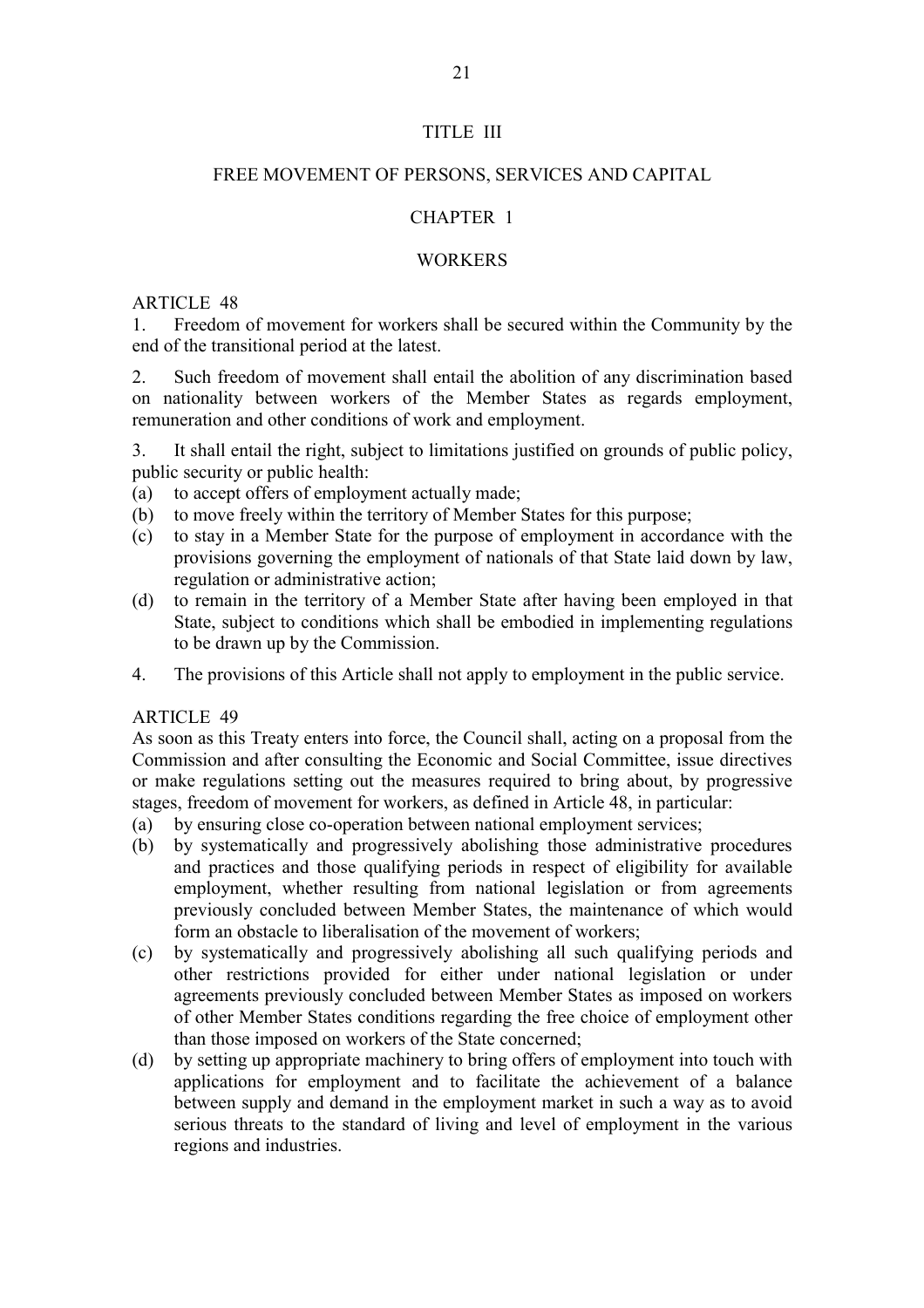# TITLE III

# FREE MOVEMENT OF PERSONS, SERVICES AND CAPITAL

## CHAPTER 1

## WORKERS

### ARTICLE 48

1. Freedom of movement for workers shall be secured within the Community by the end of the transitional period at the latest.

2. Such freedom of movement shall entail the abolition of any discrimination based on nationality between workers of the Member States as regards employment, remuneration and other conditions of work and employment.

3. It shall entail the right, subject to limitations justified on grounds of public policy, public security or public health:

(a) to accept offers of employment actually made;
(b) to move freely within the territory of Member States for this purpose;
(c) to stay in a Member State for the purpose of employment in accordance with the provisions governing the employment of nationals of that State laid down by law, regulation or administrative action;
(d) to remain in the territory of a Member State after having been employed in that State, subject to conditions which shall be embodied in implementing regulations to be drawn up by the Commission.

4. The provisions of this Article shall not apply to employment in the public service.

### ARTICLE 49

As soon as this Treaty enters into force, the Council shall, acting on a proposal from the Commission and after consulting the Economic and Social Committee, issue directives or make regulations setting out the measures required to bring about, by progressive stages, freedom of movement for workers, as defined in Article 48, in particular:

(a) by ensuring close co-operation between national employment services;
(b) by systematically and progressively abolishing those administrative procedures and practices and those qualifying periods in respect of eligibility for available employment, whether resulting from national legislation or from agreements previously concluded between Member States, the maintenance of which would form an obstacle to liberalisation of the movement of workers;
(c) by systematically and progressively abolishing all such qualifying periods and other restrictions provided for either under national legislation or under agreements previously concluded between Member States as imposed on workers of other Member States conditions regarding the free choice of employment other than those imposed on workers of the State concerned;
(d) by setting up appropriate machinery to bring offers of employment into touch with applications for employment and to facilitate the achievement of a balance between supply and demand in the employment market in such a way as to avoid serious threats to the standard of living and level of employment in the various regions and industries.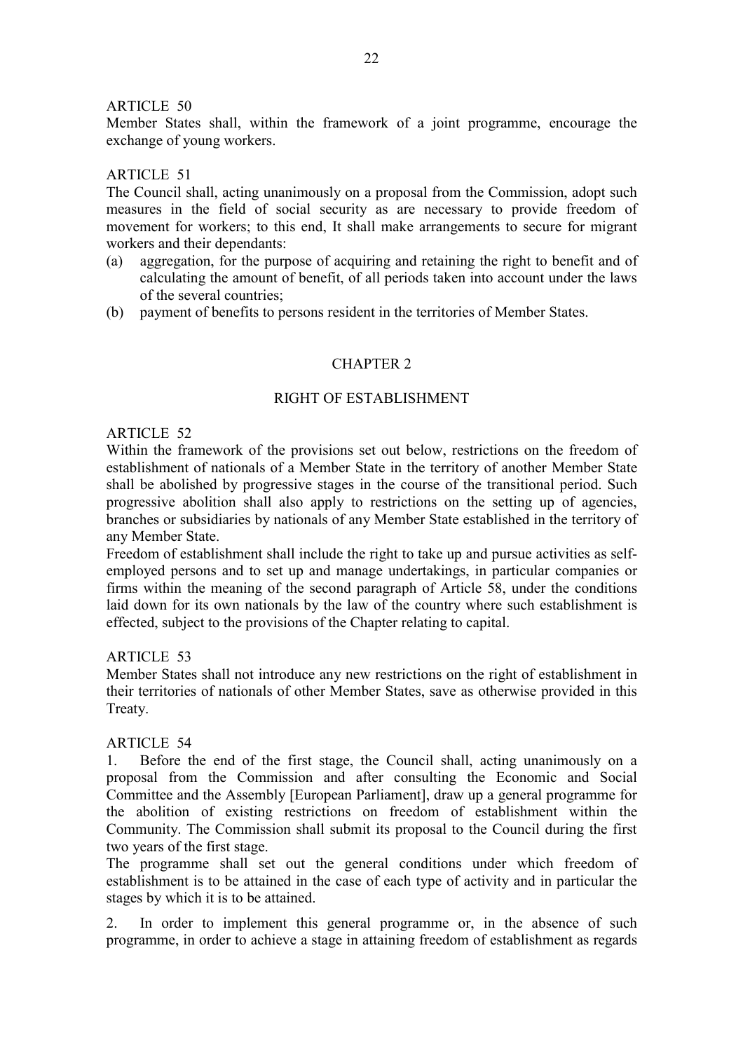ARTICLE 50

Member States shall, within the framework of a joint programme, encourage the exchange of young workers.

ARTICLE 51

The Council shall, acting unanimously on a proposal from the Commission, adopt such measures in the field of social security as are necessary to provide freedom of movement for workers; to this end, It shall make arrangements to secure for migrant workers and their dependants:

(a) aggregation, for the purpose of acquiring and retaining the right to benefit and of calculating the amount of benefit, of all periods taken into account under the laws of the several countries;
(b) payment of benefits to persons resident in the territories of Member States.

## CHAPTER 2

## RIGHT OF ESTABLISHMENT

ARTICLE 52

Within the framework of the provisions set out below, restrictions on the freedom of establishment of nationals of a Member State in the territory of another Member State shall be abolished by progressive stages in the course of the transitional period. Such progressive abolition shall also apply to restrictions on the setting up of agencies, branches or subsidiaries by nationals of any Member State established in the territory of any Member State.

Freedom of establishment shall include the right to take up and pursue activities as self-employed persons and to set up and manage undertakings, in particular companies or firms within the meaning of the second paragraph of Article 58, under the conditions laid down for its own nationals by the law of the country where such establishment is effected, subject to the provisions of the Chapter relating to capital.

ARTICLE 53

Member States shall not introduce any new restrictions on the right of establishment in their territories of nationals of other Member States, save as otherwise provided in this Treaty.

ARTICLE 54

1. Before the end of the first stage, the Council shall, acting unanimously on a proposal from the Commission and after consulting the Economic and Social Committee and the Assembly [European Parliament], draw up a general programme for the abolition of existing restrictions on freedom of establishment within the Community. The Commission shall submit its proposal to the Council during the first two years of the first stage.

The programme shall set out the general conditions under which freedom of establishment is to be attained in the case of each type of activity and in particular the stages by which it is to be attained.

2. In order to implement this general programme or, in the absence of such programme, in order to achieve a stage in attaining freedom of establishment as regards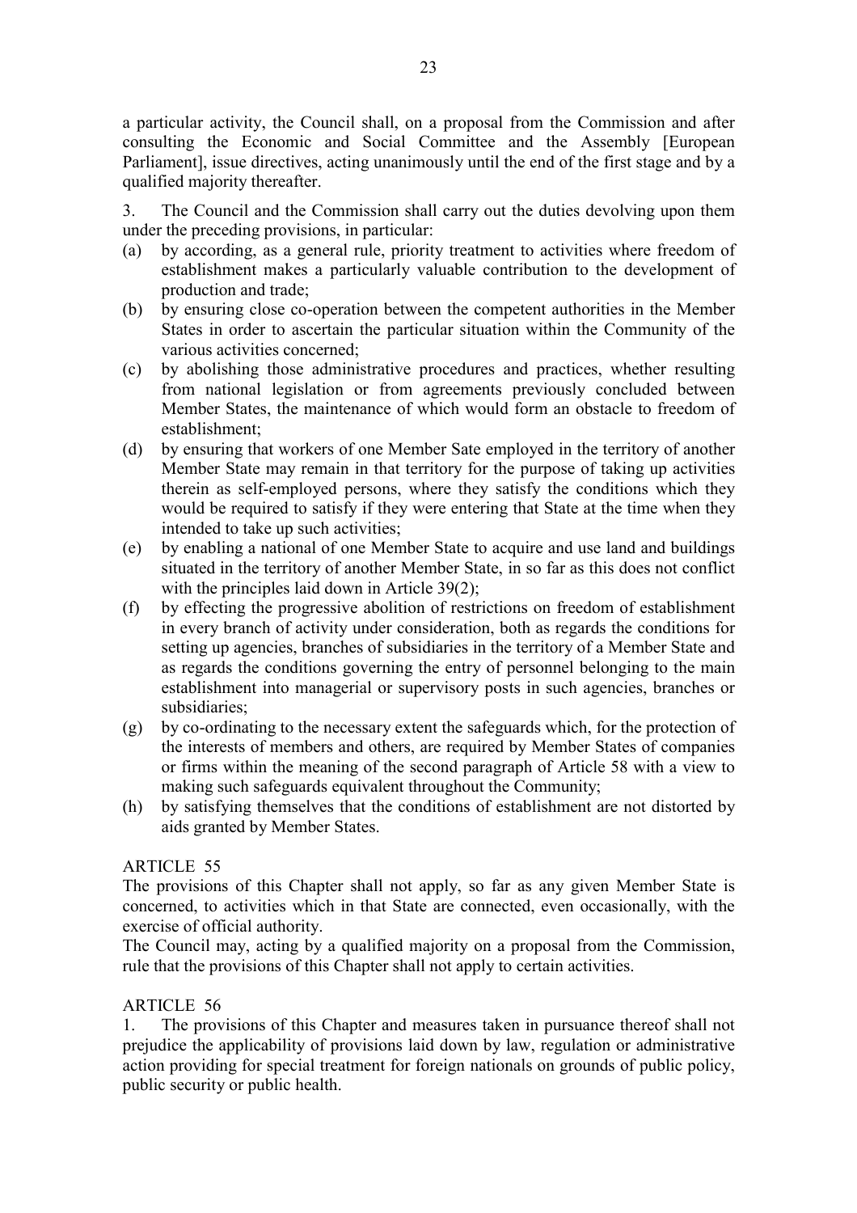a particular activity, the Council shall, on a proposal from the Commission and after consulting the Economic and Social Committee and the Assembly [European Parliament], issue directives, acting unanimously until the end of the first stage and by a qualified majority thereafter.

3. The Council and the Commission shall carry out the duties devolving upon them under the preceding provisions, in particular:

(a) by according, as a general rule, priority treatment to activities where freedom of establishment makes a particularly valuable contribution to the development of production and trade;

(b) by ensuring close co-operation between the competent authorities in the Member States in order to ascertain the particular situation within the Community of the various activities concerned;

(c) by abolishing those administrative procedures and practices, whether resulting from national legislation or from agreements previously concluded between Member States, the maintenance of which would form an obstacle to freedom of establishment;

(d) by ensuring that workers of one Member Sate employed in the territory of another Member State may remain in that territory for the purpose of taking up activities therein as self-employed persons, where they satisfy the conditions which they would be required to satisfy if they were entering that State at the time when they intended to take up such activities;

(e) by enabling a national of one Member State to acquire and use land and buildings situated in the territory of another Member State, in so far as this does not conflict with the principles laid down in Article 39(2);

(f) by effecting the progressive abolition of restrictions on freedom of establishment in every branch of activity under consideration, both as regards the conditions for setting up agencies, branches of subsidiaries in the territory of a Member State and as regards the conditions governing the entry of personnel belonging to the main establishment into managerial or supervisory posts in such agencies, branches or subsidiaries;

(g) by co-ordinating to the necessary extent the safeguards which, for the protection of the interests of members and others, are required by Member States of companies or firms within the meaning of the second paragraph of Article 58 with a view to making such safeguards equivalent throughout the Community;

(h) by satisfying themselves that the conditions of establishment are not distorted by aids granted by Member States.

ARTICLE 55

The provisions of this Chapter shall not apply, so far as any given Member State is concerned, to activities which in that State are connected, even occasionally, with the exercise of official authority.

The Council may, acting by a qualified majority on a proposal from the Commission, rule that the provisions of this Chapter shall not apply to certain activities.

ARTICLE 56

1. The provisions of this Chapter and measures taken in pursuance thereof shall not prejudice the applicability of provisions laid down by law, regulation or administrative action providing for special treatment for foreign nationals on grounds of public policy, public security or public health.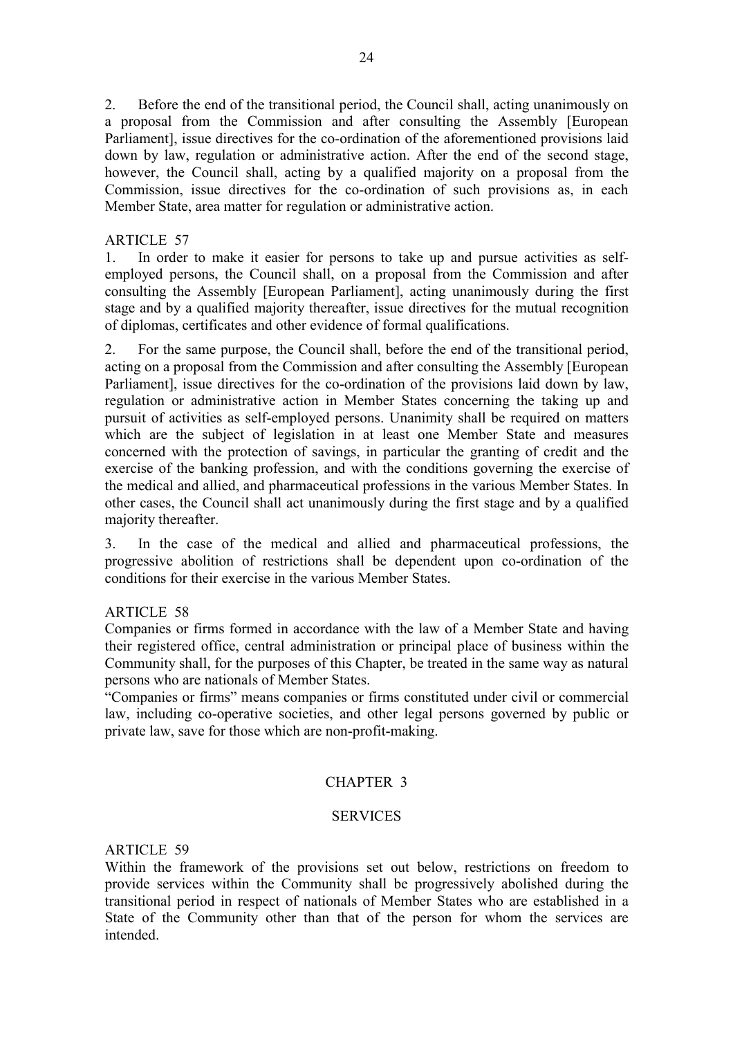2. Before the end of the transitional period, the Council shall, acting unanimously on a proposal from the Commission and after consulting the Assembly [European Parliament], issue directives for the co-ordination of the aforementioned provisions laid down by law, regulation or administrative action. After the end of the second stage, however, the Council shall, acting by a qualified majority on a proposal from the Commission, issue directives for the co-ordination of such provisions as, in each Member State, area matter for regulation or administrative action.

ARTICLE 57

1. In order to make it easier for persons to take up and pursue activities as self-employed persons, the Council shall, on a proposal from the Commission and after consulting the Assembly [European Parliament], acting unanimously during the first stage and by a qualified majority thereafter, issue directives for the mutual recognition of diplomas, certificates and other evidence of formal qualifications.

2. For the same purpose, the Council shall, before the end of the transitional period, acting on a proposal from the Commission and after consulting the Assembly [European Parliament], issue directives for the co-ordination of the provisions laid down by law, regulation or administrative action in Member States concerning the taking up and pursuit of activities as self-employed persons. Unanimity shall be required on matters which are the subject of legislation in at least one Member State and measures concerned with the protection of savings, in particular the granting of credit and the exercise of the banking profession, and with the conditions governing the exercise of the medical and allied, and pharmaceutical professions in the various Member States. In other cases, the Council shall act unanimously during the first stage and by a qualified majority thereafter.

3. In the case of the medical and allied and pharmaceutical professions, the progressive abolition of restrictions shall be dependent upon co-ordination of the conditions for their exercise in the various Member States.

ARTICLE 58

Companies or firms formed in accordance with the law of a Member State and having their registered office, central administration or principal place of business within the Community shall, for the purposes of this Chapter, be treated in the same way as natural persons who are nationals of Member States.

"Companies or firms" means companies or firms constituted under civil or commercial law, including co-operative societies, and other legal persons governed by public or private law, save for those which are non-profit-making.

## CHAPTER 3

## SERVICES

ARTICLE 59

Within the framework of the provisions set out below, restrictions on freedom to provide services within the Community shall be progressively abolished during the transitional period in respect of nationals of Member States who are established in a State of the Community other than that of the person for whom the services are intended.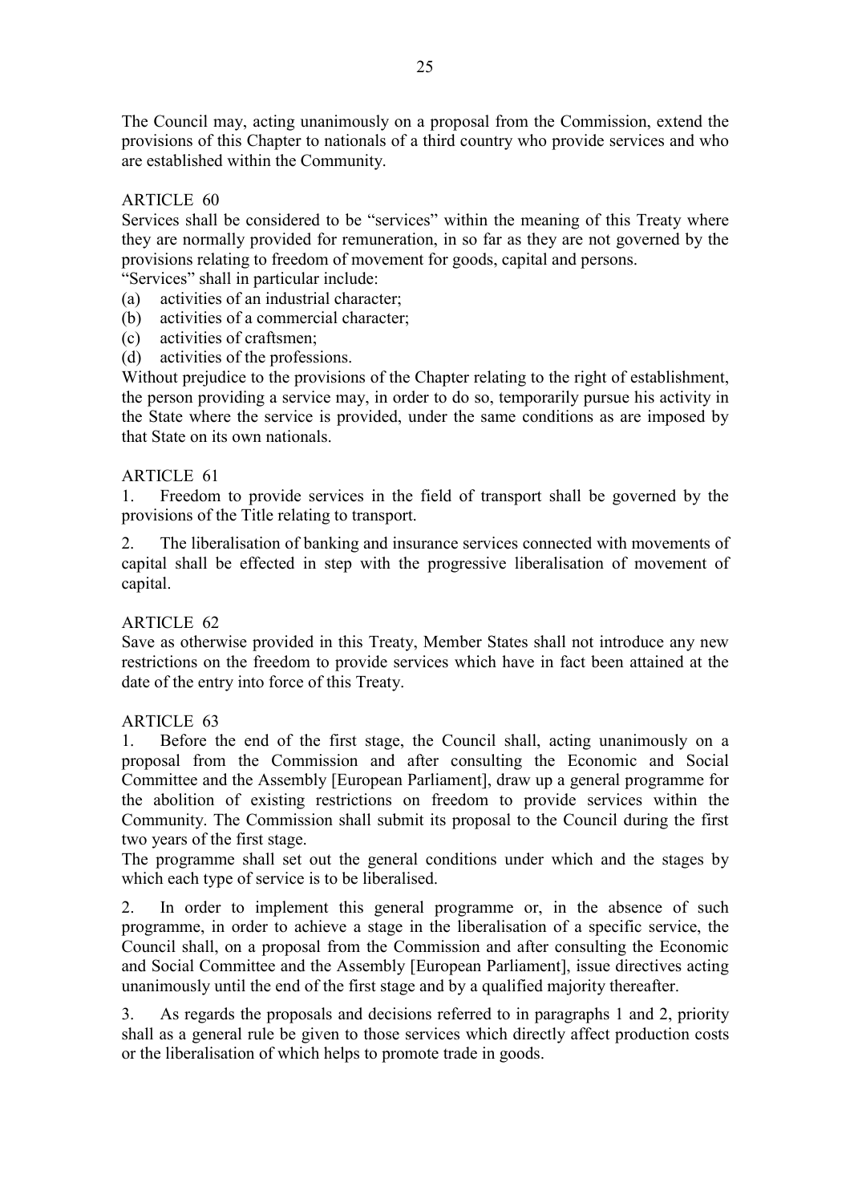The Council may, acting unanimously on a proposal from the Commission, extend the provisions of this Chapter to nationals of a third country who provide services and who are established within the Community.

ARTICLE 60

Services shall be considered to be "services" within the meaning of this Treaty where they are normally provided for remuneration, in so far as they are not governed by the provisions relating to freedom of movement for goods, capital and persons.

"Services" shall in particular include:

(a) activities of an industrial character;
(b) activities of a commercial character;
(c) activities of craftsmen;
(d) activities of the professions.

Without prejudice to the provisions of the Chapter relating to the right of establishment, the person providing a service may, in order to do so, temporarily pursue his activity in the State where the service is provided, under the same conditions as are imposed by that State on its own nationals.

ARTICLE 61

1. Freedom to provide services in the field of transport shall be governed by the provisions of the Title relating to transport.

2. The liberalisation of banking and insurance services connected with movements of capital shall be effected in step with the progressive liberalisation of movement of capital.

ARTICLE 62

Save as otherwise provided in this Treaty, Member States shall not introduce any new restrictions on the freedom to provide services which have in fact been attained at the date of the entry into force of this Treaty.

ARTICLE 63

1. Before the end of the first stage, the Council shall, acting unanimously on a proposal from the Commission and after consulting the Economic and Social Committee and the Assembly [European Parliament], draw up a general programme for the abolition of existing restrictions on freedom to provide services within the Community. The Commission shall submit its proposal to the Council during the first two years of the first stage.

The programme shall set out the general conditions under which and the stages by which each type of service is to be liberalised.

2. In order to implement this general programme or, in the absence of such programme, in order to achieve a stage in the liberalisation of a specific service, the Council shall, on a proposal from the Commission and after consulting the Economic and Social Committee and the Assembly [European Parliament], issue directives acting unanimously until the end of the first stage and by a qualified majority thereafter.

3. As regards the proposals and decisions referred to in paragraphs 1 and 2, priority shall as a general rule be given to those services which directly affect production costs or the liberalisation of which helps to promote trade in goods.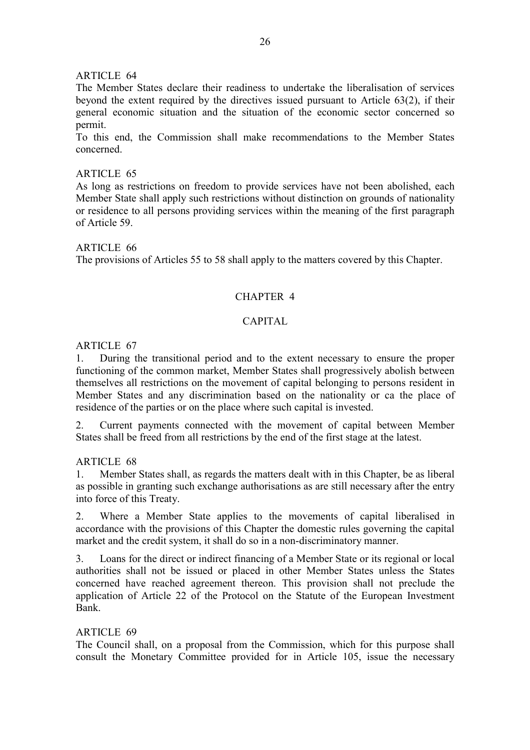ARTICLE 64

The Member States declare their readiness to undertake the liberalisation of services beyond the extent required by the directives issued pursuant to Article 63(2), if their general economic situation and the situation of the economic sector concerned so permit.

To this end, the Commission shall make recommendations to the Member States concerned.

ARTICLE 65

As long as restrictions on freedom to provide services have not been abolished, each Member State shall apply such restrictions without distinction on grounds of nationality or residence to all persons providing services within the meaning of the first paragraph of Article 59.

ARTICLE 66

The provisions of Articles 55 to 58 shall apply to the matters covered by this Chapter.

## CHAPTER 4

## CAPITAL

ARTICLE 67

1. During the transitional period and to the extent necessary to ensure the proper functioning of the common market, Member States shall progressively abolish between themselves all restrictions on the movement of capital belonging to persons resident in Member States and any discrimination based on the nationality or ca the place of residence of the parties or on the place where such capital is invested.

2. Current payments connected with the movement of capital between Member States shall be freed from all restrictions by the end of the first stage at the latest.

ARTICLE 68

1. Member States shall, as regards the matters dealt with in this Chapter, be as liberal as possible in granting such exchange authorisations as are still necessary after the entry into force of this Treaty.

2. Where a Member State applies to the movements of capital liberalised in accordance with the provisions of this Chapter the domestic rules governing the capital market and the credit system, it shall do so in a non-discriminatory manner.

3. Loans for the direct or indirect financing of a Member State or its regional or local authorities shall not be issued or placed in other Member States unless the States concerned have reached agreement thereon. This provision shall not preclude the application of Article 22 of the Protocol on the Statute of the European Investment Bank.

ARTICLE 69

The Council shall, on a proposal from the Commission, which for this purpose shall consult the Monetary Committee provided for in Article 105, issue the necessary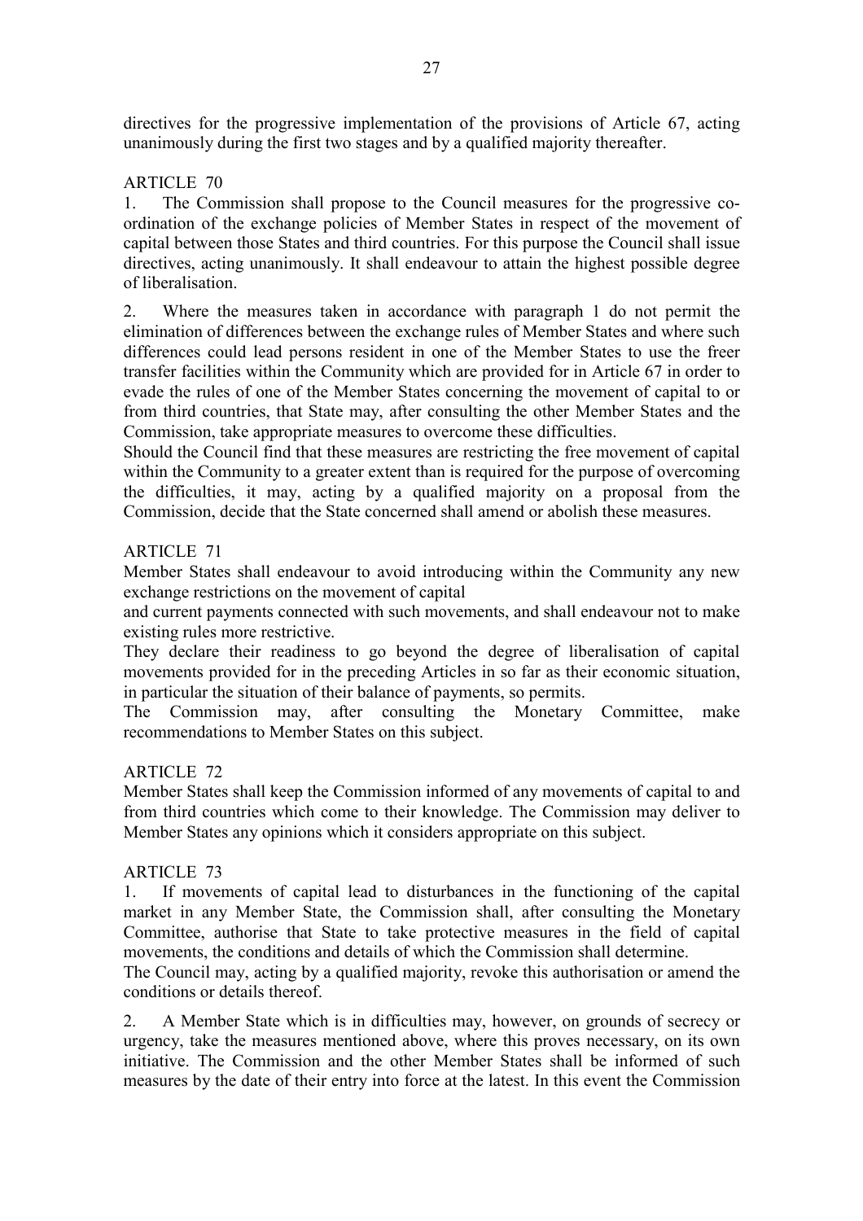directives for the progressive implementation of the provisions of Article 67, acting unanimously during the first two stages and by a qualified majority thereafter.

ARTICLE 70

1. The Commission shall propose to the Council measures for the progressive co-ordination of the exchange policies of Member States in respect of the movement of capital between those States and third countries. For this purpose the Council shall issue directives, acting unanimously. It shall endeavour to attain the highest possible degree of liberalisation.

2. Where the measures taken in accordance with paragraph 1 do not permit the elimination of differences between the exchange rules of Member States and where such differences could lead persons resident in one of the Member States to use the freer transfer facilities within the Community which are provided for in Article 67 in order to evade the rules of one of the Member States concerning the movement of capital to or from third countries, that State may, after consulting the other Member States and the Commission, take appropriate measures to overcome these difficulties.

Should the Council find that these measures are restricting the free movement of capital within the Community to a greater extent than is required for the purpose of overcoming the difficulties, it may, acting by a qualified majority on a proposal from the Commission, decide that the State concerned shall amend or abolish these measures.

ARTICLE 71

Member States shall endeavour to avoid introducing within the Community any new exchange restrictions on the movement of capital and current payments connected with such movements, and shall endeavour not to make existing rules more restrictive.

They declare their readiness to go beyond the degree of liberalisation of capital movements provided for in the preceding Articles in so far as their economic situation, in particular the situation of their balance of payments, so permits.

The Commission may, after consulting the Monetary Committee, make recommendations to Member States on this subject.

ARTICLE 72

Member States shall keep the Commission informed of any movements of capital to and from third countries which come to their knowledge. The Commission may deliver to Member States any opinions which it considers appropriate on this subject.

ARTICLE 73

1. If movements of capital lead to disturbances in the functioning of the capital market in any Member State, the Commission shall, after consulting the Monetary Committee, authorise that State to take protective measures in the field of capital movements, the conditions and details of which the Commission shall determine.

The Council may, acting by a qualified majority, revoke this authorisation or amend the conditions or details thereof.

2. A Member State which is in difficulties may, however, on grounds of secrecy or urgency, take the measures mentioned above, where this proves necessary, on its own initiative. The Commission and the other Member States shall be informed of such measures by the date of their entry into force at the latest. In this event the Commission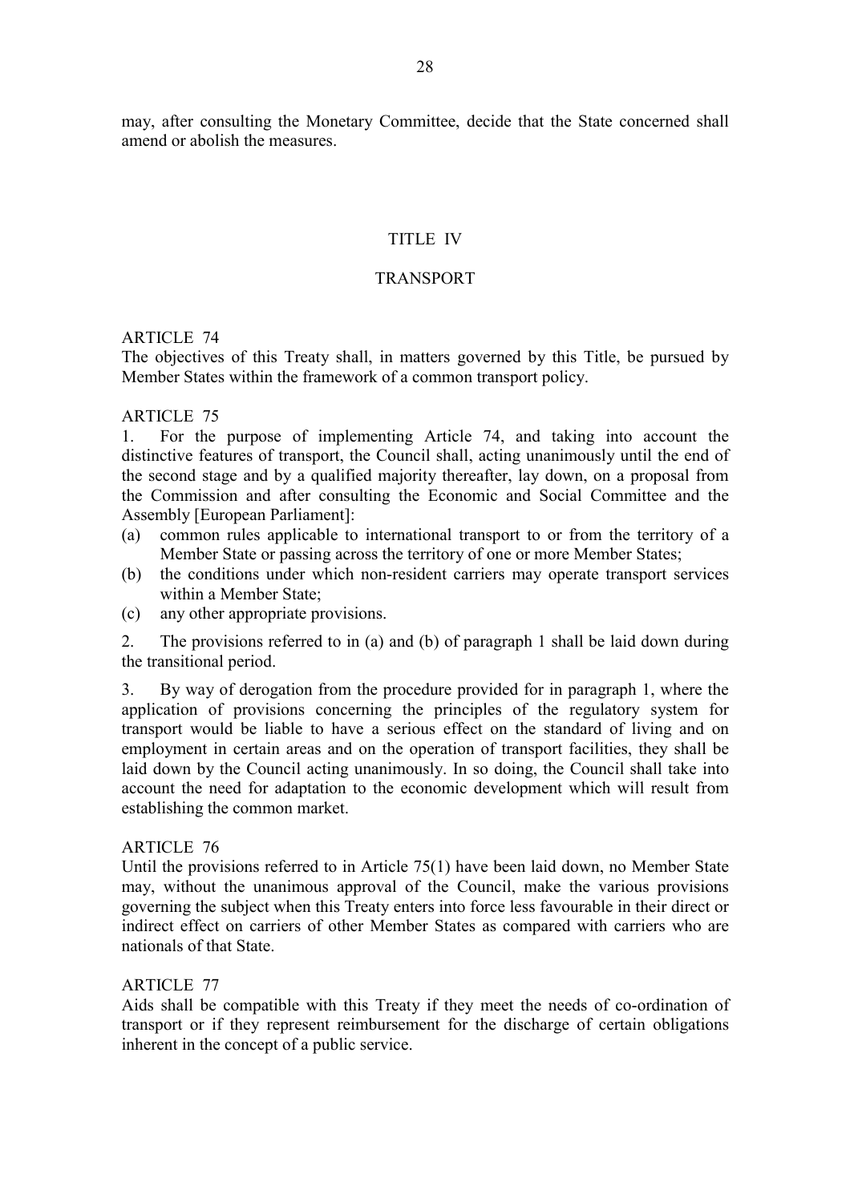may, after consulting the Monetary Committee, decide that the State concerned shall amend or abolish the measures.

## TITLE IV

## TRANSPORT

### ARTICLE 74

The objectives of this Treaty shall, in matters governed by this Title, be pursued by Member States within the framework of a common transport policy.

### ARTICLE 75

1. For the purpose of implementing Article 74, and taking into account the distinctive features of transport, the Council shall, acting unanimously until the end of the second stage and by a qualified majority thereafter, lay down, on a proposal from the Commission and after consulting the Economic and Social Committee and the Assembly [European Parliament]:

(a) common rules applicable to international transport to or from the territory of a Member State or passing across the territory of one or more Member States;

(b) the conditions under which non-resident carriers may operate transport services within a Member State;

(c) any other appropriate provisions.

2. The provisions referred to in (a) and (b) of paragraph 1 shall be laid down during the transitional period.

3. By way of derogation from the procedure provided for in paragraph 1, where the application of provisions concerning the principles of the regulatory system for transport would be liable to have a serious effect on the standard of living and on employment in certain areas and on the operation of transport facilities, they shall be laid down by the Council acting unanimously. In so doing, the Council shall take into account the need for adaptation to the economic development which will result from establishing the common market.

### ARTICLE 76

Until the provisions referred to in Article 75(1) have been laid down, no Member State may, without the unanimous approval of the Council, make the various provisions governing the subject when this Treaty enters into force less favourable in their direct or indirect effect on carriers of other Member States as compared with carriers who are nationals of that State.

### ARTICLE 77

Aids shall be compatible with this Treaty if they meet the needs of co-ordination of transport or if they represent reimbursement for the discharge of certain obligations inherent in the concept of a public service.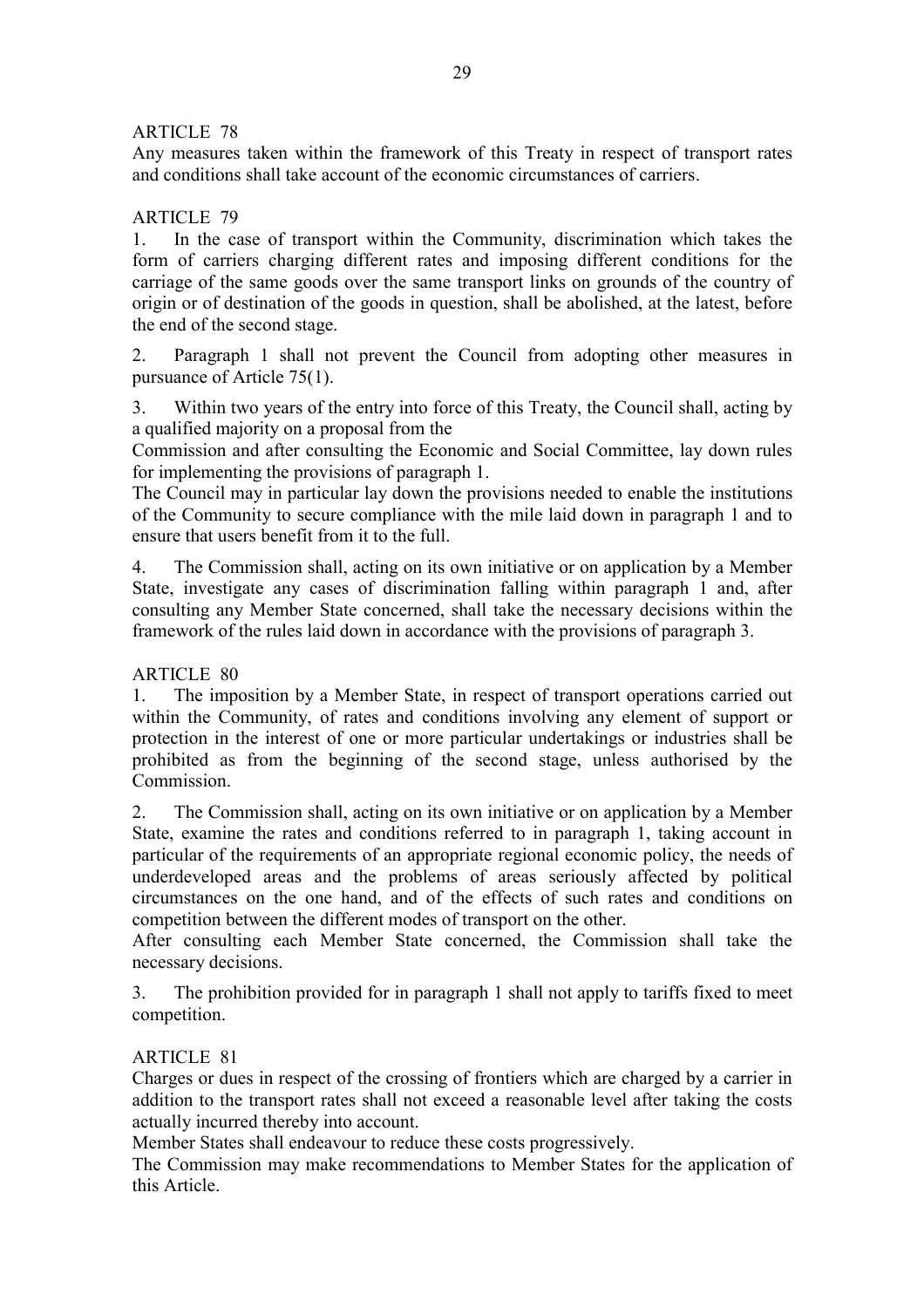ARTICLE 78

Any measures taken within the framework of this Treaty in respect of transport rates and conditions shall take account of the economic circumstances of carriers.

ARTICLE 79

1. In the case of transport within the Community, discrimination which takes the form of carriers charging different rates and imposing different conditions for the carriage of the same goods over the same transport links on grounds of the country of origin or of destination of the goods in question, shall be abolished, at the latest, before the end of the second stage.

2. Paragraph 1 shall not prevent the Council from adopting other measures in pursuance of Article 75(1).

3. Within two years of the entry into force of this Treaty, the Council shall, acting by a qualified majority on a proposal from the

Commission and after consulting the Economic and Social Committee, lay down rules for implementing the provisions of paragraph 1.

The Council may in particular lay down the provisions needed to enable the institutions of the Community to secure compliance with the mile laid down in paragraph 1 and to ensure that users benefit from it to the full.

4. The Commission shall, acting on its own initiative or on application by a Member State, investigate any cases of discrimination falling within paragraph 1 and, after consulting any Member State concerned, shall take the necessary decisions within the framework of the rules laid down in accordance with the provisions of paragraph 3.

ARTICLE 80

1. The imposition by a Member State, in respect of transport operations carried out within the Community, of rates and conditions involving any element of support or protection in the interest of one or more particular undertakings or industries shall be prohibited as from the beginning of the second stage, unless authorised by the Commission.

2. The Commission shall, acting on its own initiative or on application by a Member State, examine the rates and conditions referred to in paragraph 1, taking account in particular of the requirements of an appropriate regional economic policy, the needs of underdeveloped areas and the problems of areas seriously affected by political circumstances on the one hand, and of the effects of such rates and conditions on competition between the different modes of transport on the other.

After consulting each Member State concerned, the Commission shall take the necessary decisions.

3. The prohibition provided for in paragraph 1 shall not apply to tariffs fixed to meet competition.

ARTICLE 81

Charges or dues in respect of the crossing of frontiers which are charged by a carrier in addition to the transport rates shall not exceed a reasonable level after taking the costs actually incurred thereby into account.

Member States shall endeavour to reduce these costs progressively.

The Commission may make recommendations to Member States for the application of this Article.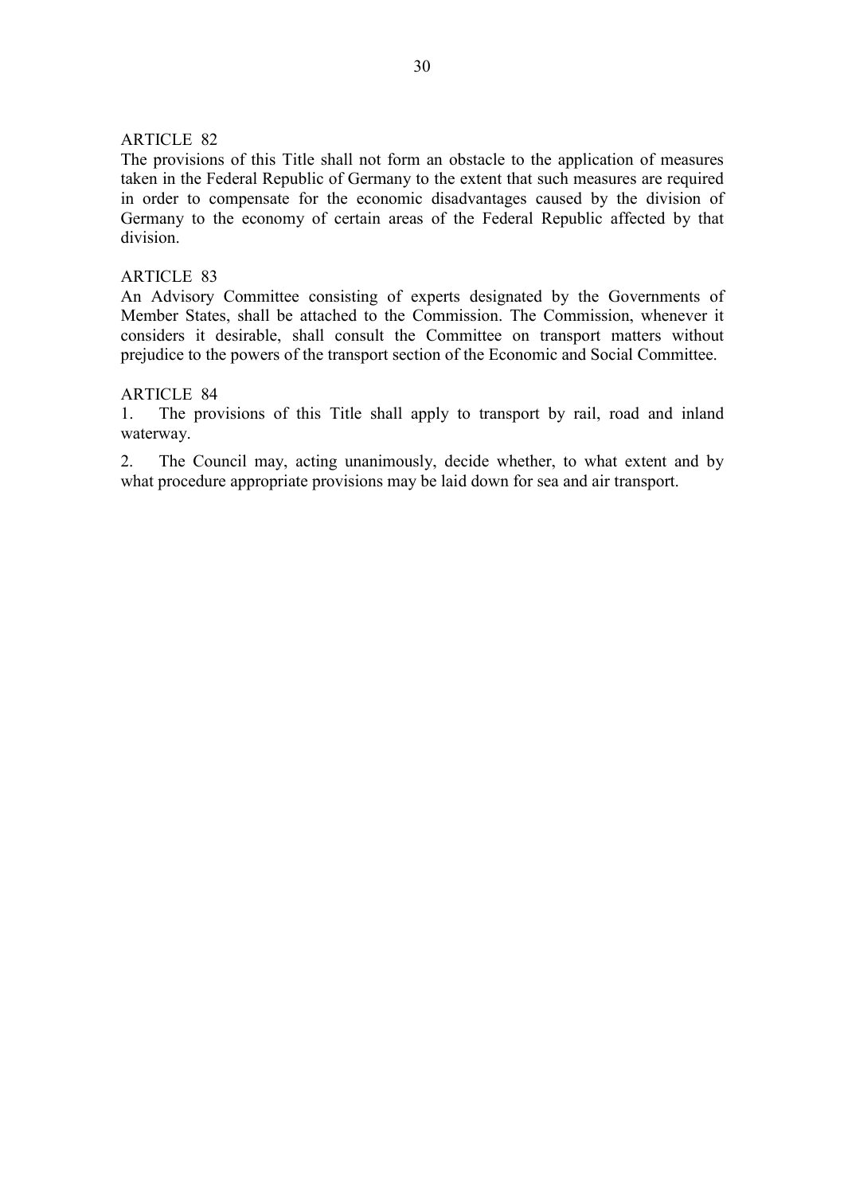ARTICLE 82

The provisions of this Title shall not form an obstacle to the application of measures taken in the Federal Republic of Germany to the extent that such measures are required in order to compensate for the economic disadvantages caused by the division of Germany to the economy of certain areas of the Federal Republic affected by that division.

ARTICLE 83

An Advisory Committee consisting of experts designated by the Governments of Member States, shall be attached to the Commission. The Commission, whenever it considers it desirable, shall consult the Committee on transport matters without prejudice to the powers of the transport section of the Economic and Social Committee.

ARTICLE 84

1. The provisions of this Title shall apply to transport by rail, road and inland waterway.

2. The Council may, acting unanimously, decide whether, to what extent and by what procedure appropriate provisions may be laid down for sea and air transport.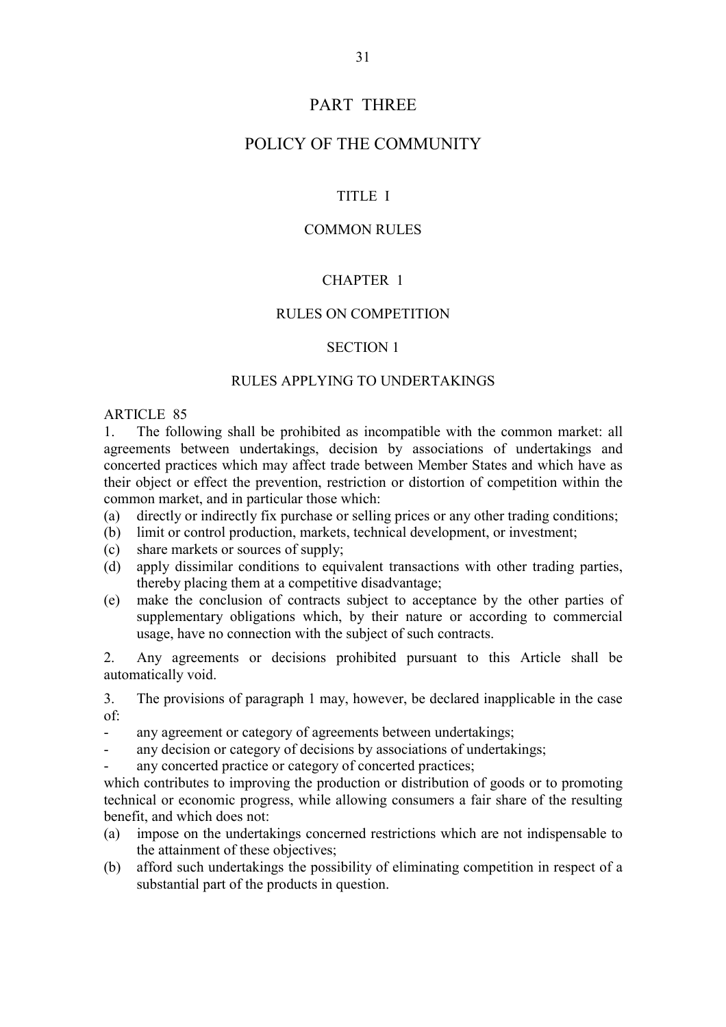# PART THREE

# POLICY OF THE COMMUNITY

## TITLE I

## COMMON RULES

### CHAPTER 1

### RULES ON COMPETITION

#### SECTION 1

#### RULES APPLYING TO UNDERTAKINGS

ARTICLE 85

1. The following shall be prohibited as incompatible with the common market: all agreements between undertakings, decision by associations of undertakings and concerted practices which may affect trade between Member States and which have as their object or effect the prevention, restriction or distortion of competition within the common market, and in particular those which:

(a) directly or indirectly fix purchase or selling prices or any other trading conditions;
(b) limit or control production, markets, technical development, or investment;
(c) share markets or sources of supply;
(d) apply dissimilar conditions to equivalent transactions with other trading parties, thereby placing them at a competitive disadvantage;
(e) make the conclusion of contracts subject to acceptance by the other parties of supplementary obligations which, by their nature or according to commercial usage, have no connection with the subject of such contracts.

2. Any agreements or decisions prohibited pursuant to this Article shall be automatically void.

3. The provisions of paragraph 1 may, however, be declared inapplicable in the case of:

- any agreement or category of agreements between undertakings;
- any decision or category of decisions by associations of undertakings;
- any concerted practice or category of concerted practices;

which contributes to improving the production or distribution of goods or to promoting technical or economic progress, while allowing consumers a fair share of the resulting benefit, and which does not:

(a) impose on the undertakings concerned restrictions which are not indispensable to the attainment of these objectives;
(b) afford such undertakings the possibility of eliminating competition in respect of a substantial part of the products in question.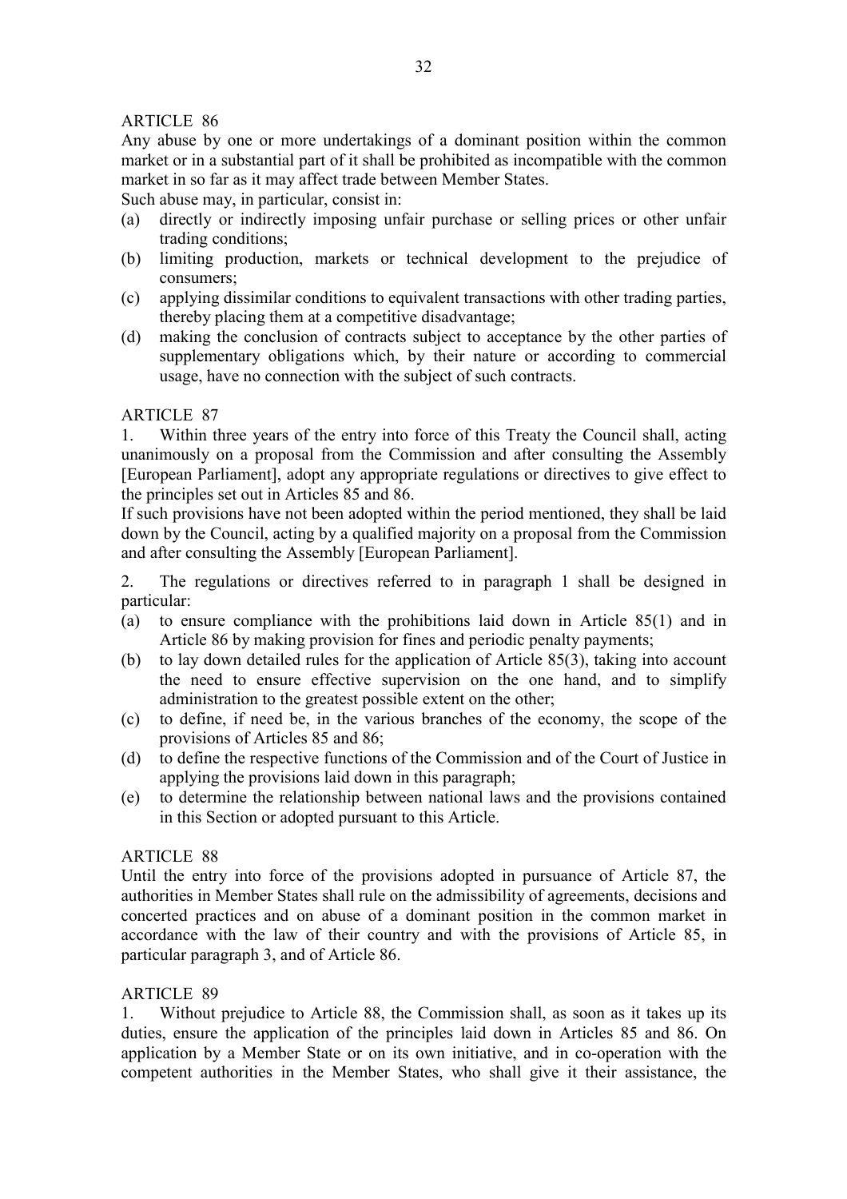ARTICLE 86

Any abuse by one or more undertakings of a dominant position within the common market or in a substantial part of it shall be prohibited as incompatible with the common market in so far as it may affect trade between Member States.

Such abuse may, in particular, consist in:

(a) directly or indirectly imposing unfair purchase or selling prices or other unfair trading conditions;
(b) limiting production, markets or technical development to the prejudice of consumers;
(c) applying dissimilar conditions to equivalent transactions with other trading parties, thereby placing them at a competitive disadvantage;
(d) making the conclusion of contracts subject to acceptance by the other parties of supplementary obligations which, by their nature or according to commercial usage, have no connection with the subject of such contracts.

ARTICLE 87

1. Within three years of the entry into force of this Treaty the Council shall, acting unanimously on a proposal from the Commission and after consulting the Assembly [European Parliament], adopt any appropriate regulations or directives to give effect to the principles set out in Articles 85 and 86.

If such provisions have not been adopted within the period mentioned, they shall be laid down by the Council, acting by a qualified majority on a proposal from the Commission and after consulting the Assembly [European Parliament].

2. The regulations or directives referred to in paragraph 1 shall be designed in particular:

(a) to ensure compliance with the prohibitions laid down in Article 85(1) and in Article 86 by making provision for fines and periodic penalty payments;
(b) to lay down detailed rules for the application of Article 85(3), taking into account the need to ensure effective supervision on the one hand, and to simplify administration to the greatest possible extent on the other;
(c) to define, if need be, in the various branches of the economy, the scope of the provisions of Articles 85 and 86;
(d) to define the respective functions of the Commission and of the Court of Justice in applying the provisions laid down in this paragraph;
(e) to determine the relationship between national laws and the provisions contained in this Section or adopted pursuant to this Article.

ARTICLE 88

Until the entry into force of the provisions adopted in pursuance of Article 87, the authorities in Member States shall rule on the admissibility of agreements, decisions and concerted practices and on abuse of a dominant position in the common market in accordance with the law of their country and with the provisions of Article 85, in particular paragraph 3, and of Article 86.

ARTICLE 89

1. Without prejudice to Article 88, the Commission shall, as soon as it takes up its duties, ensure the application of the principles laid down in Articles 85 and 86. On application by a Member State or on its own initiative, and in co-operation with the competent authorities in the Member States, who shall give it their assistance, the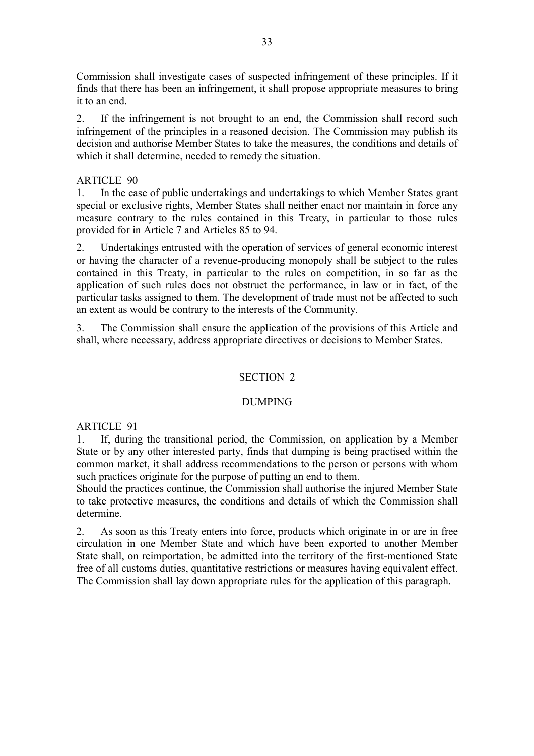Commission shall investigate cases of suspected infringement of these principles. If it finds that there has been an infringement, it shall propose appropriate measures to bring it to an end.

2. If the infringement is not brought to an end, the Commission shall record such infringement of the principles in a reasoned decision. The Commission may publish its decision and authorise Member States to take the measures, the conditions and details of which it shall determine, needed to remedy the situation.

ARTICLE 90

1. In the case of public undertakings and undertakings to which Member States grant special or exclusive rights, Member States shall neither enact nor maintain in force any measure contrary to the rules contained in this Treaty, in particular to those rules provided for in Article 7 and Articles 85 to 94.

2. Undertakings entrusted with the operation of services of general economic interest or having the character of a revenue-producing monopoly shall be subject to the rules contained in this Treaty, in particular to the rules on competition, in so far as the application of such rules does not obstruct the performance, in law or in fact, of the particular tasks assigned to them. The development of trade must not be affected to such an extent as would be contrary to the interests of the Community.

3. The Commission shall ensure the application of the provisions of this Article and shall, where necessary, address appropriate directives or decisions to Member States.

## SECTION 2

## DUMPING

ARTICLE 91

1. If, during the transitional period, the Commission, on application by a Member State or by any other interested party, finds that dumping is being practised within the common market, it shall address recommendations to the person or persons with whom such practices originate for the purpose of putting an end to them.

Should the practices continue, the Commission shall authorise the injured Member State to take protective measures, the conditions and details of which the Commission shall determine.

2. As soon as this Treaty enters into force, products which originate in or are in free circulation in one Member State and which have been exported to another Member State shall, on reimportation, be admitted into the territory of the first-mentioned State free of all customs duties, quantitative restrictions or measures having equivalent effect. The Commission shall lay down appropriate rules for the application of this paragraph.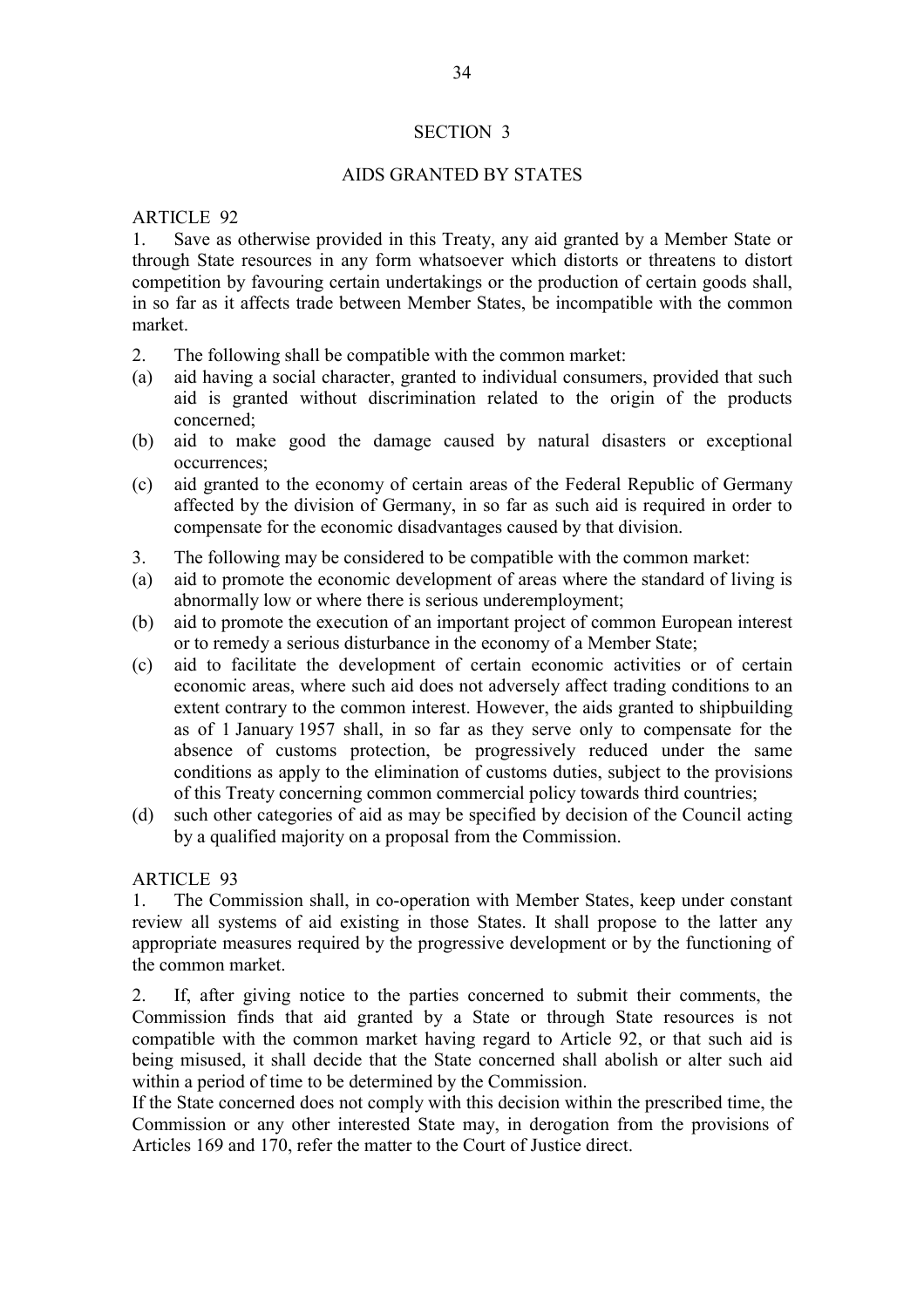## SECTION 3

## AIDS GRANTED BY STATES

### ARTICLE 92

1. Save as otherwise provided in this Treaty, any aid granted by a Member State or through State resources in any form whatsoever which distorts or threatens to distort competition by favouring certain undertakings or the production of certain goods shall, in so far as it affects trade between Member States, be incompatible with the common market.

2. The following shall be compatible with the common market:

(a) aid having a social character, granted to individual consumers, provided that such aid is granted without discrimination related to the origin of the products concerned;

(b) aid to make good the damage caused by natural disasters or exceptional occurrences;

(c) aid granted to the economy of certain areas of the Federal Republic of Germany affected by the division of Germany, in so far as such aid is required in order to compensate for the economic disadvantages caused by that division.

3. The following may be considered to be compatible with the common market:

(a) aid to promote the economic development of areas where the standard of living is abnormally low or where there is serious underemployment;

(b) aid to promote the execution of an important project of common European interest or to remedy a serious disturbance in the economy of a Member State;

(c) aid to facilitate the development of certain economic activities or of certain economic areas, where such aid does not adversely affect trading conditions to an extent contrary to the common interest. However, the aids granted to shipbuilding as of 1 January 1957 shall, in so far as they serve only to compensate for the absence of customs protection, be progressively reduced under the same conditions as apply to the elimination of customs duties, subject to the provisions of this Treaty concerning common commercial policy towards third countries;

(d) such other categories of aid as may be specified by decision of the Council acting by a qualified majority on a proposal from the Commission.

### ARTICLE 93

1. The Commission shall, in co-operation with Member States, keep under constant review all systems of aid existing in those States. It shall propose to the latter any appropriate measures required by the progressive development or by the functioning of the common market.

2. If, after giving notice to the parties concerned to submit their comments, the Commission finds that aid granted by a State or through State resources is not compatible with the common market having regard to Article 92, or that such aid is being misused, it shall decide that the State concerned shall abolish or alter such aid within a period of time to be determined by the Commission.

If the State concerned does not comply with this decision within the prescribed time, the Commission or any other interested State may, in derogation from the provisions of Articles 169 and 170, refer the matter to the Court of Justice direct.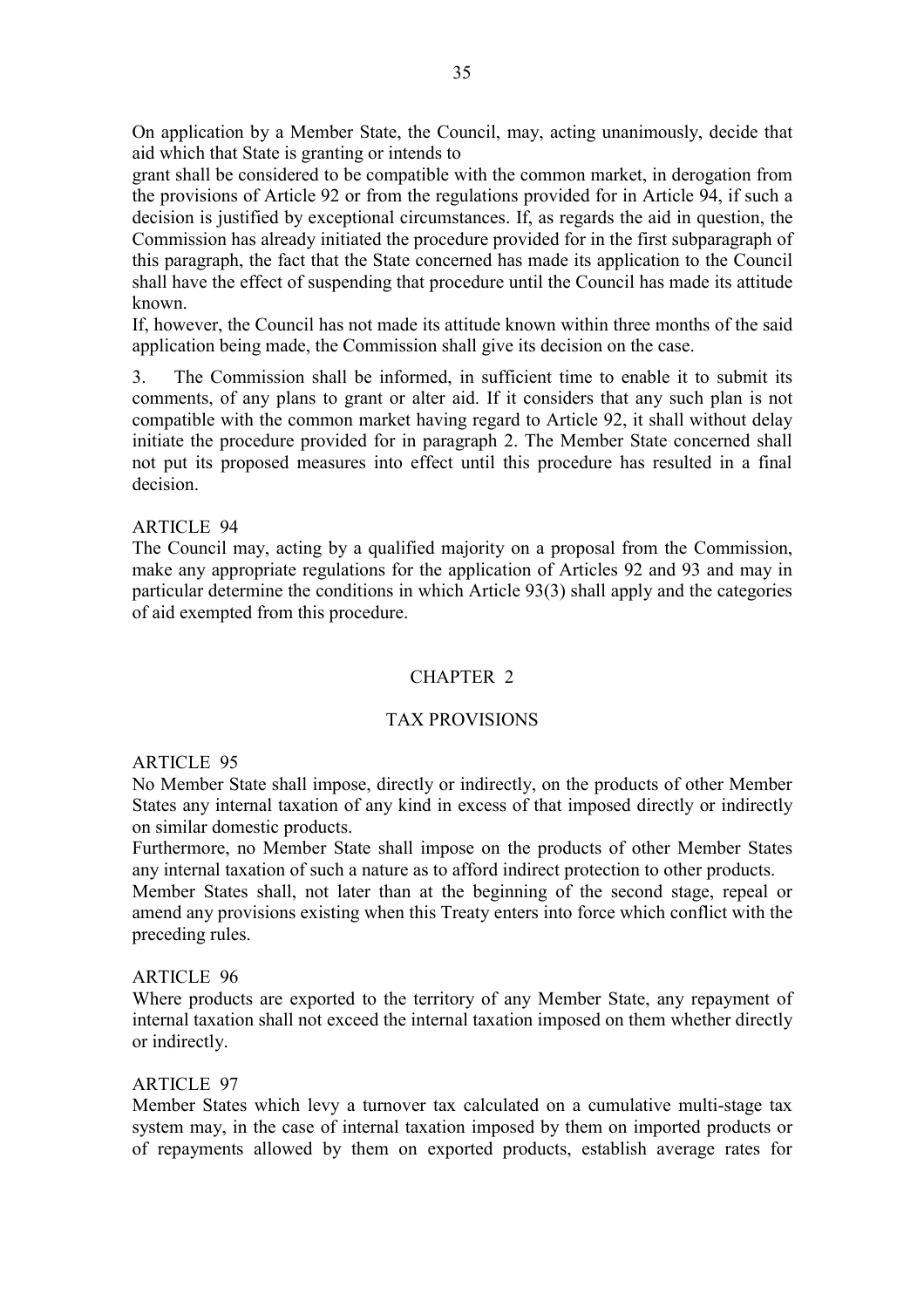On application by a Member State, the Council, may, acting unanimously, decide that aid which that State is granting or intends to grant shall be considered to be compatible with the common market, in derogation from the provisions of Article 92 or from the regulations provided for in Article 94, if such a decision is justified by exceptional circumstances. If, as regards the aid in question, the Commission has already initiated the procedure provided for in the first subparagraph of this paragraph, the fact that the State concerned has made its application to the Council shall have the effect of suspending that procedure until the Council has made its attitude known.

If, however, the Council has not made its attitude known within three months of the said application being made, the Commission shall give its decision on the case.

3. The Commission shall be informed, in sufficient time to enable it to submit its comments, of any plans to grant or alter aid. If it considers that any such plan is not compatible with the common market having regard to Article 92, it shall without delay initiate the procedure provided for in paragraph 2. The Member State concerned shall not put its proposed measures into effect until this procedure has resulted in a final decision.

ARTICLE 94

The Council may, acting by a qualified majority on a proposal from the Commission, make any appropriate regulations for the application of Articles 92 and 93 and may in particular determine the conditions in which Article 93(3) shall apply and the categories of aid exempted from this procedure.

## CHAPTER 2

## TAX PROVISIONS

ARTICLE 95

No Member State shall impose, directly or indirectly, on the products of other Member States any internal taxation of any kind in excess of that imposed directly or indirectly on similar domestic products.

Furthermore, no Member State shall impose on the products of other Member States any internal taxation of such a nature as to afford indirect protection to other products.

Member States shall, not later than at the beginning of the second stage, repeal or amend any provisions existing when this Treaty enters into force which conflict with the preceding rules.

ARTICLE 96

Where products are exported to the territory of any Member State, any repayment of internal taxation shall not exceed the internal taxation imposed on them whether directly or indirectly.

ARTICLE 97

Member States which levy a turnover tax calculated on a cumulative multi-stage tax system may, in the case of internal taxation imposed by them on imported products or of repayments allowed by them on exported products, establish average rates for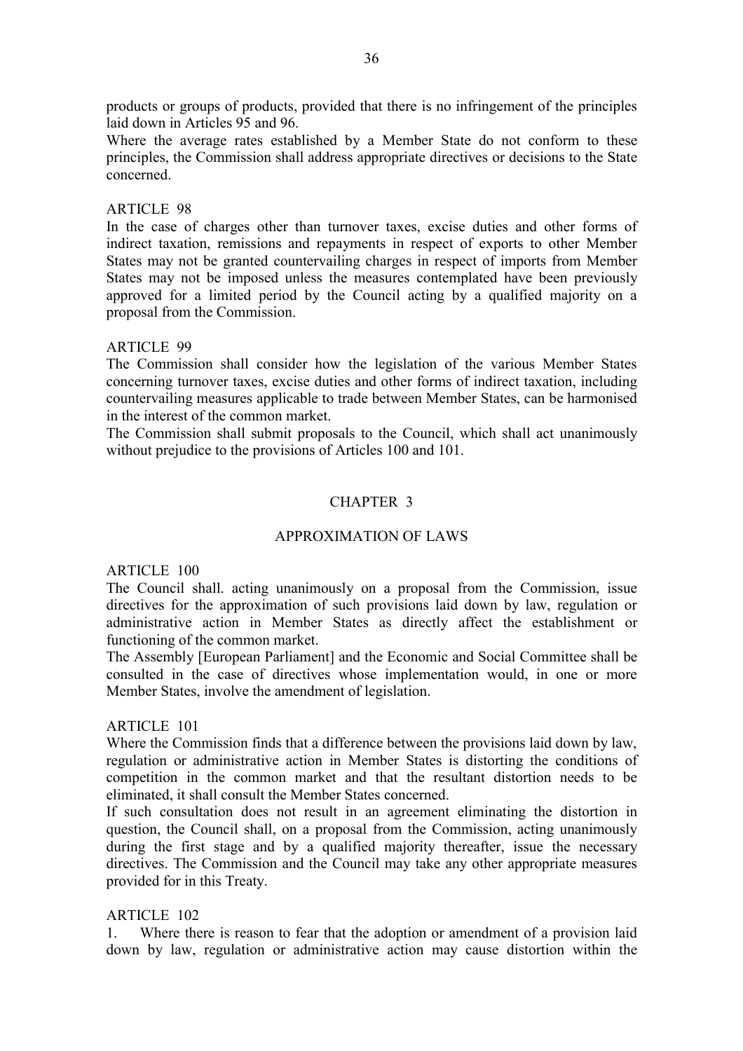products or groups of products, provided that there is no infringement of the principles laid down in Articles 95 and 96.

Where the average rates established by a Member State do not conform to these principles, the Commission shall address appropriate directives or decisions to the State concerned.

ARTICLE 98

In the case of charges other than turnover taxes, excise duties and other forms of indirect taxation, remissions and repayments in respect of exports to other Member States may not be granted countervailing charges in respect of imports from Member States may not be imposed unless the measures contemplated have been previously approved for a limited period by the Council acting by a qualified majority on a proposal from the Commission.

ARTICLE 99

The Commission shall consider how the legislation of the various Member States concerning turnover taxes, excise duties and other forms of indirect taxation, including countervailing measures applicable to trade between Member States, can be harmonised in the interest of the common market.

The Commission shall submit proposals to the Council, which shall act unanimously without prejudice to the provisions of Articles 100 and 101.

## CHAPTER 3

## APPROXIMATION OF LAWS

ARTICLE 100

The Council shall. acting unanimously on a proposal from the Commission, issue directives for the approximation of such provisions laid down by law, regulation or administrative action in Member States as directly affect the establishment or functioning of the common market.

The Assembly [European Parliament] and the Economic and Social Committee shall be consulted in the case of directives whose implementation would, in one or more Member States, involve the amendment of legislation.

ARTICLE 101

Where the Commission finds that a difference between the provisions laid down by law, regulation or administrative action in Member States is distorting the conditions of competition in the common market and that the resultant distortion needs to be eliminated, it shall consult the Member States concerned.

If such consultation does not result in an agreement eliminating the distortion in question, the Council shall, on a proposal from the Commission, acting unanimously during the first stage and by a qualified majority thereafter, issue the necessary directives. The Commission and the Council may take any other appropriate measures provided for in this Treaty.

ARTICLE 102

1. Where there is reason to fear that the adoption or amendment of a provision laid down by law, regulation or administrative action may cause distortion within the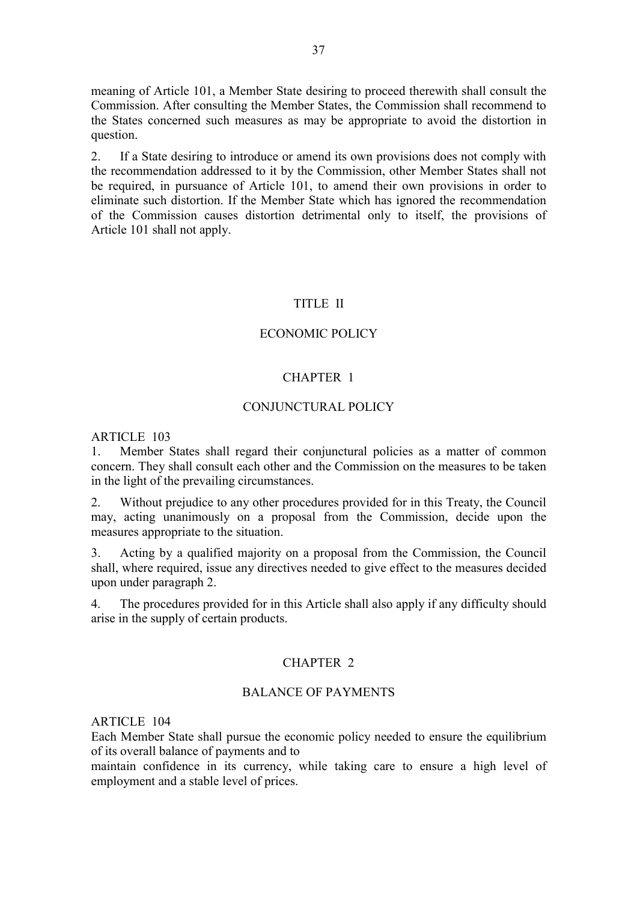meaning of Article 101, a Member State desiring to proceed therewith shall consult the Commission. After consulting the Member States, the Commission shall recommend to the States concerned such measures as may be appropriate to avoid the distortion in question.

2. If a State desiring to introduce or amend its own provisions does not comply with the recommendation addressed to it by the Commission, other Member States shall not be required, in pursuance of Article 101, to amend their own provisions in order to eliminate such distortion. If the Member State which has ignored the recommendation of the Commission causes distortion detrimental only to itself, the provisions of Article 101 shall not apply.

# TITLE II

# ECONOMIC POLICY

## CHAPTER 1

## CONJUNCTURAL POLICY

### ARTICLE 103

1. Member States shall regard their conjunctural policies as a matter of common concern. They shall consult each other and the Commission on the measures to be taken in the light of the prevailing circumstances.

2. Without prejudice to any other procedures provided for in this Treaty, the Council may, acting unanimously on a proposal from the Commission, decide upon the measures appropriate to the situation.

3. Acting by a qualified majority on a proposal from the Commission, the Council shall, where required, issue any directives needed to give effect to the measures decided upon under paragraph 2.

4. The procedures provided for in this Article shall also apply if any difficulty should arise in the supply of certain products.

## CHAPTER 2

## BALANCE OF PAYMENTS

### ARTICLE 104

Each Member State shall pursue the economic policy needed to ensure the equilibrium of its overall balance of payments and to maintain confidence in its currency, while taking care to ensure a high level of employment and a stable level of prices.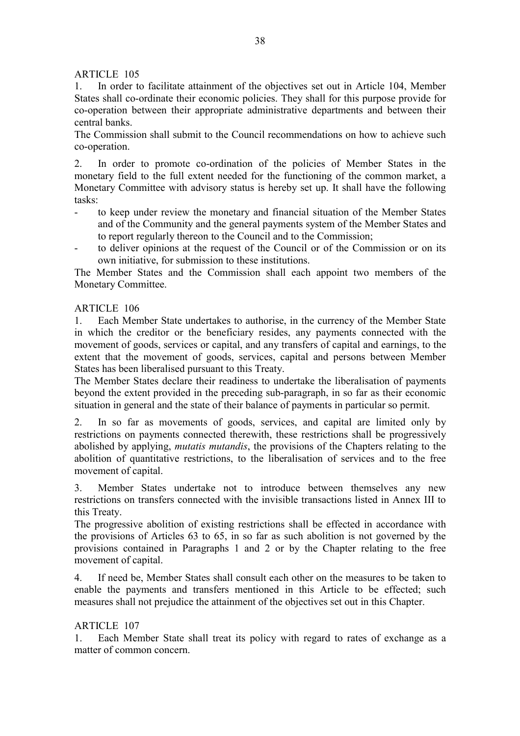ARTICLE 105

1. In order to facilitate attainment of the objectives set out in Article 104, Member States shall co-ordinate their economic policies. They shall for this purpose provide for co-operation between their appropriate administrative departments and between their central banks.

The Commission shall submit to the Council recommendations on how to achieve such co-operation.

2. In order to promote co-ordination of the policies of Member States in the monetary field to the full extent needed for the functioning of the common market, a Monetary Committee with advisory status is hereby set up. It shall have the following tasks:

- to keep under review the monetary and financial situation of the Member States and of the Community and the general payments system of the Member States and to report regularly thereon to the Council and to the Commission;
- to deliver opinions at the request of the Council or of the Commission or on its own initiative, for submission to these institutions.

The Member States and the Commission shall each appoint two members of the Monetary Committee.

ARTICLE 106

1. Each Member State undertakes to authorise, in the currency of the Member State in which the creditor or the beneficiary resides, any payments connected with the movement of goods, services or capital, and any transfers of capital and earnings, to the extent that the movement of goods, services, capital and persons between Member States has been liberalised pursuant to this Treaty.

The Member States declare their readiness to undertake the liberalisation of payments beyond the extent provided in the preceding sub-paragraph, in so far as their economic situation in general and the state of their balance of payments in particular so permit.

2. In so far as movements of goods, services, and capital are limited only by restrictions on payments connected therewith, these restrictions shall be progressively abolished by applying, *mutatis mutandis*, the provisions of the Chapters relating to the abolition of quantitative restrictions, to the liberalisation of services and to the free movement of capital.

3. Member States undertake not to introduce between themselves any new restrictions on transfers connected with the invisible transactions listed in Annex III to this Treaty.

The progressive abolition of existing restrictions shall be effected in accordance with the provisions of Articles 63 to 65, in so far as such abolition is not governed by the provisions contained in Paragraphs 1 and 2 or by the Chapter relating to the free movement of capital.

4. If need be, Member States shall consult each other on the measures to be taken to enable the payments and transfers mentioned in this Article to be effected; such measures shall not prejudice the attainment of the objectives set out in this Chapter.

ARTICLE 107

1. Each Member State shall treat its policy with regard to rates of exchange as a matter of common concern.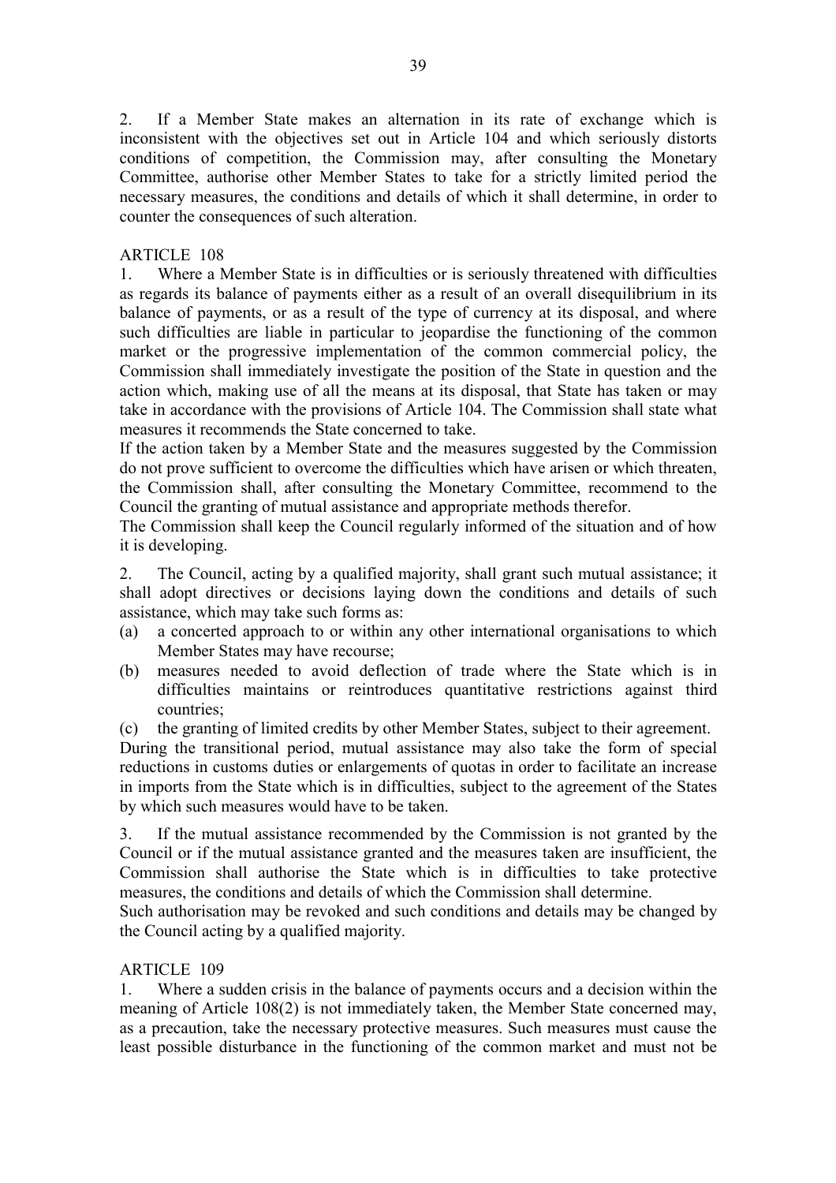2. If a Member State makes an alternation in its rate of exchange which is inconsistent with the objectives set out in Article 104 and which seriously distorts conditions of competition, the Commission may, after consulting the Monetary Committee, authorise other Member States to take for a strictly limited period the necessary measures, the conditions and details of which it shall determine, in order to counter the consequences of such alteration.

ARTICLE 108

1. Where a Member State is in difficulties or is seriously threatened with difficulties as regards its balance of payments either as a result of an overall disequilibrium in its balance of payments, or as a result of the type of currency at its disposal, and where such difficulties are liable in particular to jeopardise the functioning of the common market or the progressive implementation of the common commercial policy, the Commission shall immediately investigate the position of the State in question and the action which, making use of all the means at its disposal, that State has taken or may take in accordance with the provisions of Article 104. The Commission shall state what measures it recommends the State concerned to take.

If the action taken by a Member State and the measures suggested by the Commission do not prove sufficient to overcome the difficulties which have arisen or which threaten, the Commission shall, after consulting the Monetary Committee, recommend to the Council the granting of mutual assistance and appropriate methods therefor.

The Commission shall keep the Council regularly informed of the situation and of how it is developing.

2. The Council, acting by a qualified majority, shall grant such mutual assistance; it shall adopt directives or decisions laying down the conditions and details of such assistance, which may take such forms as:

(a) a concerted approach to or within any other international organisations to which Member States may have recourse;

(b) measures needed to avoid deflection of trade where the State which is in difficulties maintains or reintroduces quantitative restrictions against third countries;

(c) the granting of limited credits by other Member States, subject to their agreement.

During the transitional period, mutual assistance may also take the form of special reductions in customs duties or enlargements of quotas in order to facilitate an increase in imports from the State which is in difficulties, subject to the agreement of the States by which such measures would have to be taken.

3. If the mutual assistance recommended by the Commission is not granted by the Council or if the mutual assistance granted and the measures taken are insufficient, the Commission shall authorise the State which is in difficulties to take protective measures, the conditions and details of which the Commission shall determine.

Such authorisation may be revoked and such conditions and details may be changed by the Council acting by a qualified majority.

ARTICLE 109

1. Where a sudden crisis in the balance of payments occurs and a decision within the meaning of Article 108(2) is not immediately taken, the Member State concerned may, as a precaution, take the necessary protective measures. Such measures must cause the least possible disturbance in the functioning of the common market and must not be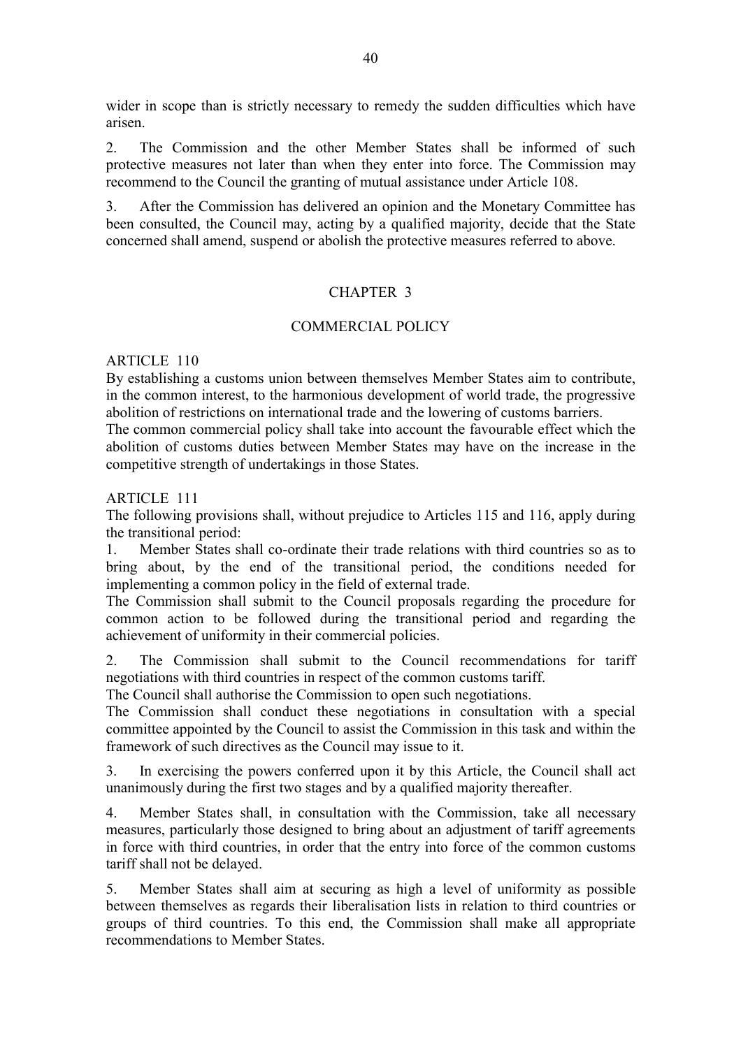wider in scope than is strictly necessary to remedy the sudden difficulties which have arisen.

2. The Commission and the other Member States shall be informed of such protective measures not later than when they enter into force. The Commission may recommend to the Council the granting of mutual assistance under Article 108.

3. After the Commission has delivered an opinion and the Monetary Committee has been consulted, the Council may, acting by a qualified majority, decide that the State concerned shall amend, suspend or abolish the protective measures referred to above.

## CHAPTER 3

## COMMERCIAL POLICY

### ARTICLE 110

By establishing a customs union between themselves Member States aim to contribute, in the common interest, to the harmonious development of world trade, the progressive abolition of restrictions on international trade and the lowering of customs barriers.

The common commercial policy shall take into account the favourable effect which the abolition of customs duties between Member States may have on the increase in the competitive strength of undertakings in those States.

### ARTICLE 111

The following provisions shall, without prejudice to Articles 115 and 116, apply during the transitional period:

1. Member States shall co-ordinate their trade relations with third countries so as to bring about, by the end of the transitional period, the conditions needed for implementing a common policy in the field of external trade.

The Commission shall submit to the Council proposals regarding the procedure for common action to be followed during the transitional period and regarding the achievement of uniformity in their commercial policies.

2. The Commission shall submit to the Council recommendations for tariff negotiations with third countries in respect of the common customs tariff.

The Council shall authorise the Commission to open such negotiations.

The Commission shall conduct these negotiations in consultation with a special committee appointed by the Council to assist the Commission in this task and within the framework of such directives as the Council may issue to it.

3. In exercising the powers conferred upon it by this Article, the Council shall act unanimously during the first two stages and by a qualified majority thereafter.

4. Member States shall, in consultation with the Commission, take all necessary measures, particularly those designed to bring about an adjustment of tariff agreements in force with third countries, in order that the entry into force of the common customs tariff shall not be delayed.

5. Member States shall aim at securing as high a level of uniformity as possible between themselves as regards their liberalisation lists in relation to third countries or groups of third countries. To this end, the Commission shall make all appropriate recommendations to Member States.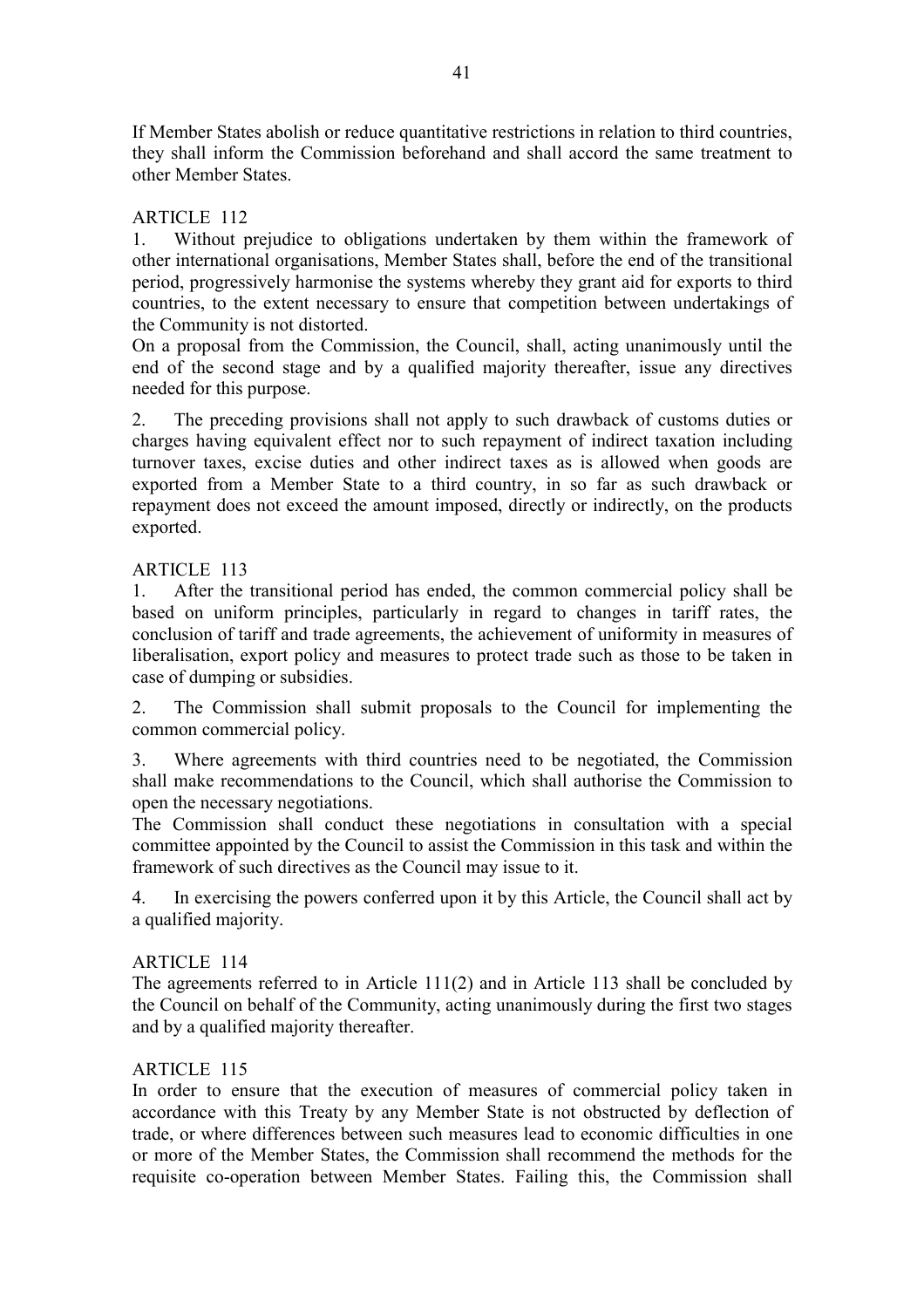If Member States abolish or reduce quantitative restrictions in relation to third countries, they shall inform the Commission beforehand and shall accord the same treatment to other Member States.

### ARTICLE 112

1. Without prejudice to obligations undertaken by them within the framework of other international organisations, Member States shall, before the end of the transitional period, progressively harmonise the systems whereby they grant aid for exports to third countries, to the extent necessary to ensure that competition between undertakings of the Community is not distorted.

On a proposal from the Commission, the Council, shall, acting unanimously until the end of the second stage and by a qualified majority thereafter, issue any directives needed for this purpose.

2. The preceding provisions shall not apply to such drawback of customs duties or charges having equivalent effect nor to such repayment of indirect taxation including turnover taxes, excise duties and other indirect taxes as is allowed when goods are exported from a Member State to a third country, in so far as such drawback or repayment does not exceed the amount imposed, directly or indirectly, on the products exported.

### ARTICLE 113

1. After the transitional period has ended, the common commercial policy shall be based on uniform principles, particularly in regard to changes in tariff rates, the conclusion of tariff and trade agreements, the achievement of uniformity in measures of liberalisation, export policy and measures to protect trade such as those to be taken in case of dumping or subsidies.

2. The Commission shall submit proposals to the Council for implementing the common commercial policy.

3. Where agreements with third countries need to be negotiated, the Commission shall make recommendations to the Council, which shall authorise the Commission to open the necessary negotiations.

The Commission shall conduct these negotiations in consultation with a special committee appointed by the Council to assist the Commission in this task and within the framework of such directives as the Council may issue to it.

4. In exercising the powers conferred upon it by this Article, the Council shall act by a qualified majority.

### ARTICLE 114

The agreements referred to in Article 111(2) and in Article 113 shall be concluded by the Council on behalf of the Community, acting unanimously during the first two stages and by a qualified majority thereafter.

### ARTICLE 115

In order to ensure that the execution of measures of commercial policy taken in accordance with this Treaty by any Member State is not obstructed by deflection of trade, or where differences between such measures lead to economic difficulties in one or more of the Member States, the Commission shall recommend the methods for the requisite co-operation between Member States. Failing this, the Commission shall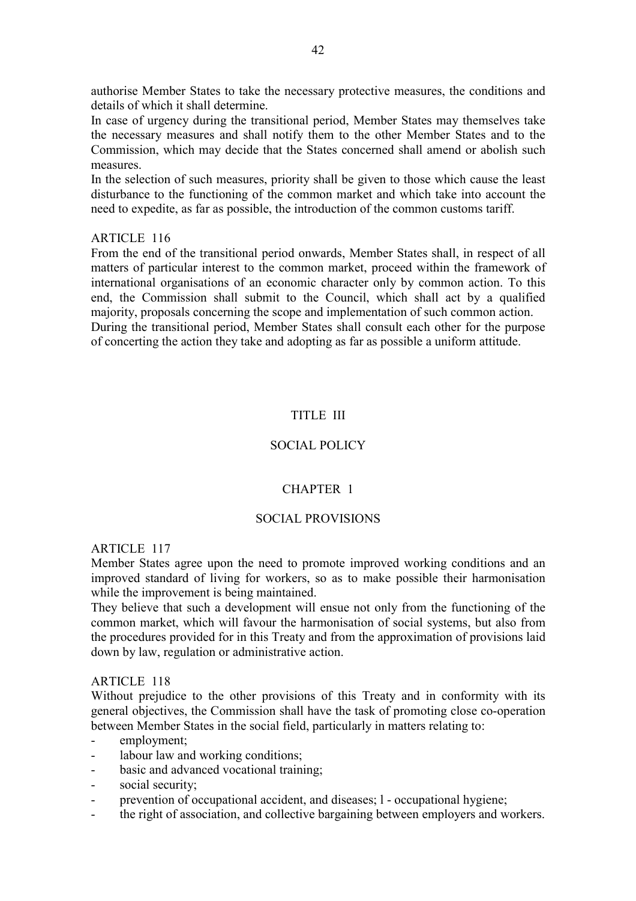authorise Member States to take the necessary protective measures, the conditions and details of which it shall determine.

In case of urgency during the transitional period, Member States may themselves take the necessary measures and shall notify them to the other Member States and to the Commission, which may decide that the States concerned shall amend or abolish such measures.

In the selection of such measures, priority shall be given to those which cause the least disturbance to the functioning of the common market and which take into account the need to expedite, as far as possible, the introduction of the common customs tariff.

ARTICLE 116

From the end of the transitional period onwards, Member States shall, in respect of all matters of particular interest to the common market, proceed within the framework of international organisations of an economic character only by common action. To this end, the Commission shall submit to the Council, which shall act by a qualified majority, proposals concerning the scope and implementation of such common action.

During the transitional period, Member States shall consult each other for the purpose of concerting the action they take and adopting as far as possible a uniform attitude.

# TITLE III

# SOCIAL POLICY

## CHAPTER 1

## SOCIAL PROVISIONS

ARTICLE 117

Member States agree upon the need to promote improved working conditions and an improved standard of living for workers, so as to make possible their harmonisation while the improvement is being maintained.

They believe that such a development will ensue not only from the functioning of the common market, which will favour the harmonisation of social systems, but also from the procedures provided for in this Treaty and from the approximation of provisions laid down by law, regulation or administrative action.

ARTICLE 118

Without prejudice to the other provisions of this Treaty and in conformity with its general objectives, the Commission shall have the task of promoting close co-operation between Member States in the social field, particularly in matters relating to:

- employment;
- labour law and working conditions;
- basic and advanced vocational training;
- social security;
- prevention of occupational accident, and diseases; l - occupational hygiene;
- the right of association, and collective bargaining between employers and workers.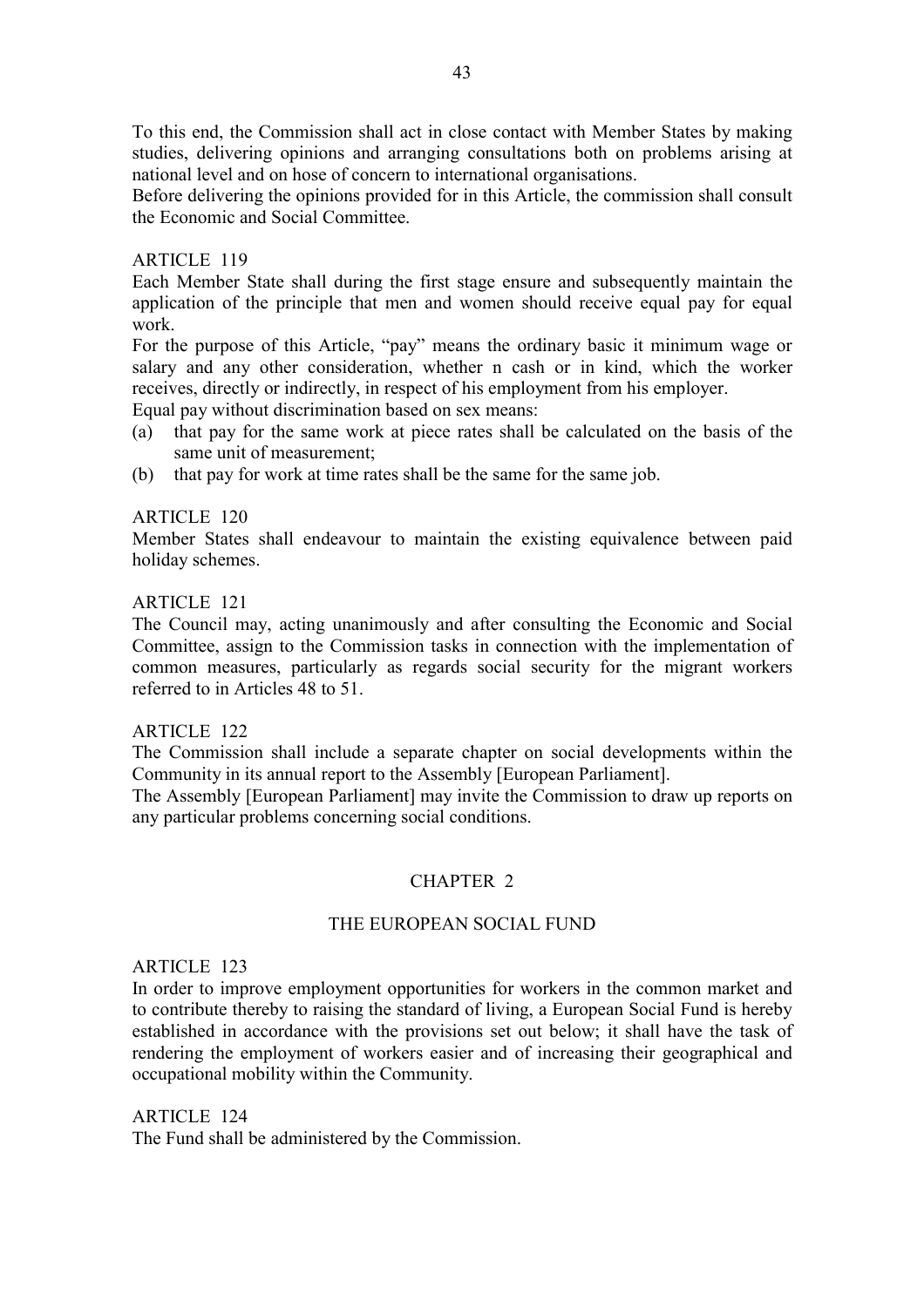To this end, the Commission shall act in close contact with Member States by making studies, delivering opinions and arranging consultations both on problems arising at national level and on hose of concern to international organisations.

Before delivering the opinions provided for in this Article, the commission shall consult the Economic and Social Committee.

ARTICLE 119

Each Member State shall during the first stage ensure and subsequently maintain the application of the principle that men and women should receive equal pay for equal work.

For the purpose of this Article, "pay" means the ordinary basic it minimum wage or salary and any other consideration, whether n cash or in kind, which the worker receives, directly or indirectly, in respect of his employment from his employer.

Equal pay without discrimination based on sex means:

(a) that pay for the same work at piece rates shall be calculated on the basis of the same unit of measurement;

(b) that pay for work at time rates shall be the same for the same job.

ARTICLE 120

Member States shall endeavour to maintain the existing equivalence between paid holiday schemes.

ARTICLE 121

The Council may, acting unanimously and after consulting the Economic and Social Committee, assign to the Commission tasks in connection with the implementation of common measures, particularly as regards social security for the migrant workers referred to in Articles 48 to 51.

ARTICLE 122

The Commission shall include a separate chapter on social developments within the Community in its annual report to the Assembly [European Parliament].

The Assembly [European Parliament] may invite the Commission to draw up reports on any particular problems concerning social conditions.

## CHAPTER 2

## THE EUROPEAN SOCIAL FUND

ARTICLE 123

In order to improve employment opportunities for workers in the common market and to contribute thereby to raising the standard of living, a European Social Fund is hereby established in accordance with the provisions set out below; it shall have the task of rendering the employment of workers easier and of increasing their geographical and occupational mobility within the Community.

ARTICLE 124

The Fund shall be administered by the Commission.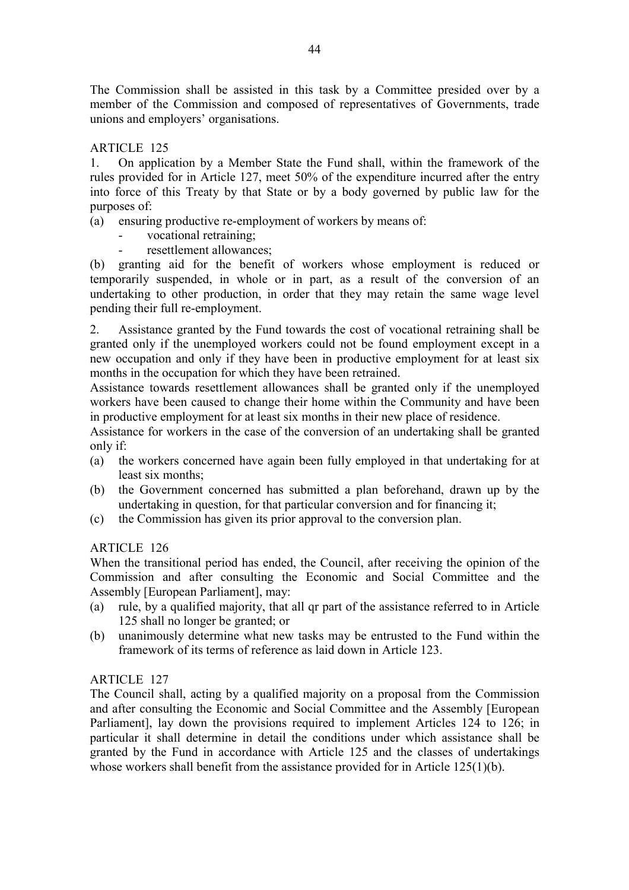The Commission shall be assisted in this task by a Committee presided over by a member of the Commission and composed of representatives of Governments, trade unions and employers' organisations.

ARTICLE 125

1. On application by a Member State the Fund shall, within the framework of the rules provided for in Article 127, meet 50% of the expenditure incurred after the entry into force of this Treaty by that State or by a body governed by public law for the purposes of:

(a) ensuring productive re-employment of workers by means of:
  - vocational retraining;
  - resettlement allowances;

(b) granting aid for the benefit of workers whose employment is reduced or temporarily suspended, in whole or in part, as a result of the conversion of an undertaking to other production, in order that they may retain the same wage level pending their full re-employment.

2. Assistance granted by the Fund towards the cost of vocational retraining shall be granted only if the unemployed workers could not be found employment except in a new occupation and only if they have been in productive employment for at least six months in the occupation for which they have been retrained.

Assistance towards resettlement allowances shall be granted only if the unemployed workers have been caused to change their home within the Community and have been in productive employment for at least six months in their new place of residence.

Assistance for workers in the case of the conversion of an undertaking shall be granted only if:

(a) the workers concerned have again been fully employed in that undertaking for at least six months;
(b) the Government concerned has submitted a plan beforehand, drawn up by the undertaking in question, for that particular conversion and for financing it;
(c) the Commission has given its prior approval to the conversion plan.

ARTICLE 126

When the transitional period has ended, the Council, after receiving the opinion of the Commission and after consulting the Economic and Social Committee and the Assembly [European Parliament], may:

(a) rule, by a qualified majority, that all qr part of the assistance referred to in Article 125 shall no longer be granted; or
(b) unanimously determine what new tasks may be entrusted to the Fund within the framework of its terms of reference as laid down in Article 123.

ARTICLE 127

The Council shall, acting by a qualified majority on a proposal from the Commission and after consulting the Economic and Social Committee and the Assembly [European Parliament], lay down the provisions required to implement Articles 124 to 126; in particular it shall determine in detail the conditions under which assistance shall be granted by the Fund in accordance with Article 125 and the classes of undertakings whose workers shall benefit from the assistance provided for in Article 125(1)(b).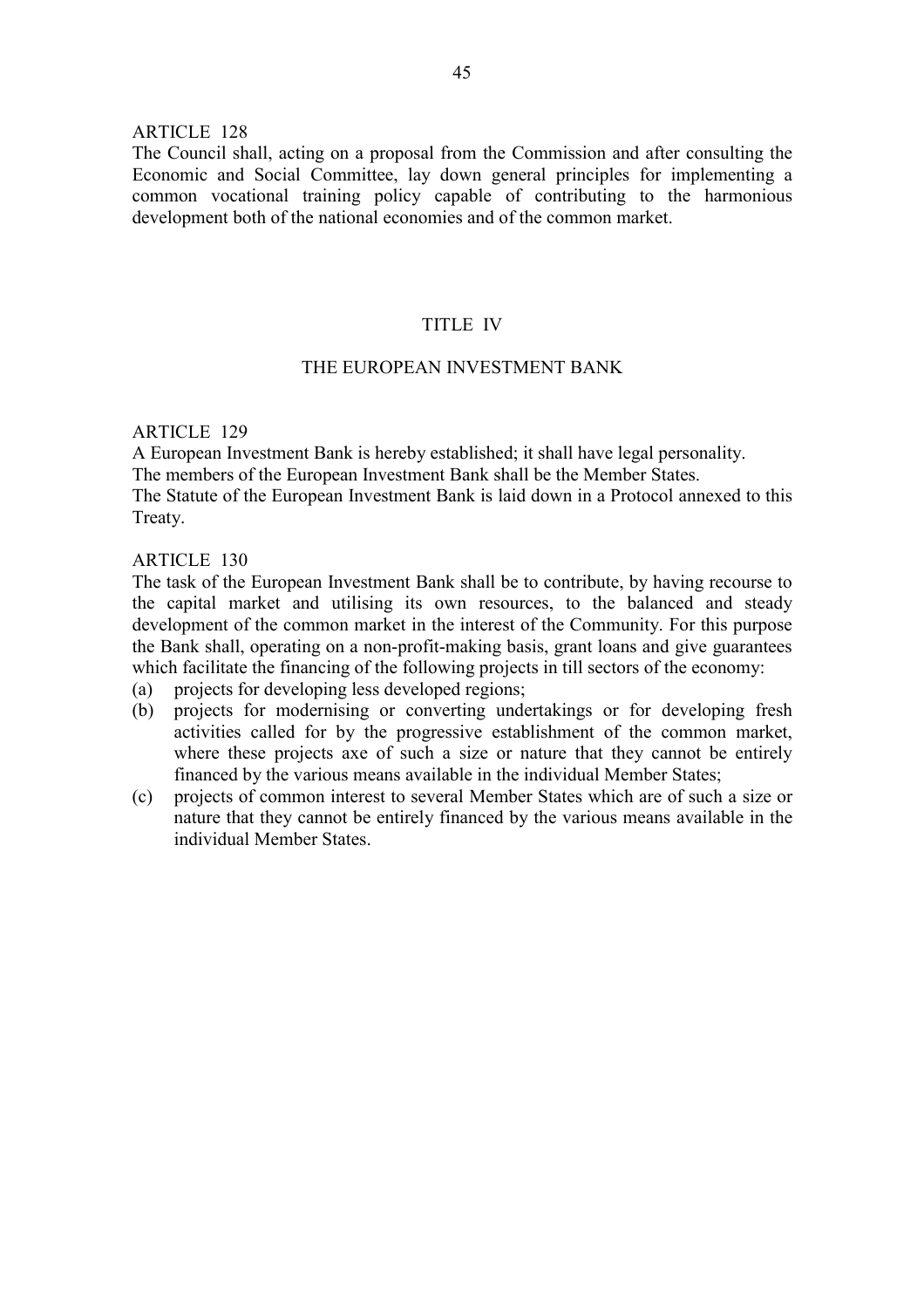ARTICLE 128

The Council shall, acting on a proposal from the Commission and after consulting the Economic and Social Committee, lay down general principles for implementing a common vocational training policy capable of contributing to the harmonious development both of the national economies and of the common market.

## TITLE IV

## THE EUROPEAN INVESTMENT BANK

ARTICLE 129

A European Investment Bank is hereby established; it shall have legal personality.
The members of the European Investment Bank shall be the Member States.
The Statute of the European Investment Bank is laid down in a Protocol annexed to this Treaty.

ARTICLE 130

The task of the European Investment Bank shall be to contribute, by having recourse to the capital market and utilising its own resources, to the balanced and steady development of the common market in the interest of the Community. For this purpose the Bank shall, operating on a non-profit-making basis, grant loans and give guarantees which facilitate the financing of the following projects in till sectors of the economy:

(a) projects for developing less developed regions;

(b) projects for modernising or converting undertakings or for developing fresh activities called for by the progressive establishment of the common market, where these projects axe of such a size or nature that they cannot be entirely financed by the various means available in the individual Member States;

(c) projects of common interest to several Member States which are of such a size or nature that they cannot be entirely financed by the various means available in the individual Member States.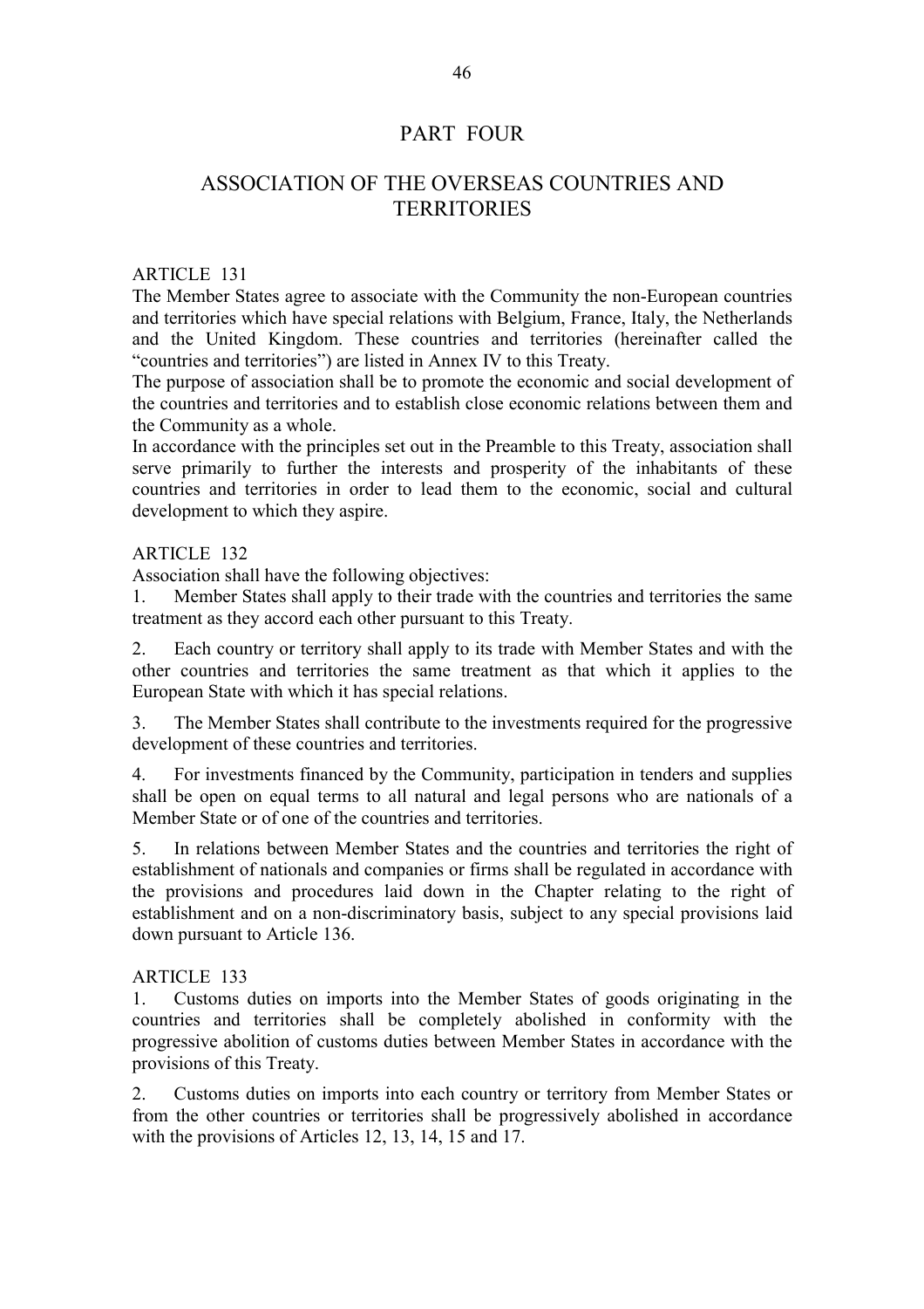# PART FOUR

## ASSOCIATION OF THE OVERSEAS COUNTRIES AND TERRITORIES

ARTICLE 131

The Member States agree to associate with the Community the non-European countries and territories which have special relations with Belgium, France, Italy, the Netherlands and the United Kingdom. These countries and territories (hereinafter called the "countries and territories") are listed in Annex IV to this Treaty.

The purpose of association shall be to promote the economic and social development of the countries and territories and to establish close economic relations between them and the Community as a whole.

In accordance with the principles set out in the Preamble to this Treaty, association shall serve primarily to further the interests and prosperity of the inhabitants of these countries and territories in order to lead them to the economic, social and cultural development to which they aspire.

ARTICLE 132

Association shall have the following objectives:

1. Member States shall apply to their trade with the countries and territories the same treatment as they accord each other pursuant to this Treaty.

2. Each country or territory shall apply to its trade with Member States and with the other countries and territories the same treatment as that which it applies to the European State with which it has special relations.

3. The Member States shall contribute to the investments required for the progressive development of these countries and territories.

4. For investments financed by the Community, participation in tenders and supplies shall be open on equal terms to all natural and legal persons who are nationals of a Member State or of one of the countries and territories.

5. In relations between Member States and the countries and territories the right of establishment of nationals and companies or firms shall be regulated in accordance with the provisions and procedures laid down in the Chapter relating to the right of establishment and on a non-discriminatory basis, subject to any special provisions laid down pursuant to Article 136.

ARTICLE 133

1. Customs duties on imports into the Member States of goods originating in the countries and territories shall be completely abolished in conformity with the progressive abolition of customs duties between Member States in accordance with the provisions of this Treaty.

2. Customs duties on imports into each country or territory from Member States or from the other countries or territories shall be progressively abolished in accordance with the provisions of Articles 12, 13, 14, 15 and 17.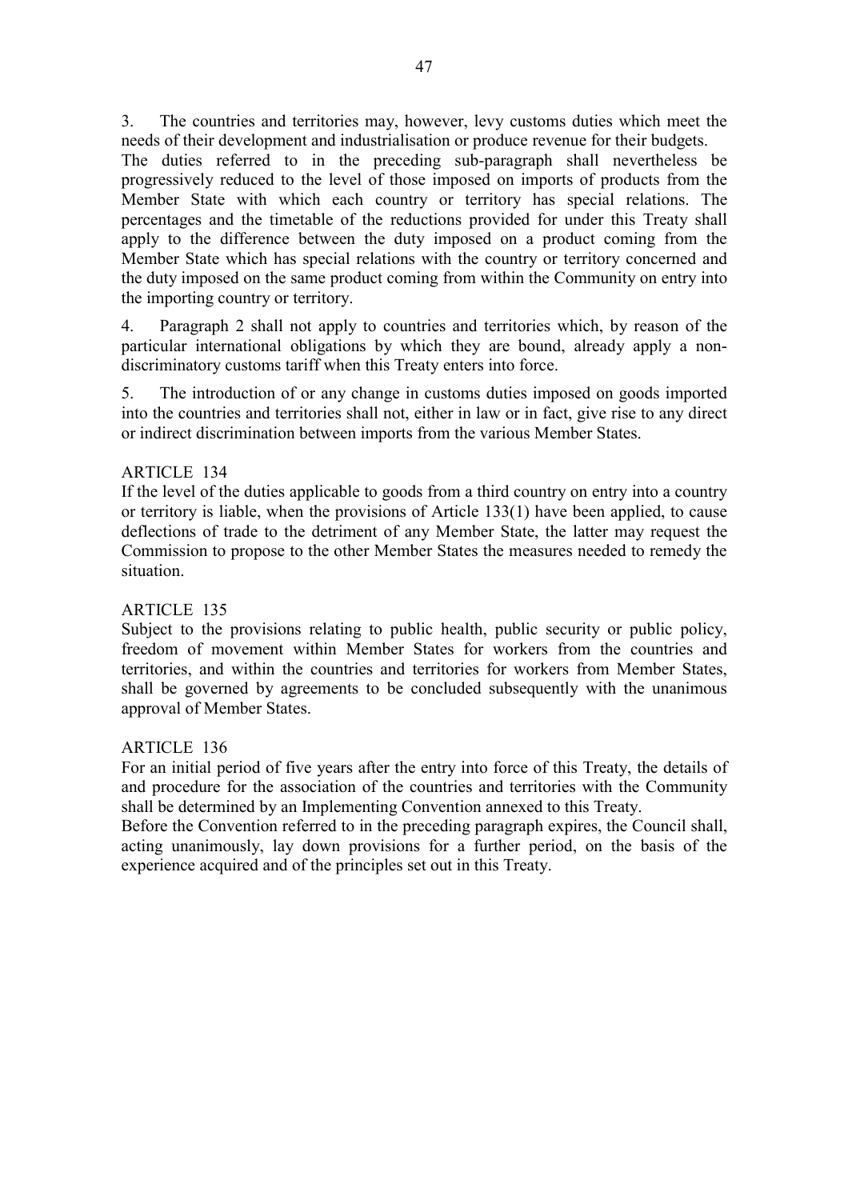3. The countries and territories may, however, levy customs duties which meet the needs of their development and industrialisation or produce revenue for their budgets.
The duties referred to in the preceding sub-paragraph shall nevertheless be progressively reduced to the level of those imposed on imports of products from the Member State with which each country or territory has special relations. The percentages and the timetable of the reductions provided for under this Treaty shall apply to the difference between the duty imposed on a product coming from the Member State which has special relations with the country or territory concerned and the duty imposed on the same product coming from within the Community on entry into the importing country or territory.

4. Paragraph 2 shall not apply to countries and territories which, by reason of the particular international obligations by which they are bound, already apply a non-discriminatory customs tariff when this Treaty enters into force.

5. The introduction of or any change in customs duties imposed on goods imported into the countries and territories shall not, either in law or in fact, give rise to any direct or indirect discrimination between imports from the various Member States.

ARTICLE 134
If the level of the duties applicable to goods from a third country on entry into a country or territory is liable, when the provisions of Article 133(1) have been applied, to cause deflections of trade to the detriment of any Member State, the latter may request the Commission to propose to the other Member States the measures needed to remedy the situation.

ARTICLE 135
Subject to the provisions relating to public health, public security or public policy, freedom of movement within Member States for workers from the countries and territories, and within the countries and territories for workers from Member States, shall be governed by agreements to be concluded subsequently with the unanimous approval of Member States.

ARTICLE 136
For an initial period of five years after the entry into force of this Treaty, the details of and procedure for the association of the countries and territories with the Community shall be determined by an Implementing Convention annexed to this Treaty.
Before the Convention referred to in the preceding paragraph expires, the Council shall, acting unanimously, lay down provisions for a further period, on the basis of the experience acquired and of the principles set out in this Treaty.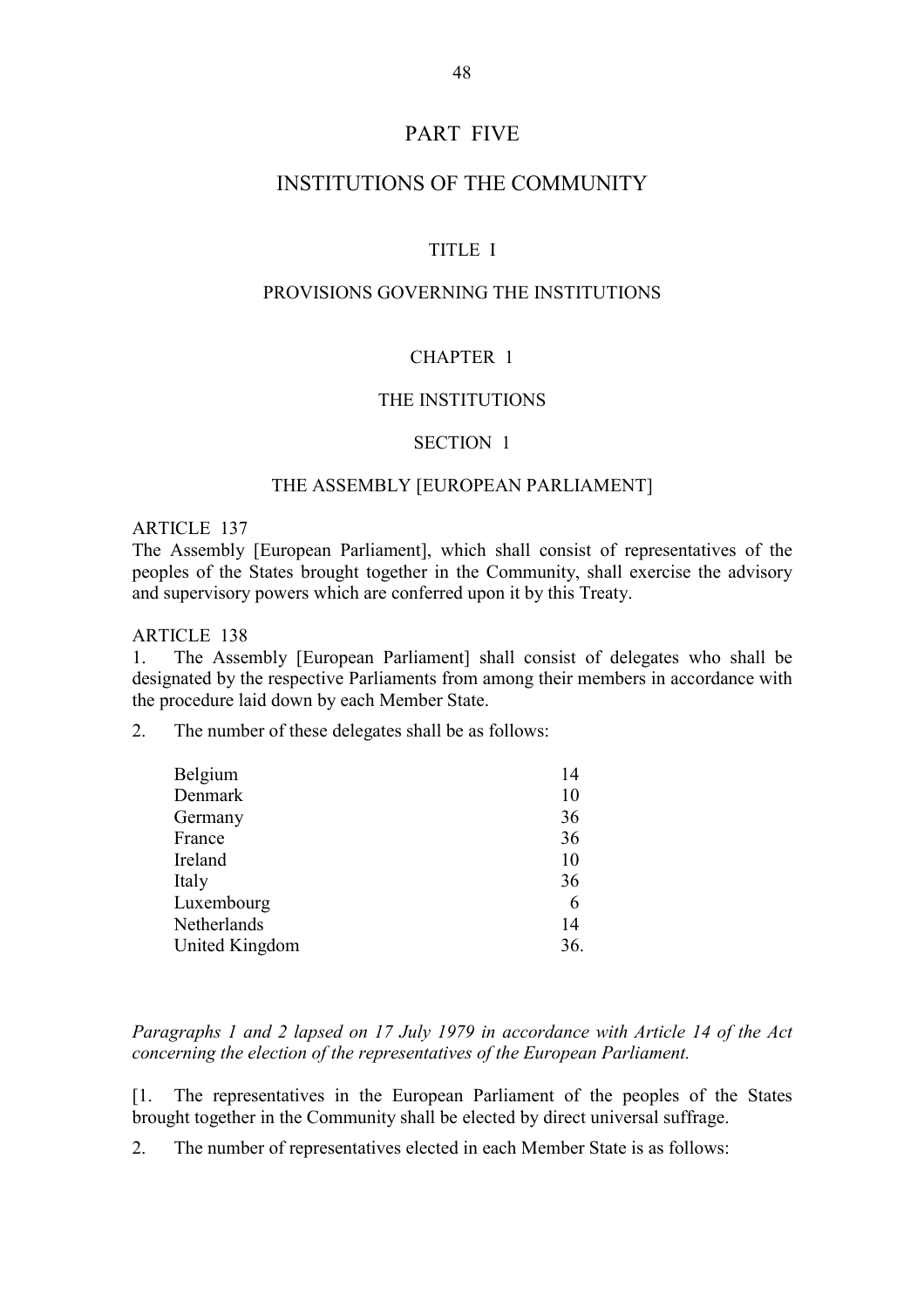# PART FIVE

# INSTITUTIONS OF THE COMMUNITY

## TITLE I

## PROVISIONS GOVERNING THE INSTITUTIONS

### CHAPTER 1

### THE INSTITUTIONS

#### SECTION 1

#### THE ASSEMBLY [EUROPEAN PARLIAMENT]

ARTICLE 137
The Assembly [European Parliament], which shall consist of representatives of the peoples of the States brought together in the Community, shall exercise the advisory and supervisory powers which are conferred upon it by this Treaty.

ARTICLE 138
1. The Assembly [European Parliament] shall consist of delegates who shall be designated by the respective Parliaments from among their members in accordance with the procedure laid down by each Member State.

2. The number of these delegates shall be as follows:

| | |
|---|---|
| Belgium | 14 |
| Denmark | 10 |
| Germany | 36 |
| France | 36 |
| Ireland | 10 |
| Italy | 36 |
| Luxembourg | 6 |
| Netherlands | 14 |
| United Kingdom | 36. |

*Paragraphs 1 and 2 lapsed on 17 July 1979 in accordance with Article 14 of the Act concerning the election of the representatives of the European Parliament.*

[1. The representatives in the European Parliament of the peoples of the States brought together in the Community shall be elected by direct universal suffrage.

2. The number of representatives elected in each Member State is as follows: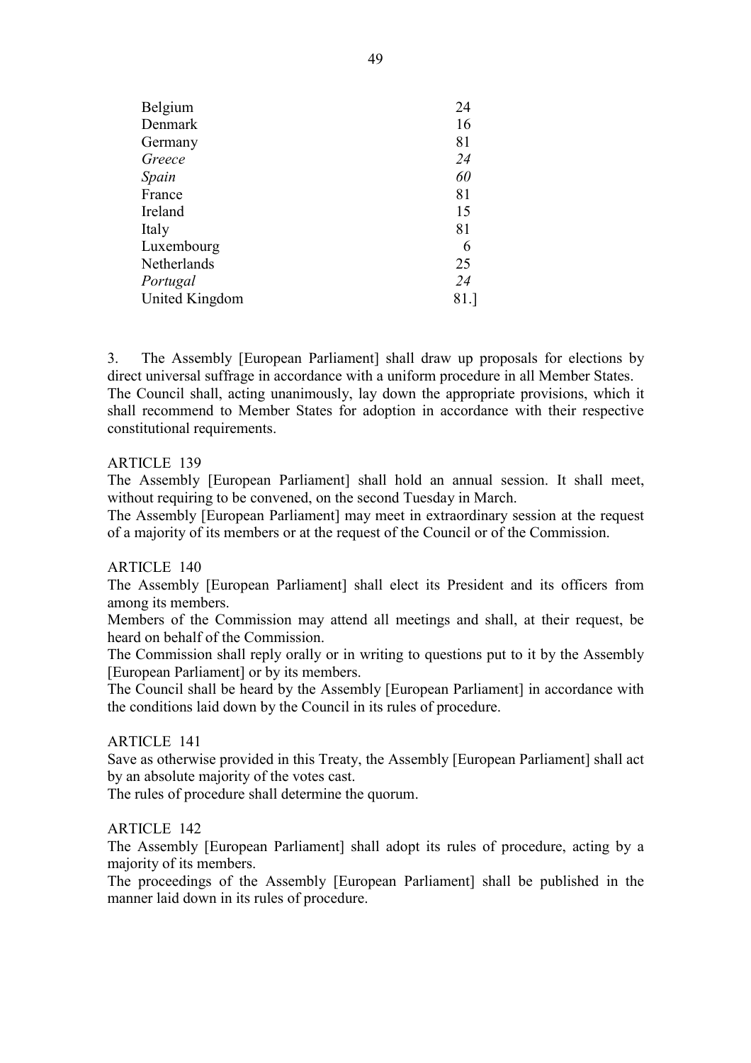| | |
|---|---|
| Belgium | 24 |
| Denmark | 16 |
| Germany | 81 |
| *Greece* | *24* |
| *Spain* | *60* |
| France | 81 |
| Ireland | 15 |
| Italy | 81 |
| Luxembourg | 6 |
| Netherlands | 25 |
| *Portugal* | *24* |
| United Kingdom | 81.] |

3. The Assembly [European Parliament] shall draw up proposals for elections by direct universal suffrage in accordance with a uniform procedure in all Member States.
The Council shall, acting unanimously, lay down the appropriate provisions, which it shall recommend to Member States for adoption in accordance with their respective constitutional requirements.

ARTICLE 139

The Assembly [European Parliament] shall hold an annual session. It shall meet, without requiring to be convened, on the second Tuesday in March.
The Assembly [European Parliament] may meet in extraordinary session at the request of a majority of its members or at the request of the Council or of the Commission.

ARTICLE 140

The Assembly [European Parliament] shall elect its President and its officers from among its members.
Members of the Commission may attend all meetings and shall, at their request, be heard on behalf of the Commission.
The Commission shall reply orally or in writing to questions put to it by the Assembly [European Parliament] or by its members.
The Council shall be heard by the Assembly [European Parliament] in accordance with the conditions laid down by the Council in its rules of procedure.

ARTICLE 141

Save as otherwise provided in this Treaty, the Assembly [European Parliament] shall act by an absolute majority of the votes cast.
The rules of procedure shall determine the quorum.

ARTICLE 142

The Assembly [European Parliament] shall adopt its rules of procedure, acting by a majority of its members.
The proceedings of the Assembly [European Parliament] shall be published in the manner laid down in its rules of procedure.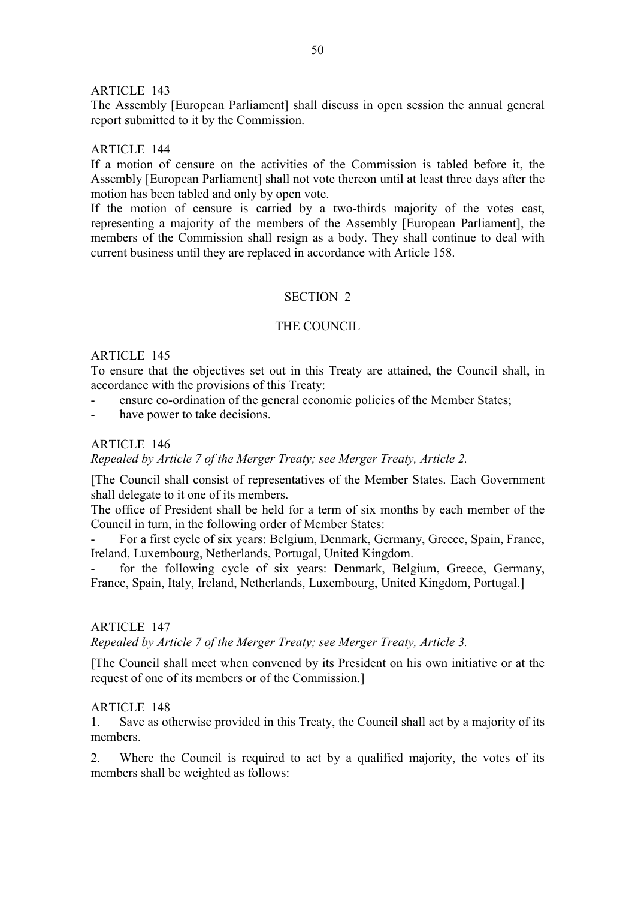ARTICLE 143

The Assembly [European Parliament] shall discuss in open session the annual general report submitted to it by the Commission.

ARTICLE 144

If a motion of censure on the activities of the Commission is tabled before it, the Assembly [European Parliament] shall not vote thereon until at least three days after the motion has been tabled and only by open vote.

If the motion of censure is carried by a two-thirds majority of the votes cast, representing a majority of the members of the Assembly [European Parliament], the members of the Commission shall resign as a body. They shall continue to deal with current business until they are replaced in accordance with Article 158.

## SECTION 2

## THE COUNCIL

ARTICLE 145

To ensure that the objectives set out in this Treaty are attained, the Council shall, in accordance with the provisions of this Treaty:

- ensure co-ordination of the general economic policies of the Member States;
- have power to take decisions.

ARTICLE 146

*Repealed by Article 7 of the Merger Treaty; see Merger Treaty, Article 2.*

[The Council shall consist of representatives of the Member States. Each Government shall delegate to it one of its members.

The office of President shall be held for a term of six months by each member of the Council in turn, in the following order of Member States:

- For a first cycle of six years: Belgium, Denmark, Germany, Greece, Spain, France, Ireland, Luxembourg, Netherlands, Portugal, United Kingdom.
- for the following cycle of six years: Denmark, Belgium, Greece, Germany, France, Spain, Italy, Ireland, Netherlands, Luxembourg, United Kingdom, Portugal.]

ARTICLE 147

*Repealed by Article 7 of the Merger Treaty; see Merger Treaty, Article 3.*

[The Council shall meet when convened by its President on his own initiative or at the request of one of its members or of the Commission.]

ARTICLE 148

1. Save as otherwise provided in this Treaty, the Council shall act by a majority of its members.

2. Where the Council is required to act by a qualified majority, the votes of its members shall be weighted as follows: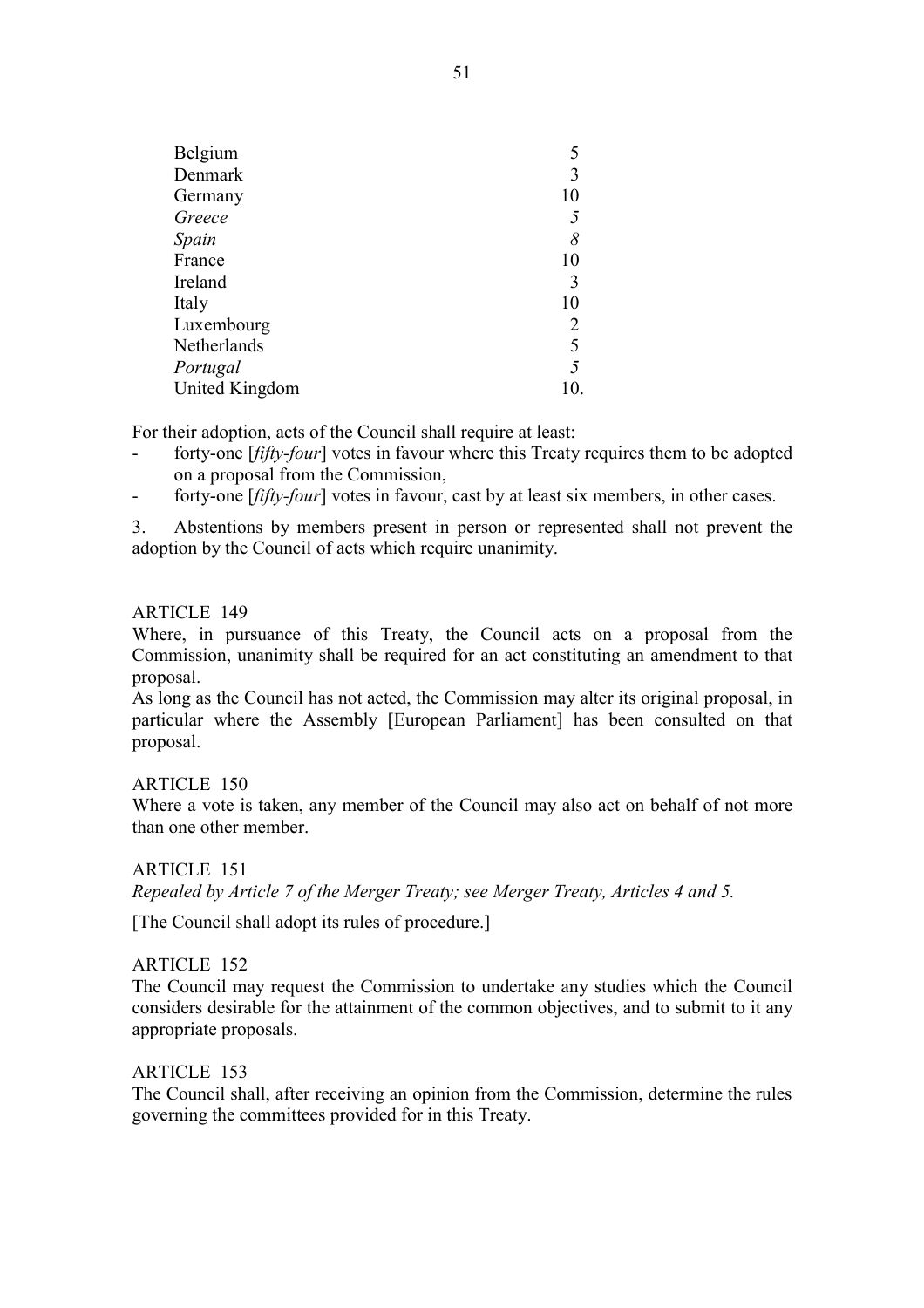| | |
|---|---|
| Belgium | 5 |
| Denmark | 3 |
| Germany | 10 |
| *Greece* | *5* |
| *Spain* | *8* |
| France | 10 |
| Ireland | 3 |
| Italy | 10 |
| Luxembourg | 2 |
| Netherlands | 5 |
| *Portugal* | *5* |
| United Kingdom | 10. |

For their adoption, acts of the Council shall require at least:

- forty-one [*fifty-four*] votes in favour where this Treaty requires them to be adopted on a proposal from the Commission,
- forty-one [*fifty-four*] votes in favour, cast by at least six members, in other cases.

3. Abstentions by members present in person or represented shall not prevent the adoption by the Council of acts which require unanimity.

ARTICLE 149

Where, in pursuance of this Treaty, the Council acts on a proposal from the Commission, unanimity shall be required for an act constituting an amendment to that proposal.

As long as the Council has not acted, the Commission may alter its original proposal, in particular where the Assembly [European Parliament] has been consulted on that proposal.

ARTICLE 150

Where a vote is taken, any member of the Council may also act on behalf of not more than one other member.

ARTICLE 151

*Repealed by Article 7 of the Merger Treaty; see Merger Treaty, Articles 4 and 5.*

[The Council shall adopt its rules of procedure.]

ARTICLE 152

The Council may request the Commission to undertake any studies which the Council considers desirable for the attainment of the common objectives, and to submit to it any appropriate proposals.

ARTICLE 153

The Council shall, after receiving an opinion from the Commission, determine the rules governing the committees provided for in this Treaty.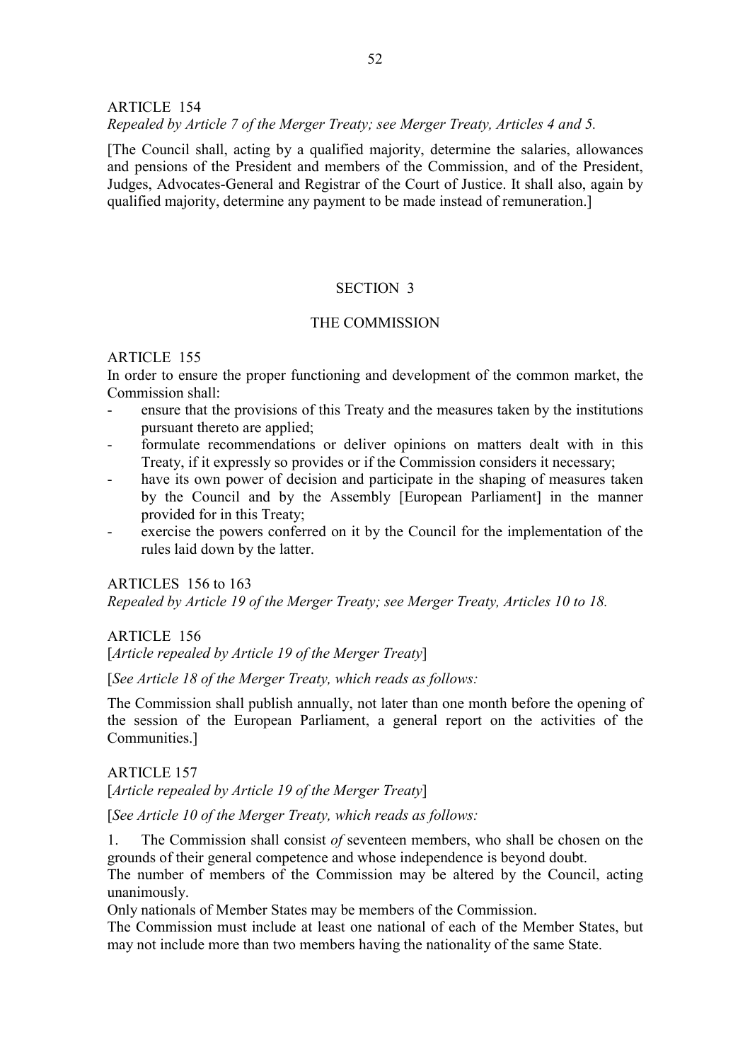ARTICLE 154

*Repealed by Article 7 of the Merger Treaty; see Merger Treaty, Articles 4 and 5.*

[The Council shall, acting by a qualified majority, determine the salaries, allowances and pensions of the President and members of the Commission, and of the President, Judges, Advocates-General and Registrar of the Court of Justice. It shall also, again by qualified majority, determine any payment to be made instead of remuneration.]

## SECTION 3

## THE COMMISSION

ARTICLE 155

In order to ensure the proper functioning and development of the common market, the Commission shall:

- ensure that the provisions of this Treaty and the measures taken by the institutions pursuant thereto are applied;
- formulate recommendations or deliver opinions on matters dealt with in this Treaty, if it expressly so provides or if the Commission considers it necessary;
- have its own power of decision and participate in the shaping of measures taken by the Council and by the Assembly [European Parliament] in the manner provided for in this Treaty;
- exercise the powers conferred on it by the Council for the implementation of the rules laid down by the latter.

ARTICLES 156 to 163

*Repealed by Article 19 of the Merger Treaty; see Merger Treaty, Articles 10 to 18.*

ARTICLE 156

[*Article repealed by Article 19 of the Merger Treaty*]

[*See Article 18 of the Merger Treaty, which reads as follows:*

The Commission shall publish annually, not later than one month before the opening of the session of the European Parliament, a general report on the activities of the Communities.]

ARTICLE 157

[*Article repealed by Article 19 of the Merger Treaty*]

[*See Article 10 of the Merger Treaty, which reads as follows:*

1. The Commission shall consist *of* seventeen members, who shall be chosen on the grounds of their general competence and whose independence is beyond doubt.

The number of members of the Commission may be altered by the Council, acting unanimously.

Only nationals of Member States may be members of the Commission.

The Commission must include at least one national of each of the Member States, but may not include more than two members having the nationality of the same State.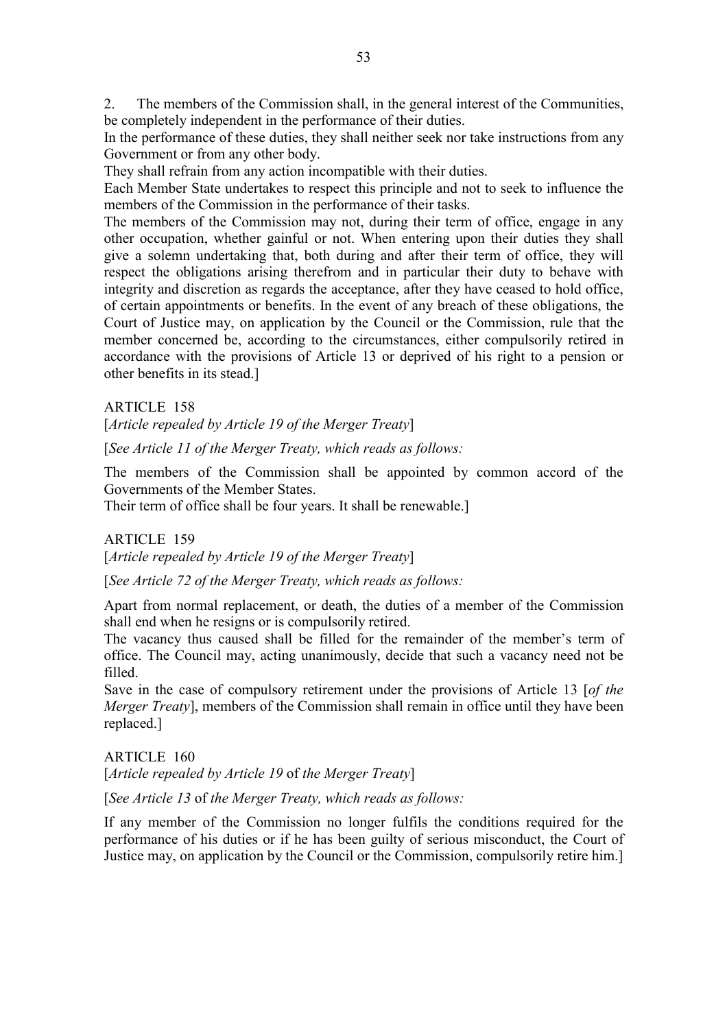2. The members of the Commission shall, in the general interest of the Communities, be completely independent in the performance of their duties.

In the performance of these duties, they shall neither seek nor take instructions from any Government or from any other body.

They shall refrain from any action incompatible with their duties.

Each Member State undertakes to respect this principle and not to seek to influence the members of the Commission in the performance of their tasks.

The members of the Commission may not, during their term of office, engage in any other occupation, whether gainful or not. When entering upon their duties they shall give a solemn undertaking that, both during and after their term of office, they will respect the obligations arising therefrom and in particular their duty to behave with integrity and discretion as regards the acceptance, after they have ceased to hold office, of certain appointments or benefits. In the event of any breach of these obligations, the Court of Justice may, on application by the Council or the Commission, rule that the member concerned be, according to the circumstances, either compulsorily retired in accordance with the provisions of Article 13 or deprived of his right to a pension or other benefits in its stead.]

ARTICLE 158

[*Article repealed by Article 19 of the Merger Treaty*]

[*See Article 11 of the Merger Treaty, which reads as follows:*

The members of the Commission shall be appointed by common accord of the Governments of the Member States.

Their term of office shall be four years. It shall be renewable.]

ARTICLE 159

[*Article repealed by Article 19 of the Merger Treaty*]

[*See Article 72 of the Merger Treaty, which reads as follows:*

Apart from normal replacement, or death, the duties of a member of the Commission shall end when he resigns or is compulsorily retired.

The vacancy thus caused shall be filled for the remainder of the member's term of office. The Council may, acting unanimously, decide that such a vacancy need not be filled.

Save in the case of compulsory retirement under the provisions of Article 13 [*of the Merger Treaty*], members of the Commission shall remain in office until they have been replaced.]

ARTICLE 160

[*Article repealed by Article 19* of *the Merger Treaty*]

[*See Article 13* of *the Merger Treaty, which reads as follows:*

If any member of the Commission no longer fulfils the conditions required for the performance of his duties or if he has been guilty of serious misconduct, the Court of Justice may, on application by the Council or the Commission, compulsorily retire him.]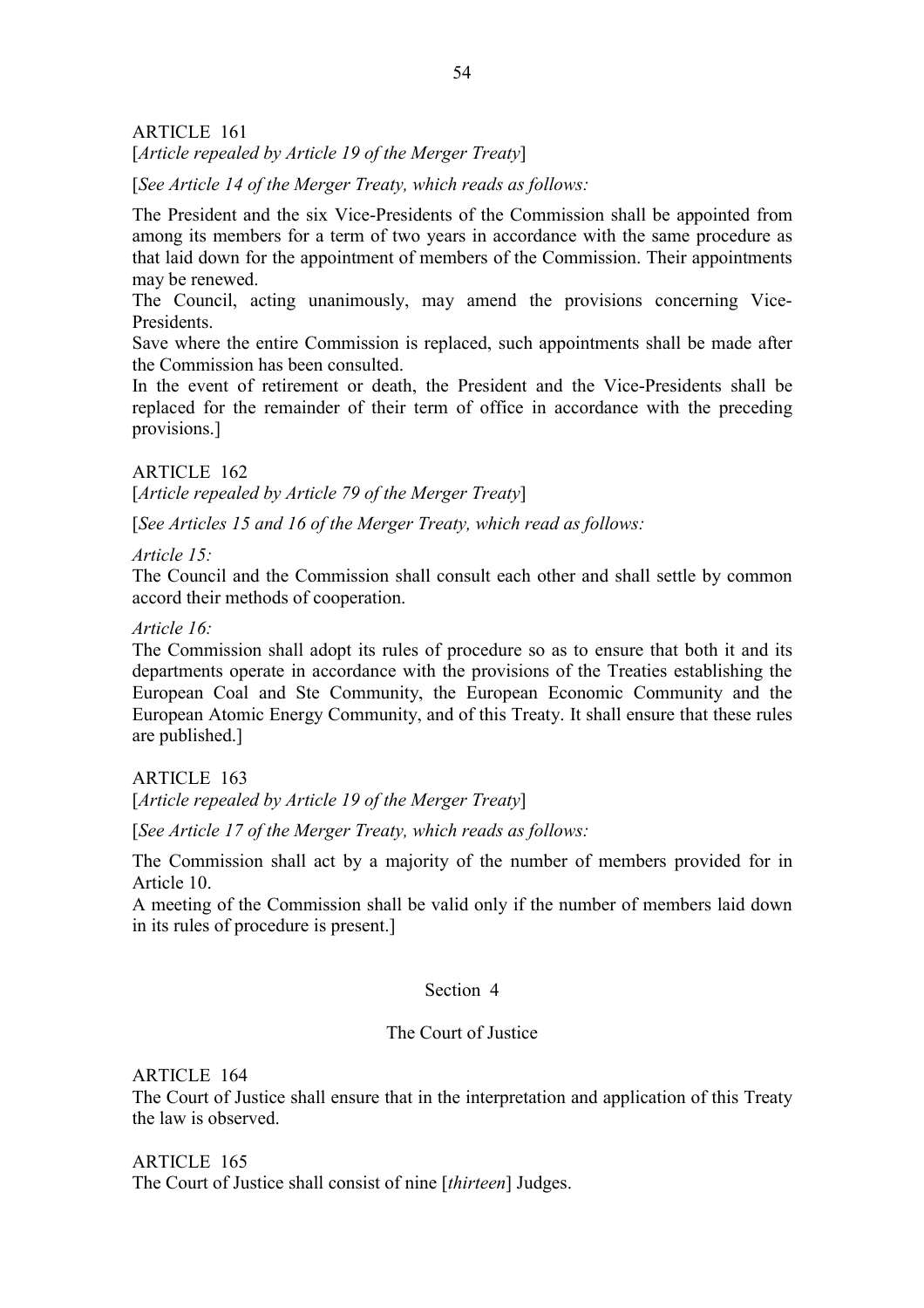ARTICLE 161

[*Article repealed by Article 19 of the Merger Treaty*]

[*See Article 14 of the Merger Treaty, which reads as follows:*

The President and the six Vice-Presidents of the Commission shall be appointed from among its members for a term of two years in accordance with the same procedure as that laid down for the appointment of members of the Commission. Their appointments may be renewed.

The Council, acting unanimously, may amend the provisions concerning Vice-Presidents.

Save where the entire Commission is replaced, such appointments shall be made after the Commission has been consulted.

In the event of retirement or death, the President and the Vice-Presidents shall be replaced for the remainder of their term of office in accordance with the preceding provisions.]

ARTICLE 162

[*Article repealed by Article 79 of the Merger Treaty*]

[*See Articles 15 and 16 of the Merger Treaty, which read as follows:*

*Article 15:*

The Council and the Commission shall consult each other and shall settle by common accord their methods of cooperation.

*Article 16:*

The Commission shall adopt its rules of procedure so as to ensure that both it and its departments operate in accordance with the provisions of the Treaties establishing the European Coal and Ste Community, the European Economic Community and the European Atomic Energy Community, and of this Treaty. It shall ensure that these rules are published.]

ARTICLE 163

[*Article repealed by Article 19 of the Merger Treaty*]

[*See Article 17 of the Merger Treaty, which reads as follows:*

The Commission shall act by a majority of the number of members provided for in Article 10.

A meeting of the Commission shall be valid only if the number of members laid down in its rules of procedure is present.]

## Section 4

## The Court of Justice

ARTICLE 164

The Court of Justice shall ensure that in the interpretation and application of this Treaty the law is observed.

ARTICLE 165

The Court of Justice shall consist of nine [*thirteen*] Judges.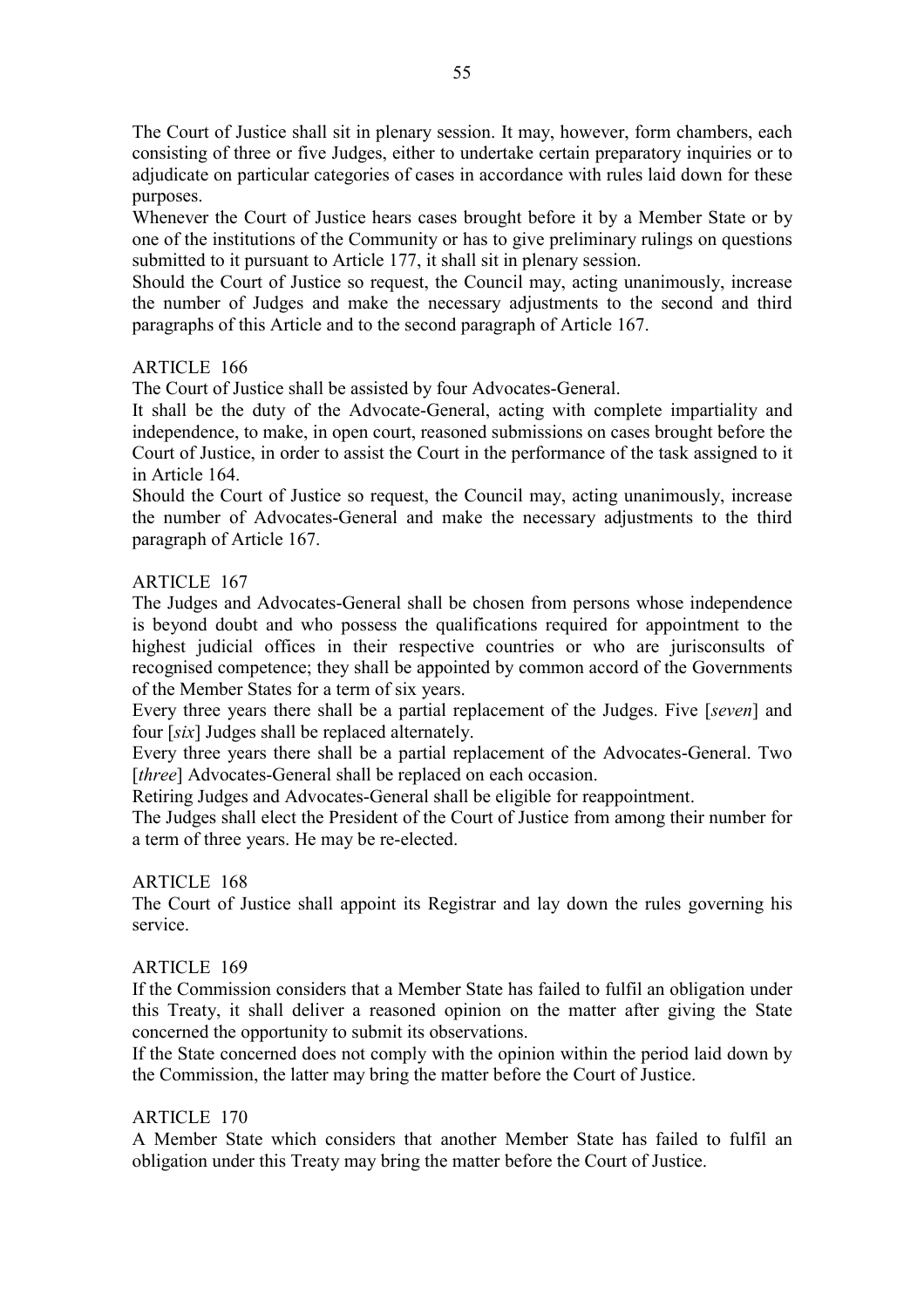The Court of Justice shall sit in plenary session. It may, however, form chambers, each consisting of three or five Judges, either to undertake certain preparatory inquiries or to adjudicate on particular categories of cases in accordance with rules laid down for these purposes.

Whenever the Court of Justice hears cases brought before it by a Member State or by one of the institutions of the Community or has to give preliminary rulings on questions submitted to it pursuant to Article 177, it shall sit in plenary session.

Should the Court of Justice so request, the Council may, acting unanimously, increase the number of Judges and make the necessary adjustments to the second and third paragraphs of this Article and to the second paragraph of Article 167.

ARTICLE 166

The Court of Justice shall be assisted by four Advocates-General.

It shall be the duty of the Advocate-General, acting with complete impartiality and independence, to make, in open court, reasoned submissions on cases brought before the Court of Justice, in order to assist the Court in the performance of the task assigned to it in Article 164.

Should the Court of Justice so request, the Council may, acting unanimously, increase the number of Advocates-General and make the necessary adjustments to the third paragraph of Article 167.

ARTICLE 167

The Judges and Advocates-General shall be chosen from persons whose independence is beyond doubt and who possess the qualifications required for appointment to the highest judicial offices in their respective countries or who are jurisconsults of recognised competence; they shall be appointed by common accord of the Governments of the Member States for a term of six years.

Every three years there shall be a partial replacement of the Judges. Five [*seven*] and four [*six*] Judges shall be replaced alternately.

Every three years there shall be a partial replacement of the Advocates-General. Two [*three*] Advocates-General shall be replaced on each occasion.

Retiring Judges and Advocates-General shall be eligible for reappointment.

The Judges shall elect the President of the Court of Justice from among their number for a term of three years. He may be re-elected.

ARTICLE 168

The Court of Justice shall appoint its Registrar and lay down the rules governing his service.

ARTICLE 169

If the Commission considers that a Member State has failed to fulfil an obligation under this Treaty, it shall deliver a reasoned opinion on the matter after giving the State concerned the opportunity to submit its observations.

If the State concerned does not comply with the opinion within the period laid down by the Commission, the latter may bring the matter before the Court of Justice.

ARTICLE 170

A Member State which considers that another Member State has failed to fulfil an obligation under this Treaty may bring the matter before the Court of Justice.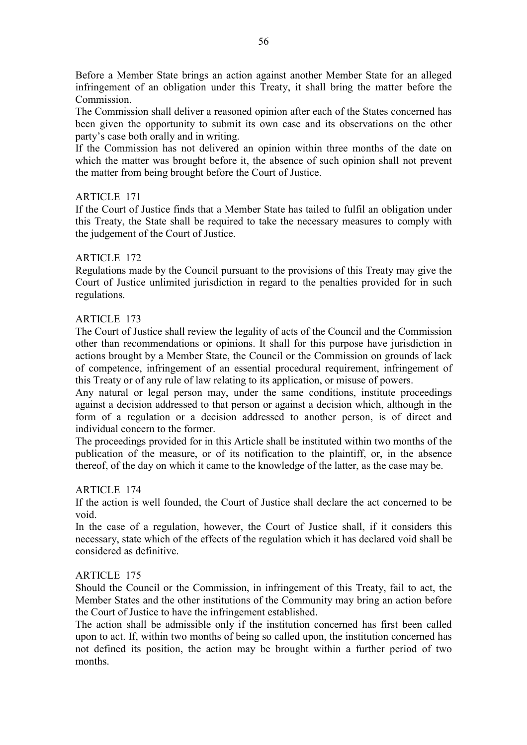Before a Member State brings an action against another Member State for an alleged infringement of an obligation under this Treaty, it shall bring the matter before the Commission.

The Commission shall deliver a reasoned opinion after each of the States concerned has been given the opportunity to submit its own case and its observations on the other party's case both orally and in writing.

If the Commission has not delivered an opinion within three months of the date on which the matter was brought before it, the absence of such opinion shall not prevent the matter from being brought before the Court of Justice.

ARTICLE 171

If the Court of Justice finds that a Member State has tailed to fulfil an obligation under this Treaty, the State shall be required to take the necessary measures to comply with the judgement of the Court of Justice.

ARTICLE 172

Regulations made by the Council pursuant to the provisions of this Treaty may give the Court of Justice unlimited jurisdiction in regard to the penalties provided for in such regulations.

ARTICLE 173

The Court of Justice shall review the legality of acts of the Council and the Commission other than recommendations or opinions. It shall for this purpose have jurisdiction in actions brought by a Member State, the Council or the Commission on grounds of lack of competence, infringement of an essential procedural requirement, infringement of this Treaty or of any rule of law relating to its application, or misuse of powers.

Any natural or legal person may, under the same conditions, institute proceedings against a decision addressed to that person or against a decision which, although in the form of a regulation or a decision addressed to another person, is of direct and individual concern to the former.

The proceedings provided for in this Article shall be instituted within two months of the publication of the measure, or of its notification to the plaintiff, or, in the absence thereof, of the day on which it came to the knowledge of the latter, as the case may be.

ARTICLE 174

If the action is well founded, the Court of Justice shall declare the act concerned to be void.

In the case of a regulation, however, the Court of Justice shall, if it considers this necessary, state which of the effects of the regulation which it has declared void shall be considered as definitive.

ARTICLE 175

Should the Council or the Commission, in infringement of this Treaty, fail to act, the Member States and the other institutions of the Community may bring an action before the Court of Justice to have the infringement established.

The action shall be admissible only if the institution concerned has first been called upon to act. If, within two months of being so called upon, the institution concerned has not defined its position, the action may be brought within a further period of two months.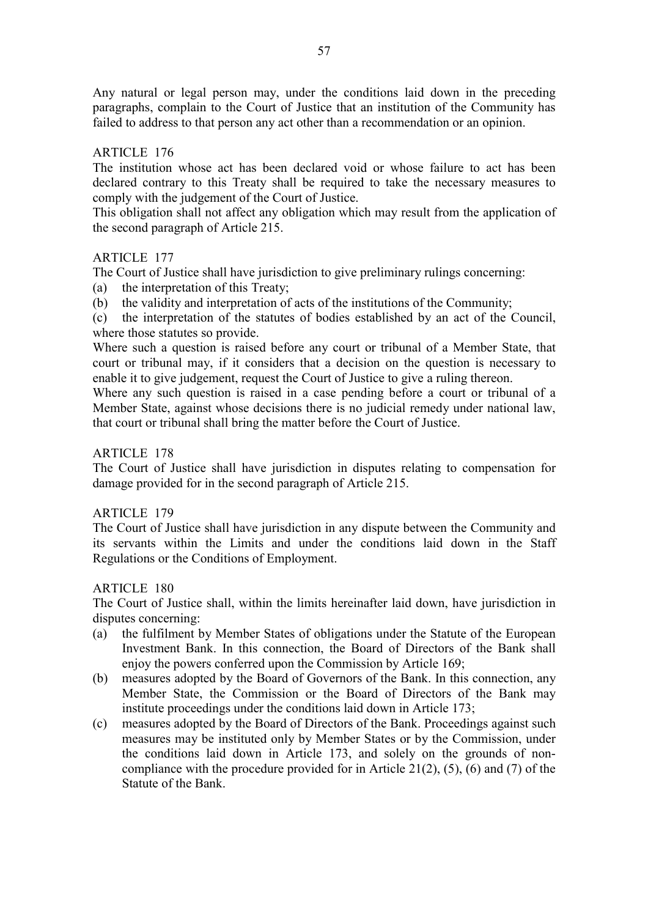Any natural or legal person may, under the conditions laid down in the preceding paragraphs, complain to the Court of Justice that an institution of the Community has failed to address to that person any act other than a recommendation or an opinion.

ARTICLE 176

The institution whose act has been declared void or whose failure to act has been declared contrary to this Treaty shall be required to take the necessary measures to comply with the judgement of the Court of Justice.

This obligation shall not affect any obligation which may result from the application of the second paragraph of Article 215.

ARTICLE 177

The Court of Justice shall have jurisdiction to give preliminary rulings concerning:

(a) the interpretation of this Treaty;

(b) the validity and interpretation of acts of the institutions of the Community;

(c) the interpretation of the statutes of bodies established by an act of the Council, where those statutes so provide.

Where such a question is raised before any court or tribunal of a Member State, that court or tribunal may, if it considers that a decision on the question is necessary to enable it to give judgement, request the Court of Justice to give a ruling thereon.

Where any such question is raised in a case pending before a court or tribunal of a Member State, against whose decisions there is no judicial remedy under national law, that court or tribunal shall bring the matter before the Court of Justice.

ARTICLE 178

The Court of Justice shall have jurisdiction in disputes relating to compensation for damage provided for in the second paragraph of Article 215.

ARTICLE 179

The Court of Justice shall have jurisdiction in any dispute between the Community and its servants within the Limits and under the conditions laid down in the Staff Regulations or the Conditions of Employment.

ARTICLE 180

The Court of Justice shall, within the limits hereinafter laid down, have jurisdiction in disputes concerning:

(a) the fulfilment by Member States of obligations under the Statute of the European Investment Bank. In this connection, the Board of Directors of the Bank shall enjoy the powers conferred upon the Commission by Article 169;

(b) measures adopted by the Board of Governors of the Bank. In this connection, any Member State, the Commission or the Board of Directors of the Bank may institute proceedings under the conditions laid down in Article 173;

(c) measures adopted by the Board of Directors of the Bank. Proceedings against such measures may be instituted only by Member States or by the Commission, under the conditions laid down in Article 173, and solely on the grounds of non-compliance with the procedure provided for in Article 21(2), (5), (6) and (7) of the Statute of the Bank.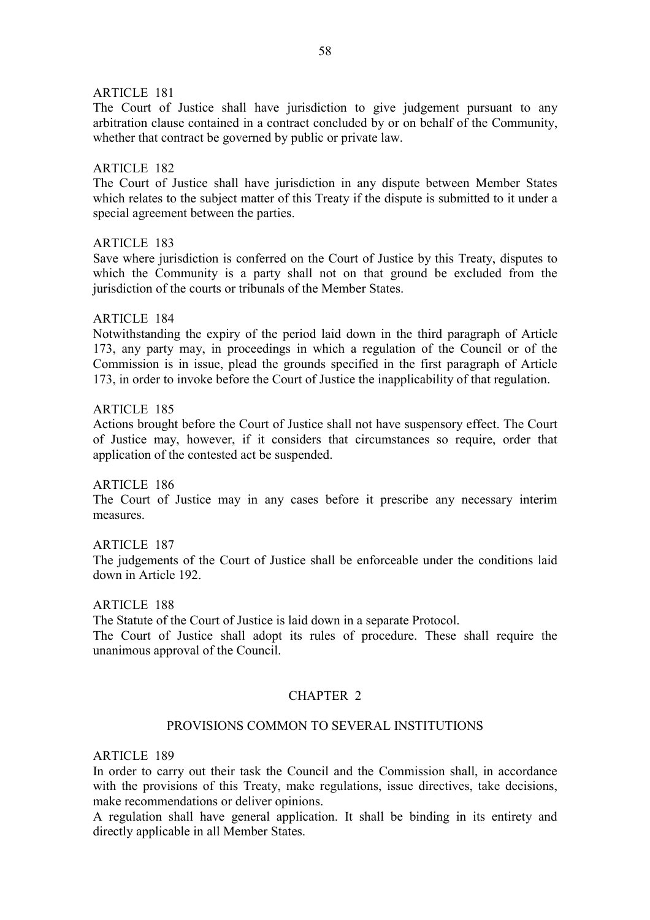ARTICLE 181

The Court of Justice shall have jurisdiction to give judgement pursuant to any arbitration clause contained in a contract concluded by or on behalf of the Community, whether that contract be governed by public or private law.

ARTICLE 182

The Court of Justice shall have jurisdiction in any dispute between Member States which relates to the subject matter of this Treaty if the dispute is submitted to it under a special agreement between the parties.

ARTICLE 183

Save where jurisdiction is conferred on the Court of Justice by this Treaty, disputes to which the Community is a party shall not on that ground be excluded from the jurisdiction of the courts or tribunals of the Member States.

ARTICLE 184

Notwithstanding the expiry of the period laid down in the third paragraph of Article 173, any party may, in proceedings in which a regulation of the Council or of the Commission is in issue, plead the grounds specified in the first paragraph of Article 173, in order to invoke before the Court of Justice the inapplicability of that regulation.

ARTICLE 185

Actions brought before the Court of Justice shall not have suspensory effect. The Court of Justice may, however, if it considers that circumstances so require, order that application of the contested act be suspended.

ARTICLE 186

The Court of Justice may in any cases before it prescribe any necessary interim measures.

ARTICLE 187

The judgements of the Court of Justice shall be enforceable under the conditions laid down in Article 192.

ARTICLE 188

The Statute of the Court of Justice is laid down in a separate Protocol.

The Court of Justice shall adopt its rules of procedure. These shall require the unanimous approval of the Council.

## CHAPTER 2

## PROVISIONS COMMON TO SEVERAL INSTITUTIONS

ARTICLE 189

In order to carry out their task the Council and the Commission shall, in accordance with the provisions of this Treaty, make regulations, issue directives, take decisions, make recommendations or deliver opinions.

A regulation shall have general application. It shall be binding in its entirety and directly applicable in all Member States.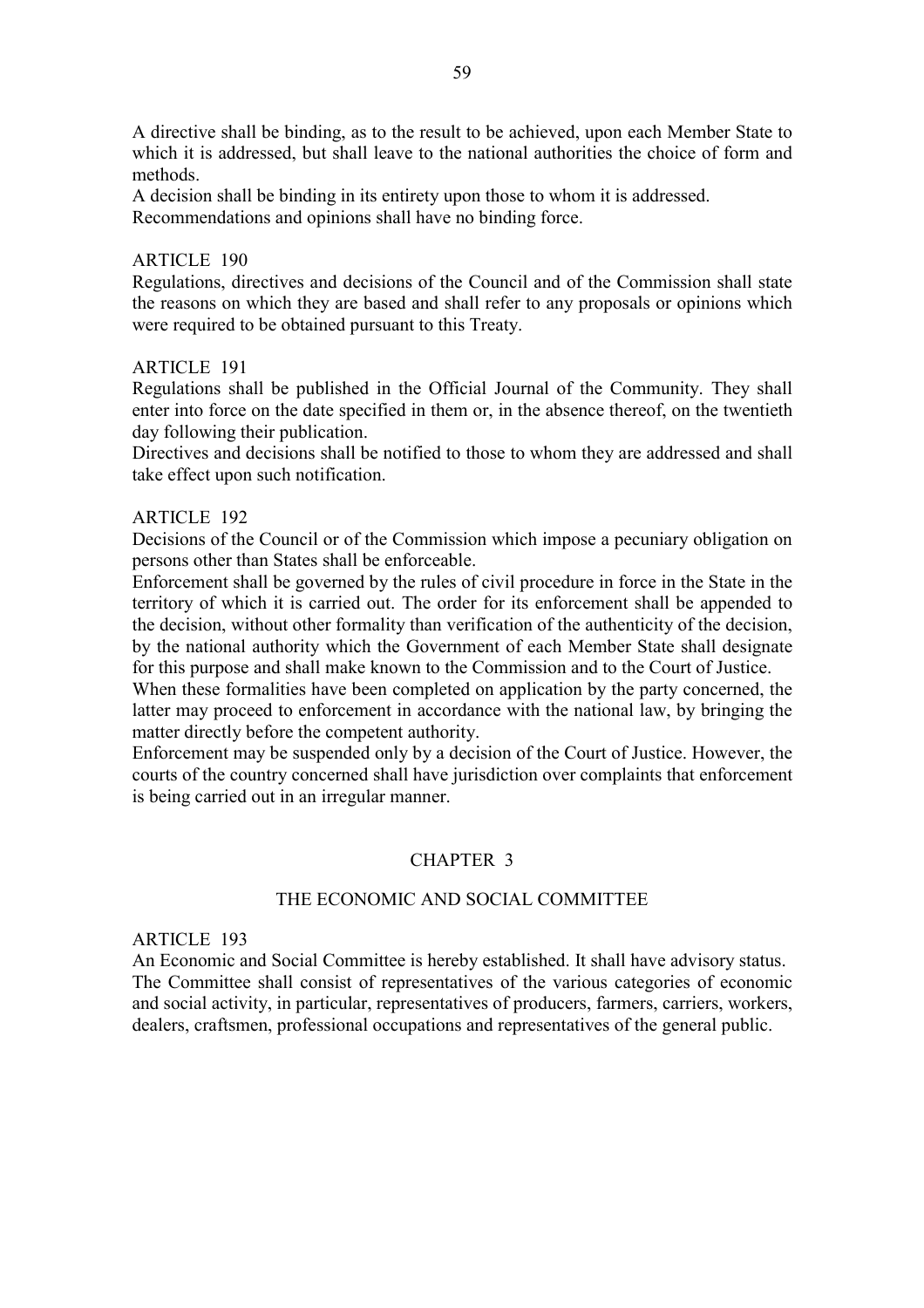A directive shall be binding, as to the result to be achieved, upon each Member State to which it is addressed, but shall leave to the national authorities the choice of form and methods.

A decision shall be binding in its entirety upon those to whom it is addressed.

Recommendations and opinions shall have no binding force.

ARTICLE 190

Regulations, directives and decisions of the Council and of the Commission shall state the reasons on which they are based and shall refer to any proposals or opinions which were required to be obtained pursuant to this Treaty.

ARTICLE 191

Regulations shall be published in the Official Journal of the Community. They shall enter into force on the date specified in them or, in the absence thereof, on the twentieth day following their publication.

Directives and decisions shall be notified to those to whom they are addressed and shall take effect upon such notification.

ARTICLE 192

Decisions of the Council or of the Commission which impose a pecuniary obligation on persons other than States shall be enforceable.

Enforcement shall be governed by the rules of civil procedure in force in the State in the territory of which it is carried out. The order for its enforcement shall be appended to the decision, without other formality than verification of the authenticity of the decision, by the national authority which the Government of each Member State shall designate for this purpose and shall make known to the Commission and to the Court of Justice.

When these formalities have been completed on application by the party concerned, the latter may proceed to enforcement in accordance with the national law, by bringing the matter directly before the competent authority.

Enforcement may be suspended only by a decision of the Court of Justice. However, the courts of the country concerned shall have jurisdiction over complaints that enforcement is being carried out in an irregular manner.

## CHAPTER 3

## THE ECONOMIC AND SOCIAL COMMITTEE

ARTICLE 193

An Economic and Social Committee is hereby established. It shall have advisory status.

The Committee shall consist of representatives of the various categories of economic and social activity, in particular, representatives of producers, farmers, carriers, workers, dealers, craftsmen, professional occupations and representatives of the general public.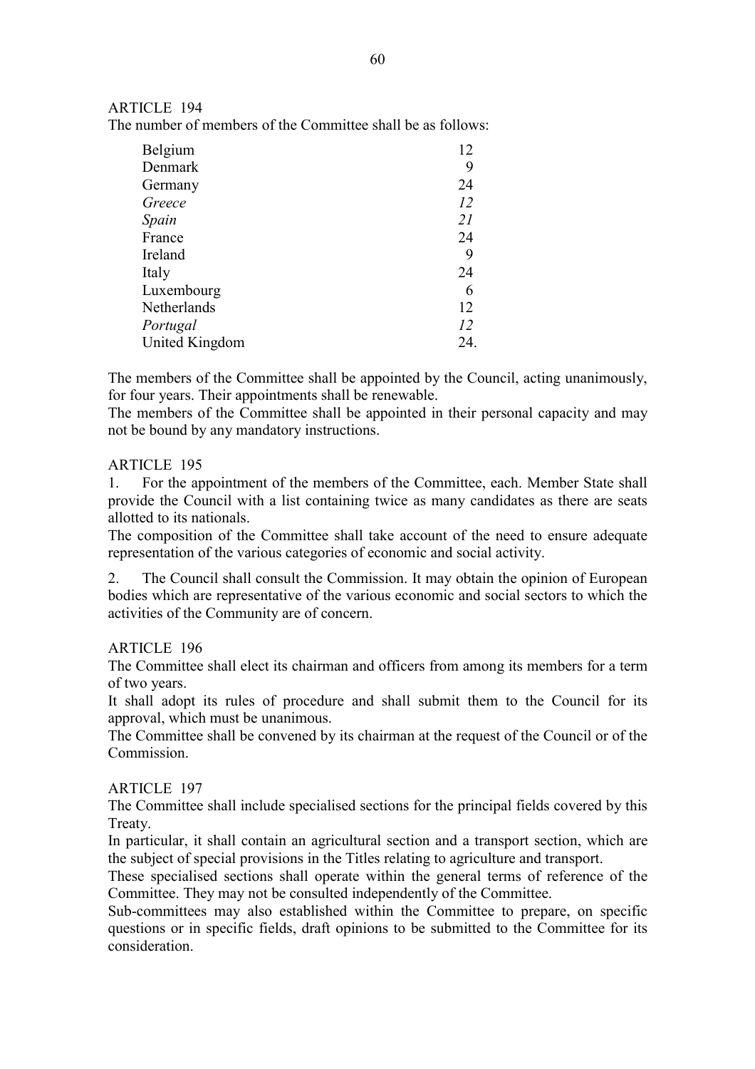ARTICLE 194

The number of members of the Committee shall be as follows:

| | |
|---|---|
| Belgium | 12 |
| Denmark | 9 |
| Germany | 24 |
| *Greece* | *12* |
| *Spain* | *21* |
| France | 24 |
| Ireland | 9 |
| Italy | 24 |
| Luxembourg | 6 |
| Netherlands | 12 |
| *Portugal* | *12* |
| United Kingdom | 24. |

The members of the Committee shall be appointed by the Council, acting unanimously, for four years. Their appointments shall be renewable.

The members of the Committee shall be appointed in their personal capacity and may not be bound by any mandatory instructions.

ARTICLE 195

1. For the appointment of the members of the Committee, each. Member State shall provide the Council with a list containing twice as many candidates as there are seats allotted to its nationals.

The composition of the Committee shall take account of the need to ensure adequate representation of the various categories of economic and social activity.

2. The Council shall consult the Commission. It may obtain the opinion of European bodies which are representative of the various economic and social sectors to which the activities of the Community are of concern.

ARTICLE 196

The Committee shall elect its chairman and officers from among its members for a term of two years.

It shall adopt its rules of procedure and shall submit them to the Council for its approval, which must be unanimous.

The Committee shall be convened by its chairman at the request of the Council or of the Commission.

ARTICLE 197

The Committee shall include specialised sections for the principal fields covered by this Treaty.

In particular, it shall contain an agricultural section and a transport section, which are the subject of special provisions in the Titles relating to agriculture and transport.

These specialised sections shall operate within the general terms of reference of the Committee. They may not be consulted independently of the Committee.

Sub-committees may also established within the Committee to prepare, on specific questions or in specific fields, draft opinions to be submitted to the Committee for its consideration.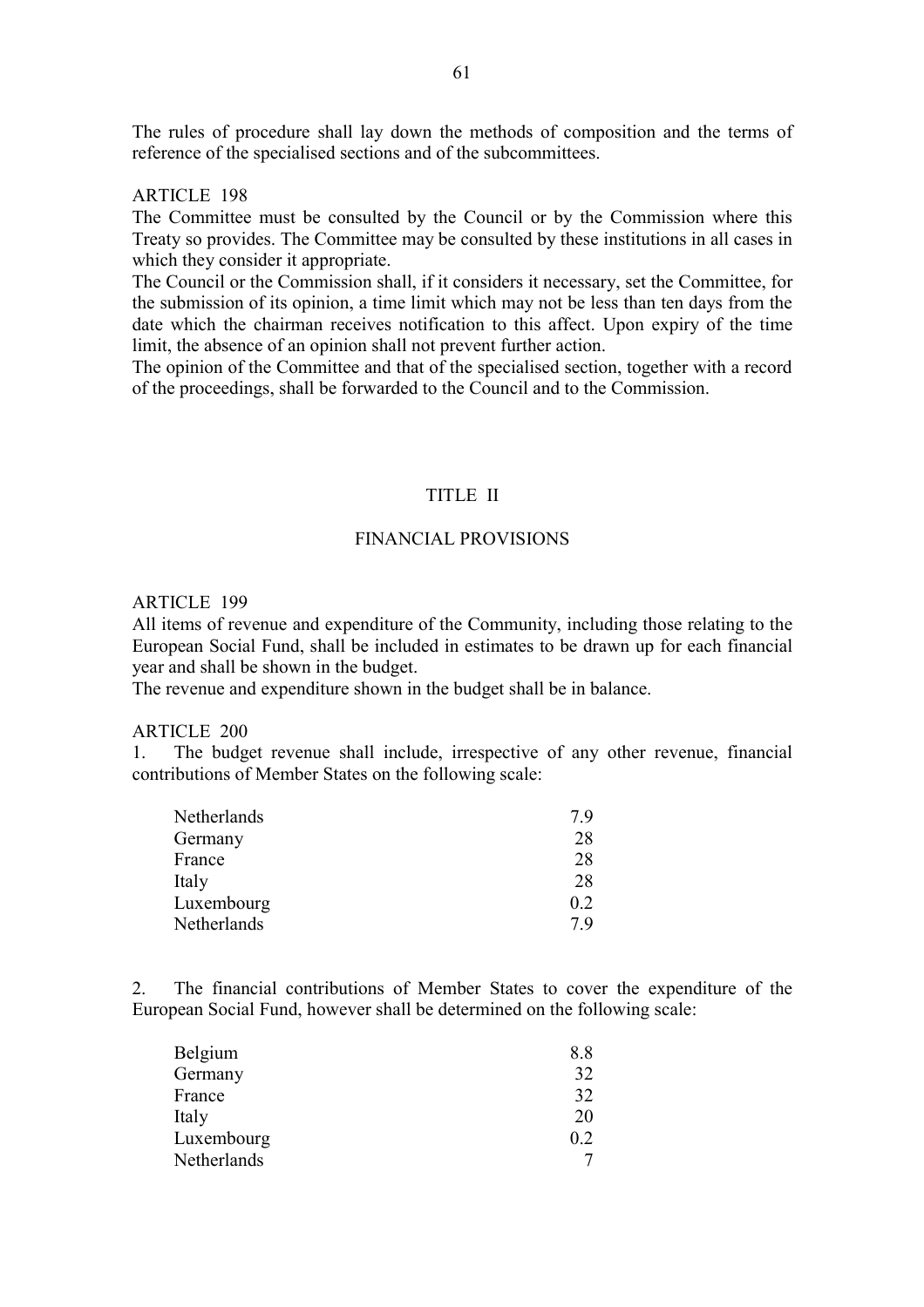The rules of procedure shall lay down the methods of composition and the terms of reference of the specialised sections and of the subcommittees.

ARTICLE 198

The Committee must be consulted by the Council or by the Commission where this Treaty so provides. The Committee may be consulted by these institutions in all cases in which they consider it appropriate.

The Council or the Commission shall, if it considers it necessary, set the Committee, for the submission of its opinion, a time limit which may not be less than ten days from the date which the chairman receives notification to this affect. Upon expiry of the time limit, the absence of an opinion shall not prevent further action.

The opinion of the Committee and that of the specialised section, together with a record of the proceedings, shall be forwarded to the Council and to the Commission.

## TITLE II

## FINANCIAL PROVISIONS

ARTICLE 199

All items of revenue and expenditure of the Community, including those relating to the European Social Fund, shall be included in estimates to be drawn up for each financial year and shall be shown in the budget.

The revenue and expenditure shown in the budget shall be in balance.

ARTICLE 200

1. The budget revenue shall include, irrespective of any other revenue, financial contributions of Member States on the following scale:

| | |
|---|---|
| Netherlands | 7.9 |
| Germany | 28 |
| France | 28 |
| Italy | 28 |
| Luxembourg | 0.2 |
| Netherlands | 7.9 |

2. The financial contributions of Member States to cover the expenditure of the European Social Fund, however shall be determined on the following scale:

| | |
|---|---|
| Belgium | 8.8 |
| Germany | 32 |
| France | 32 |
| Italy | 20 |
| Luxembourg | 0.2 |
| Netherlands | 7 |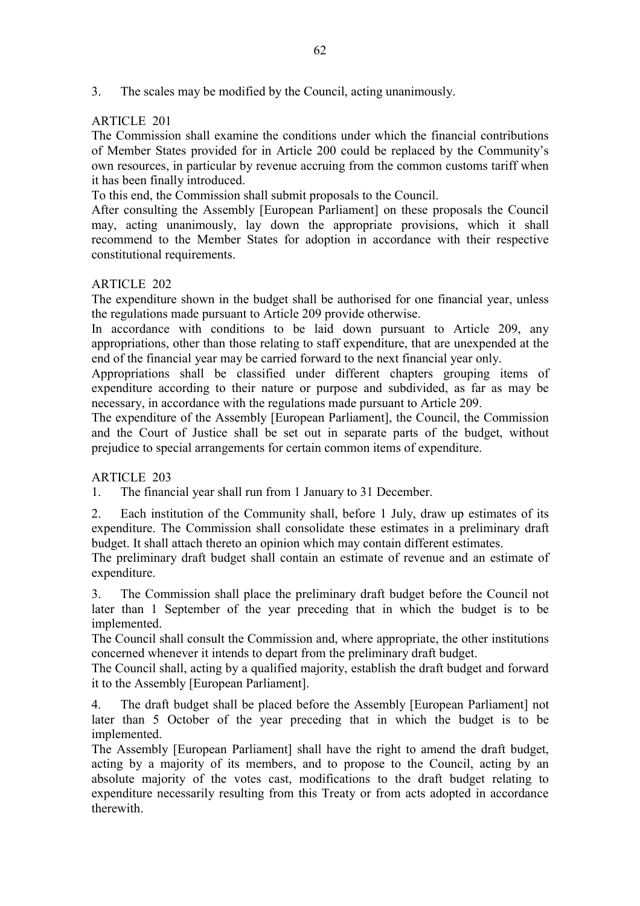3. The scales may be modified by the Council, acting unanimously.

ARTICLE 201

The Commission shall examine the conditions under which the financial contributions of Member States provided for in Article 200 could be replaced by the Community's own resources, in particular by revenue accruing from the common customs tariff when it has been finally introduced.

To this end, the Commission shall submit proposals to the Council.

After consulting the Assembly [European Parliament] on these proposals the Council may, acting unanimously, lay down the appropriate provisions, which it shall recommend to the Member States for adoption in accordance with their respective constitutional requirements.

ARTICLE 202

The expenditure shown in the budget shall be authorised for one financial year, unless the regulations made pursuant to Article 209 provide otherwise.

In accordance with conditions to be laid down pursuant to Article 209, any appropriations, other than those relating to staff expenditure, that are unexpended at the end of the financial year may be carried forward to the next financial year only.

Appropriations shall be classified under different chapters grouping items of expenditure according to their nature or purpose and subdivided, as far as may be necessary, in accordance with the regulations made pursuant to Article 209.

The expenditure of the Assembly [European Parliament], the Council, the Commission and the Court of Justice shall be set out in separate parts of the budget, without prejudice to special arrangements for certain common items of expenditure.

ARTICLE 203

1. The financial year shall run from 1 January to 31 December.

2. Each institution of the Community shall, before 1 July, draw up estimates of its expenditure. The Commission shall consolidate these estimates in a preliminary draft budget. It shall attach thereto an opinion which may contain different estimates.

The preliminary draft budget shall contain an estimate of revenue and an estimate of expenditure.

3. The Commission shall place the preliminary draft budget before the Council not later than 1 September of the year preceding that in which the budget is to be implemented.

The Council shall consult the Commission and, where appropriate, the other institutions concerned whenever it intends to depart from the preliminary draft budget.

The Council shall, acting by a qualified majority, establish the draft budget and forward it to the Assembly [European Parliament].

4. The draft budget shall be placed before the Assembly [European Parliament] not later than 5 October of the year preceding that in which the budget is to be implemented.

The Assembly [European Parliament] shall have the right to amend the draft budget, acting by a majority of its members, and to propose to the Council, acting by an absolute majority of the votes cast, modifications to the draft budget relating to expenditure necessarily resulting from this Treaty or from acts adopted in accordance therewith.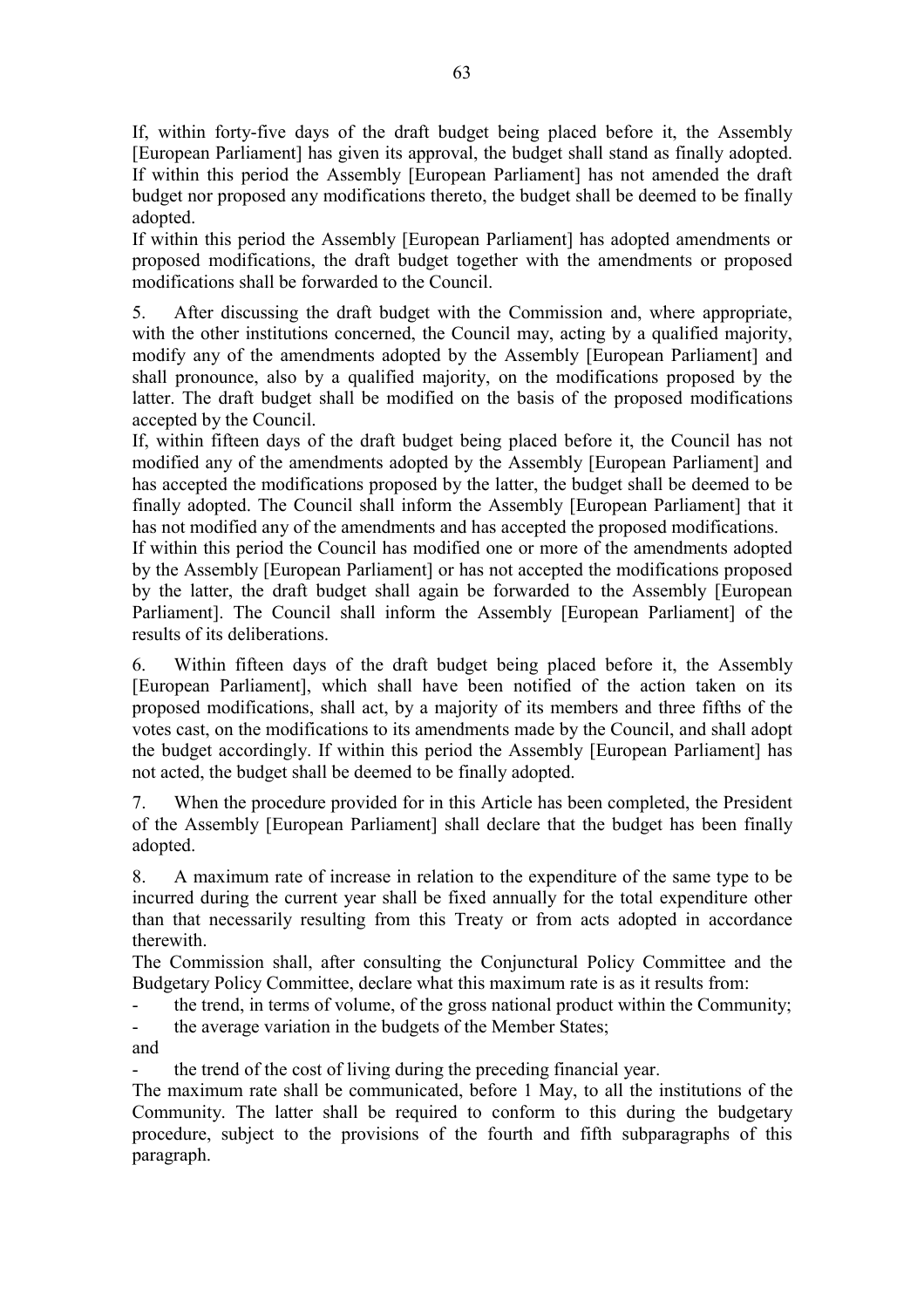If, within forty-five days of the draft budget being placed before it, the Assembly [European Parliament] has given its approval, the budget shall stand as finally adopted. If within this period the Assembly [European Parliament] has not amended the draft budget nor proposed any modifications thereto, the budget shall be deemed to be finally adopted.

If within this period the Assembly [European Parliament] has adopted amendments or proposed modifications, the draft budget together with the amendments or proposed modifications shall be forwarded to the Council.

5. After discussing the draft budget with the Commission and, where appropriate, with the other institutions concerned, the Council may, acting by a qualified majority, modify any of the amendments adopted by the Assembly [European Parliament] and shall pronounce, also by a qualified majority, on the modifications proposed by the latter. The draft budget shall be modified on the basis of the proposed modifications accepted by the Council.

If, within fifteen days of the draft budget being placed before it, the Council has not modified any of the amendments adopted by the Assembly [European Parliament] and has accepted the modifications proposed by the latter, the budget shall be deemed to be finally adopted. The Council shall inform the Assembly [European Parliament] that it has not modified any of the amendments and has accepted the proposed modifications.

If within this period the Council has modified one or more of the amendments adopted by the Assembly [European Parliament] or has not accepted the modifications proposed by the latter, the draft budget shall again be forwarded to the Assembly [European Parliament]. The Council shall inform the Assembly [European Parliament] of the results of its deliberations.

6. Within fifteen days of the draft budget being placed before it, the Assembly [European Parliament], which shall have been notified of the action taken on its proposed modifications, shall act, by a majority of its members and three fifths of the votes cast, on the modifications to its amendments made by the Council, and shall adopt the budget accordingly. If within this period the Assembly [European Parliament] has not acted, the budget shall be deemed to be finally adopted.

7. When the procedure provided for in this Article has been completed, the President of the Assembly [European Parliament] shall declare that the budget has been finally adopted.

8. A maximum rate of increase in relation to the expenditure of the same type to be incurred during the current year shall be fixed annually for the total expenditure other than that necessarily resulting from this Treaty or from acts adopted in accordance therewith.

The Commission shall, after consulting the Conjunctural Policy Committee and the Budgetary Policy Committee, declare what this maximum rate is as it results from:

- the trend, in terms of volume, of the gross national product within the Community;
- the average variation in the budgets of the Member States;

and

- the trend of the cost of living during the preceding financial year.

The maximum rate shall be communicated, before 1 May, to all the institutions of the Community. The latter shall be required to conform to this during the budgetary procedure, subject to the provisions of the fourth and fifth subparagraphs of this paragraph.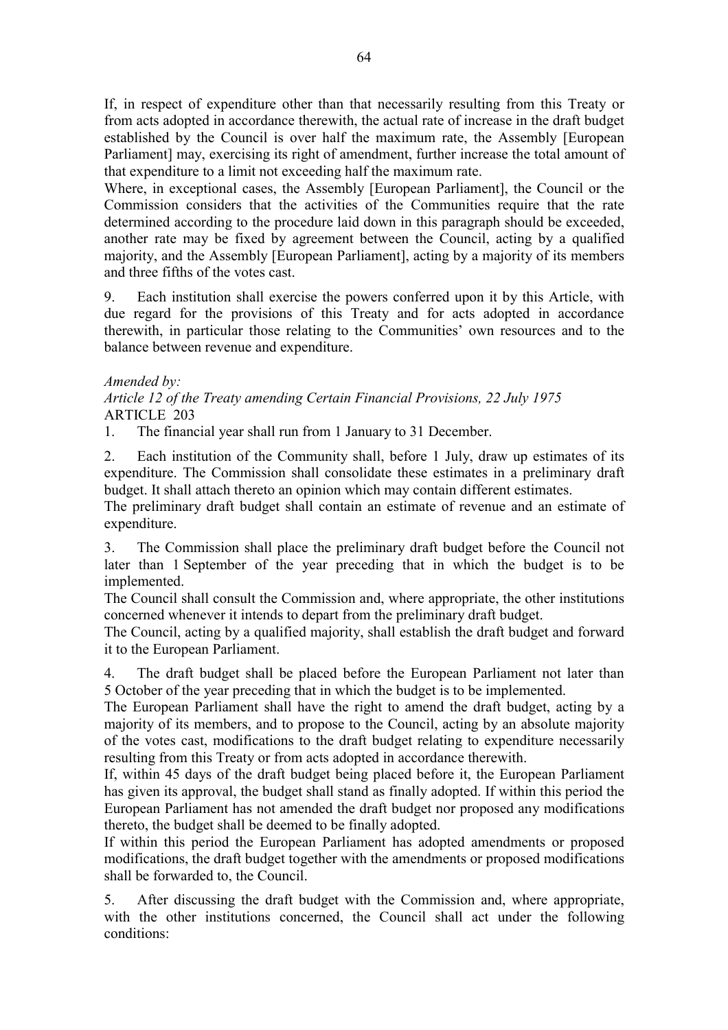If, in respect of expenditure other than that necessarily resulting from this Treaty or from acts adopted in accordance therewith, the actual rate of increase in the draft budget established by the Council is over half the maximum rate, the Assembly [European Parliament] may, exercising its right of amendment, further increase the total amount of that expenditure to a limit not exceeding half the maximum rate.

Where, in exceptional cases, the Assembly [European Parliament], the Council or the Commission considers that the activities of the Communities require that the rate determined according to the procedure laid down in this paragraph should be exceeded, another rate may be fixed by agreement between the Council, acting by a qualified majority, and the Assembly [European Parliament], acting by a majority of its members and three fifths of the votes cast.

9. Each institution shall exercise the powers conferred upon it by this Article, with due regard for the provisions of this Treaty and for acts adopted in accordance therewith, in particular those relating to the Communities' own resources and to the balance between revenue and expenditure.

*Amended by:*
*Article 12 of the Treaty amending Certain Financial Provisions, 22 July 1975*
ARTICLE 203

1. The financial year shall run from 1 January to 31 December.

2. Each institution of the Community shall, before 1 July, draw up estimates of its expenditure. The Commission shall consolidate these estimates in a preliminary draft budget. It shall attach thereto an opinion which may contain different estimates.

The preliminary draft budget shall contain an estimate of revenue and an estimate of expenditure.

3. The Commission shall place the preliminary draft budget before the Council not later than 1 September of the year preceding that in which the budget is to be implemented.

The Council shall consult the Commission and, where appropriate, the other institutions concerned whenever it intends to depart from the preliminary draft budget.

The Council, acting by a qualified majority, shall establish the draft budget and forward it to the European Parliament.

4. The draft budget shall be placed before the European Parliament not later than 5 October of the year preceding that in which the budget is to be implemented.

The European Parliament shall have the right to amend the draft budget, acting by a majority of its members, and to propose to the Council, acting by an absolute majority of the votes cast, modifications to the draft budget relating to expenditure necessarily resulting from this Treaty or from acts adopted in accordance therewith.

If, within 45 days of the draft budget being placed before it, the European Parliament has given its approval, the budget shall stand as finally adopted. If within this period the European Parliament has not amended the draft budget nor proposed any modifications thereto, the budget shall be deemed to be finally adopted.

If within this period the European Parliament has adopted amendments or proposed modifications, the draft budget together with the amendments or proposed modifications shall be forwarded to, the Council.

5. After discussing the draft budget with the Commission and, where appropriate, with the other institutions concerned, the Council shall act under the following conditions: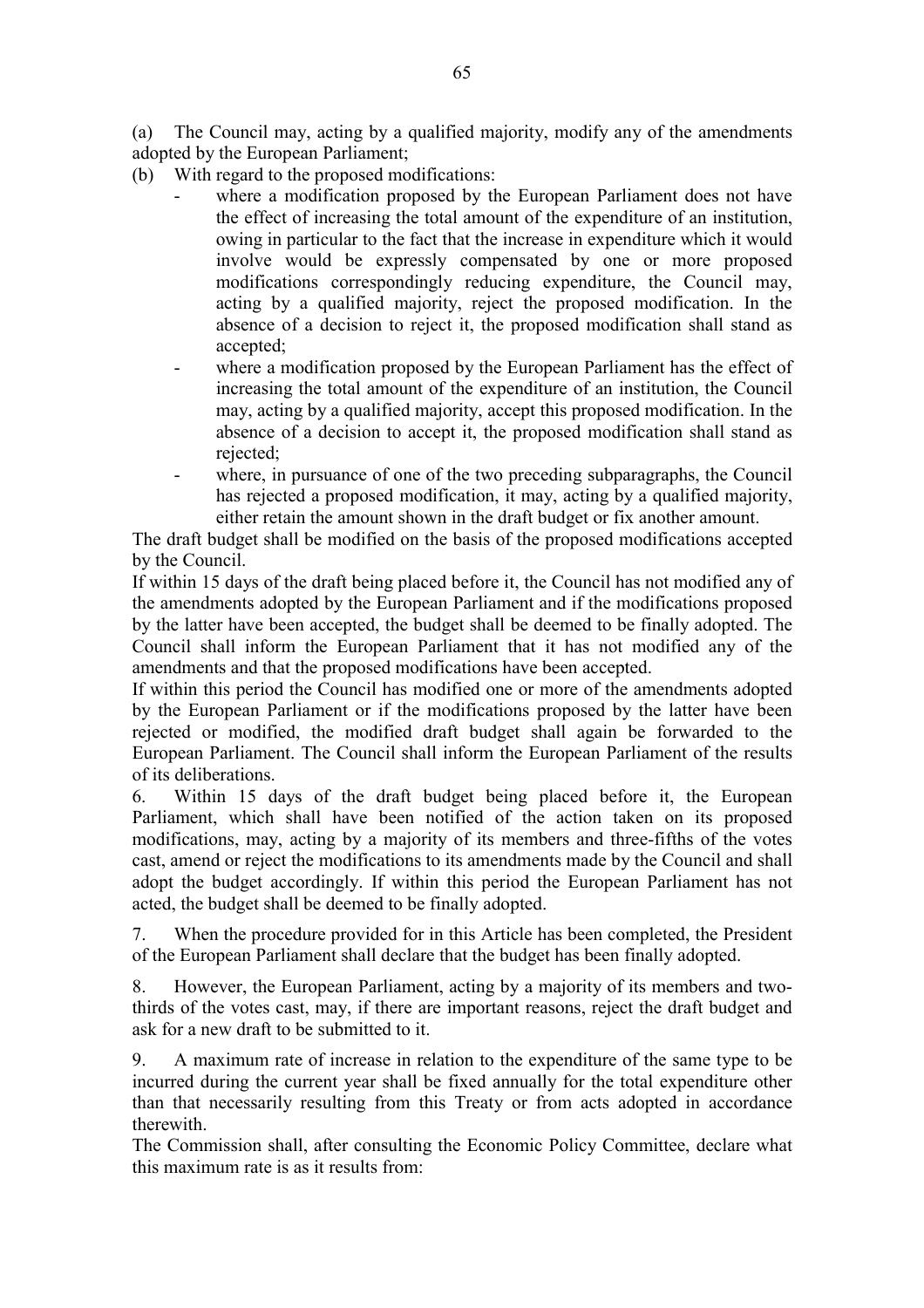(a) The Council may, acting by a qualified majority, modify any of the amendments adopted by the European Parliament;

(b) With regard to the proposed modifications:

- where a modification proposed by the European Parliament does not have the effect of increasing the total amount of the expenditure of an institution, owing in particular to the fact that the increase in expenditure which it would involve would be expressly compensated by one or more proposed modifications correspondingly reducing expenditure, the Council may, acting by a qualified majority, reject the proposed modification. In the absence of a decision to reject it, the proposed modification shall stand as accepted;
- where a modification proposed by the European Parliament has the effect of increasing the total amount of the expenditure of an institution, the Council may, acting by a qualified majority, accept this proposed modification. In the absence of a decision to accept it, the proposed modification shall stand as rejected;
- where, in pursuance of one of the two preceding subparagraphs, the Council has rejected a proposed modification, it may, acting by a qualified majority, either retain the amount shown in the draft budget or fix another amount.

The draft budget shall be modified on the basis of the proposed modifications accepted by the Council.

If within 15 days of the draft being placed before it, the Council has not modified any of the amendments adopted by the European Parliament and if the modifications proposed by the latter have been accepted, the budget shall be deemed to be finally adopted. The Council shall inform the European Parliament that it has not modified any of the amendments and that the proposed modifications have been accepted.

If within this period the Council has modified one or more of the amendments adopted by the European Parliament or if the modifications proposed by the latter have been rejected or modified, the modified draft budget shall again be forwarded to the European Parliament. The Council shall inform the European Parliament of the results of its deliberations.

6. Within 15 days of the draft budget being placed before it, the European Parliament, which shall have been notified of the action taken on its proposed modifications, may, acting by a majority of its members and three-fifths of the votes cast, amend or reject the modifications to its amendments made by the Council and shall adopt the budget accordingly. If within this period the European Parliament has not acted, the budget shall be deemed to be finally adopted.

7. When the procedure provided for in this Article has been completed, the President of the European Parliament shall declare that the budget has been finally adopted.

8. However, the European Parliament, acting by a majority of its members and two-thirds of the votes cast, may, if there are important reasons, reject the draft budget and ask for a new draft to be submitted to it.

9. A maximum rate of increase in relation to the expenditure of the same type to be incurred during the current year shall be fixed annually for the total expenditure other than that necessarily resulting from this Treaty or from acts adopted in accordance therewith.

The Commission shall, after consulting the Economic Policy Committee, declare what this maximum rate is as it results from: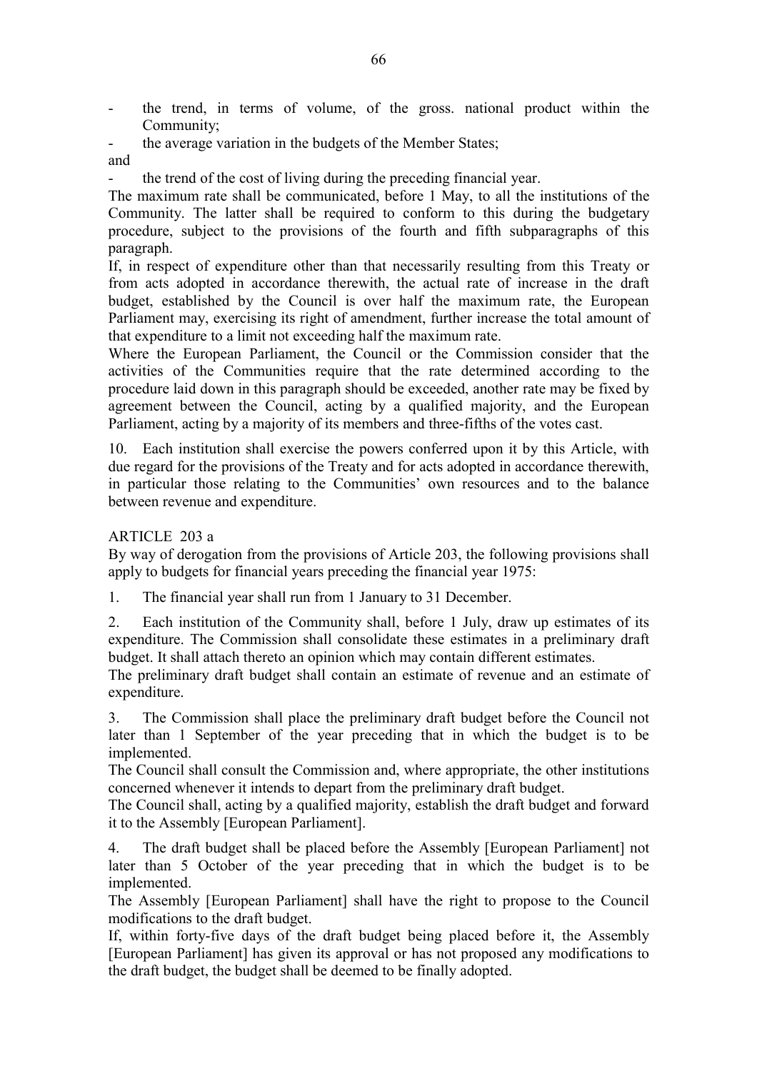- the trend, in terms of volume, of the gross. national product within the Community;
- the average variation in the budgets of the Member States;

and

- the trend of the cost of living during the preceding financial year.

The maximum rate shall be communicated, before 1 May, to all the institutions of the Community. The latter shall be required to conform to this during the budgetary procedure, subject to the provisions of the fourth and fifth subparagraphs of this paragraph.

If, in respect of expenditure other than that necessarily resulting from this Treaty or from acts adopted in accordance therewith, the actual rate of increase in the draft budget, established by the Council is over half the maximum rate, the European Parliament may, exercising its right of amendment, further increase the total amount of that expenditure to a limit not exceeding half the maximum rate.

Where the European Parliament, the Council or the Commission consider that the activities of the Communities require that the rate determined according to the procedure laid down in this paragraph should be exceeded, another rate may be fixed by agreement between the Council, acting by a qualified majority, and the European Parliament, acting by a majority of its members and three-fifths of the votes cast.

10. Each institution shall exercise the powers conferred upon it by this Article, with due regard for the provisions of the Treaty and for acts adopted in accordance therewith, in particular those relating to the Communities' own resources and to the balance between revenue and expenditure.

ARTICLE 203 a

By way of derogation from the provisions of Article 203, the following provisions shall apply to budgets for financial years preceding the financial year 1975:

1. The financial year shall run from 1 January to 31 December.

2. Each institution of the Community shall, before 1 July, draw up estimates of its expenditure. The Commission shall consolidate these estimates in a preliminary draft budget. It shall attach thereto an opinion which may contain different estimates.

The preliminary draft budget shall contain an estimate of revenue and an estimate of expenditure.

3. The Commission shall place the preliminary draft budget before the Council not later than 1 September of the year preceding that in which the budget is to be implemented.

The Council shall consult the Commission and, where appropriate, the other institutions concerned whenever it intends to depart from the preliminary draft budget.

The Council shall, acting by a qualified majority, establish the draft budget and forward it to the Assembly [European Parliament].

4. The draft budget shall be placed before the Assembly [European Parliament] not later than 5 October of the year preceding that in which the budget is to be implemented.

The Assembly [European Parliament] shall have the right to propose to the Council modifications to the draft budget.

If, within forty-five days of the draft budget being placed before it, the Assembly [European Parliament] has given its approval or has not proposed any modifications to the draft budget, the budget shall be deemed to be finally adopted.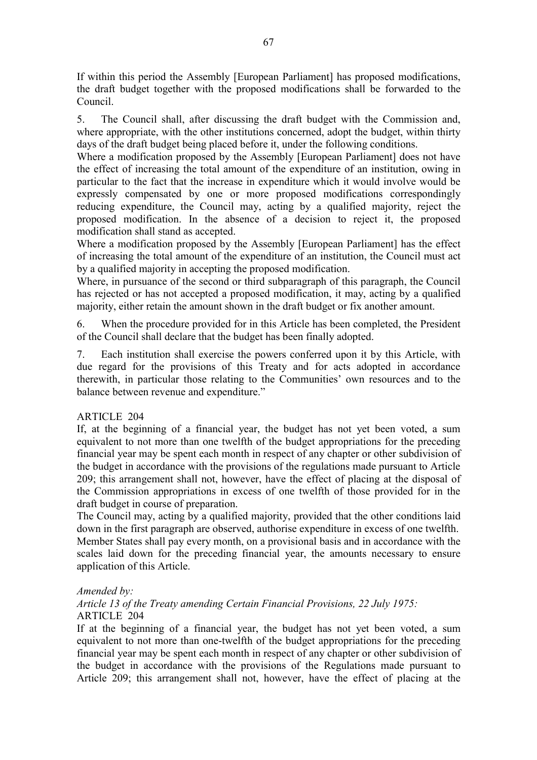If within this period the Assembly [European Parliament] has proposed modifications, the draft budget together with the proposed modifications shall be forwarded to the Council.

5. The Council shall, after discussing the draft budget with the Commission and, where appropriate, with the other institutions concerned, adopt the budget, within thirty days of the draft budget being placed before it, under the following conditions.

Where a modification proposed by the Assembly [European Parliament] does not have the effect of increasing the total amount of the expenditure of an institution, owing in particular to the fact that the increase in expenditure which it would involve would be expressly compensated by one or more proposed modifications correspondingly reducing expenditure, the Council may, acting by a qualified majority, reject the proposed modification. In the absence of a decision to reject it, the proposed modification shall stand as accepted.

Where a modification proposed by the Assembly [European Parliament] has the effect of increasing the total amount of the expenditure of an institution, the Council must act by a qualified majority in accepting the proposed modification.

Where, in pursuance of the second or third subparagraph of this paragraph, the Council has rejected or has not accepted a proposed modification, it may, acting by a qualified majority, either retain the amount shown in the draft budget or fix another amount.

6. When the procedure provided for in this Article has been completed, the President of the Council shall declare that the budget has been finally adopted.

7. Each institution shall exercise the powers conferred upon it by this Article, with due regard for the provisions of this Treaty and for acts adopted in accordance therewith, in particular those relating to the Communities' own resources and to the balance between revenue and expenditure."

ARTICLE 204

If, at the beginning of a financial year, the budget has not yet been voted, a sum equivalent to not more than one twelfth of the budget appropriations for the preceding financial year may be spent each month in respect of any chapter or other subdivision of the budget in accordance with the provisions of the regulations made pursuant to Article 209; this arrangement shall not, however, have the effect of placing at the disposal of the Commission appropriations in excess of one twelfth of those provided for in the draft budget in course of preparation.

The Council may, acting by a qualified majority, provided that the other conditions laid down in the first paragraph are observed, authorise expenditure in excess of one twelfth.

Member States shall pay every month, on a provisional basis and in accordance with the scales laid down for the preceding financial year, the amounts necessary to ensure application of this Article.

*Amended by:*

*Article 13 of the Treaty amending Certain Financial Provisions, 22 July 1975:*

ARTICLE 204

If at the beginning of a financial year, the budget has not yet been voted, a sum equivalent to not more than one-twelfth of the budget appropriations for the preceding financial year may be spent each month in respect of any chapter or other subdivision of the budget in accordance with the provisions of the Regulations made pursuant to Article 209; this arrangement shall not, however, have the effect of placing at the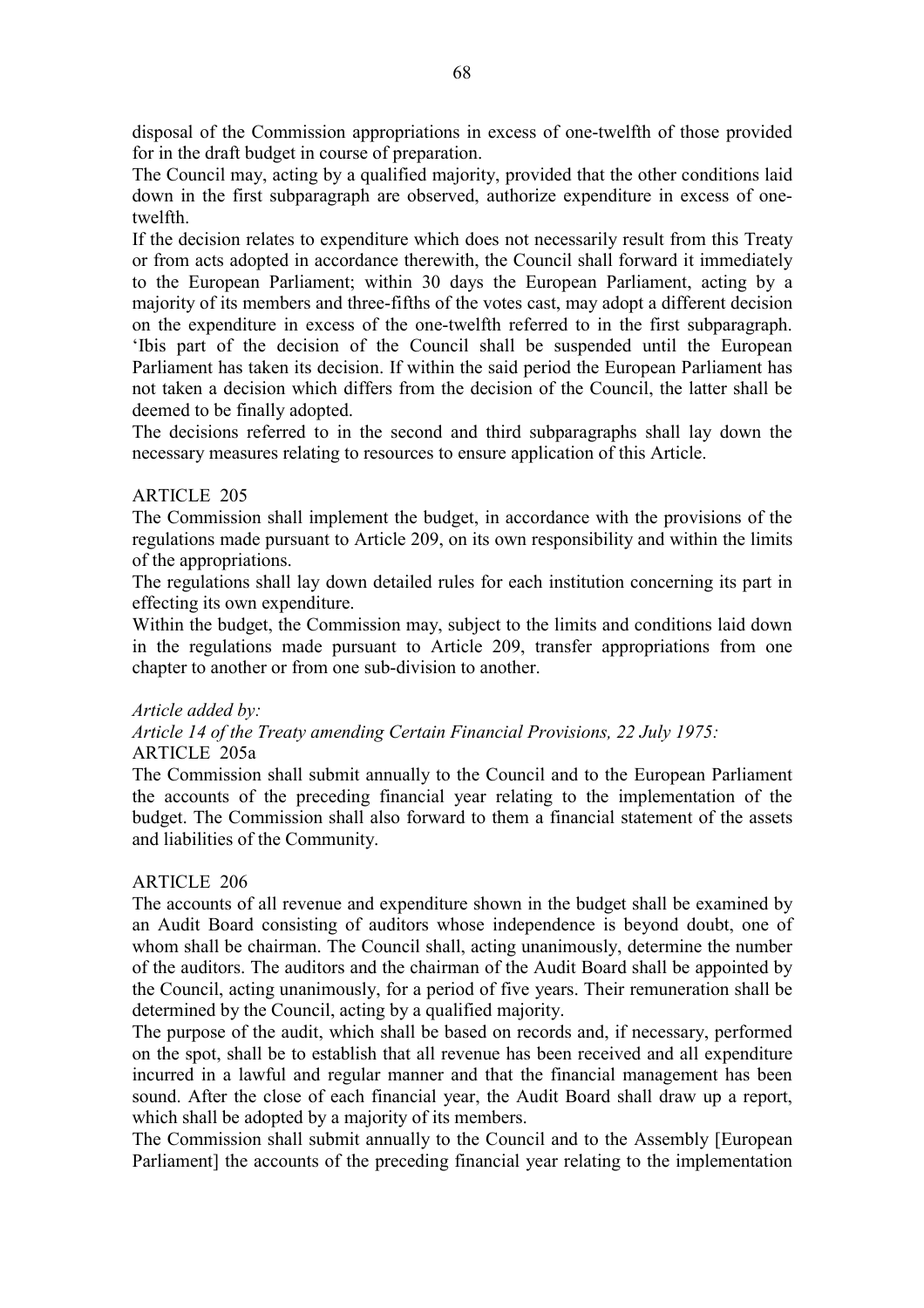disposal of the Commission appropriations in excess of one-twelfth of those provided for in the draft budget in course of preparation.

The Council may, acting by a qualified majority, provided that the other conditions laid down in the first subparagraph are observed, authorize expenditure in excess of one-twelfth.

If the decision relates to expenditure which does not necessarily result from this Treaty or from acts adopted in accordance therewith, the Council shall forward it immediately to the European Parliament; within 30 days the European Parliament, acting by a majority of its members and three-fifths of the votes cast, may adopt a different decision on the expenditure in excess of the one-twelfth referred to in the first subparagraph. 'Ibis part of the decision of the Council shall be suspended until the European Parliament has taken its decision. If within the said period the European Parliament has not taken a decision which differs from the decision of the Council, the latter shall be deemed to be finally adopted.

The decisions referred to in the second and third subparagraphs shall lay down the necessary measures relating to resources to ensure application of this Article.

ARTICLE 205

The Commission shall implement the budget, in accordance with the provisions of the regulations made pursuant to Article 209, on its own responsibility and within the limits of the appropriations.

The regulations shall lay down detailed rules for each institution concerning its part in effecting its own expenditure.

Within the budget, the Commission may, subject to the limits and conditions laid down in the regulations made pursuant to Article 209, transfer appropriations from one chapter to another or from one sub-division to another.

*Article added by:*

*Article 14 of the Treaty amending Certain Financial Provisions, 22 July 1975:*

ARTICLE 205a

The Commission shall submit annually to the Council and to the European Parliament the accounts of the preceding financial year relating to the implementation of the budget. The Commission shall also forward to them a financial statement of the assets and liabilities of the Community.

ARTICLE 206

The accounts of all revenue and expenditure shown in the budget shall be examined by an Audit Board consisting of auditors whose independence is beyond doubt, one of whom shall be chairman. The Council shall, acting unanimously, determine the number of the auditors. The auditors and the chairman of the Audit Board shall be appointed by the Council, acting unanimously, for a period of five years. Their remuneration shall be determined by the Council, acting by a qualified majority.

The purpose of the audit, which shall be based on records and, if necessary, performed on the spot, shall be to establish that all revenue has been received and all expenditure incurred in a lawful and regular manner and that the financial management has been sound. After the close of each financial year, the Audit Board shall draw up a report, which shall be adopted by a majority of its members.

The Commission shall submit annually to the Council and to the Assembly [European Parliament] the accounts of the preceding financial year relating to the implementation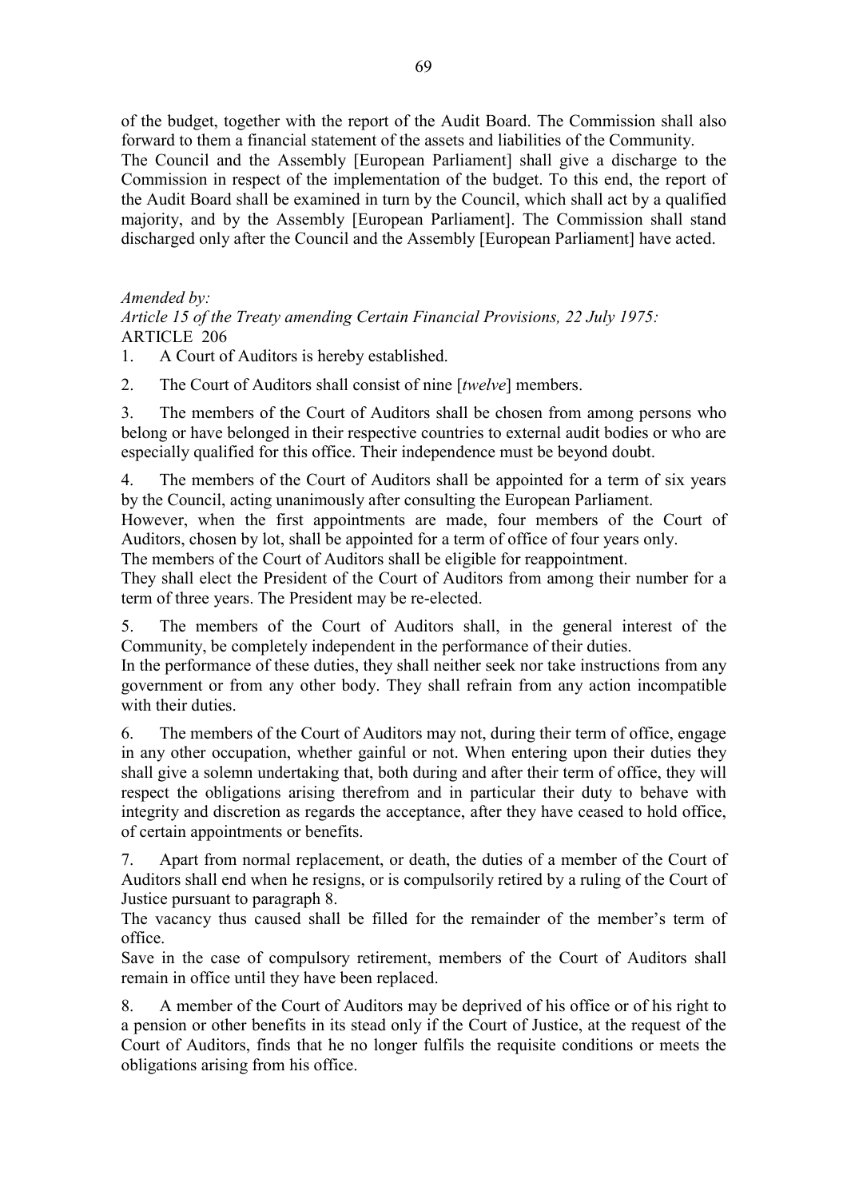of the budget, together with the report of the Audit Board. The Commission shall also forward to them a financial statement of the assets and liabilities of the Community.
The Council and the Assembly [European Parliament] shall give a discharge to the Commission in respect of the implementation of the budget. To this end, the report of the Audit Board shall be examined in turn by the Council, which shall act by a qualified majority, and by the Assembly [European Parliament]. The Commission shall stand discharged only after the Council and the Assembly [European Parliament] have acted.

*Amended by:*
*Article 15 of the Treaty amending Certain Financial Provisions, 22 July 1975:*
ARTICLE 206

1. A Court of Auditors is hereby established.

2. The Court of Auditors shall consist of nine [*twelve*] members.

3. The members of the Court of Auditors shall be chosen from among persons who belong or have belonged in their respective countries to external audit bodies or who are especially qualified for this office. Their independence must be beyond doubt.

4. The members of the Court of Auditors shall be appointed for a term of six years by the Council, acting unanimously after consulting the European Parliament.
However, when the first appointments are made, four members of the Court of Auditors, chosen by lot, shall be appointed for a term of office of four years only.
The members of the Court of Auditors shall be eligible for reappointment.
They shall elect the President of the Court of Auditors from among their number for a term of three years. The President may be re-elected.

5. The members of the Court of Auditors shall, in the general interest of the Community, be completely independent in the performance of their duties.
In the performance of these duties, they shall neither seek nor take instructions from any government or from any other body. They shall refrain from any action incompatible with their duties.

6. The members of the Court of Auditors may not, during their term of office, engage in any other occupation, whether gainful or not. When entering upon their duties they shall give a solemn undertaking that, both during and after their term of office, they will respect the obligations arising therefrom and in particular their duty to behave with integrity and discretion as regards the acceptance, after they have ceased to hold office, of certain appointments or benefits.

7. Apart from normal replacement, or death, the duties of a member of the Court of Auditors shall end when he resigns, or is compulsorily retired by a ruling of the Court of Justice pursuant to paragraph 8.
The vacancy thus caused shall be filled for the remainder of the member's term of office.
Save in the case of compulsory retirement, members of the Court of Auditors shall remain in office until they have been replaced.

8. A member of the Court of Auditors may be deprived of his office or of his right to a pension or other benefits in its stead only if the Court of Justice, at the request of the Court of Auditors, finds that he no longer fulfils the requisite conditions or meets the obligations arising from his office.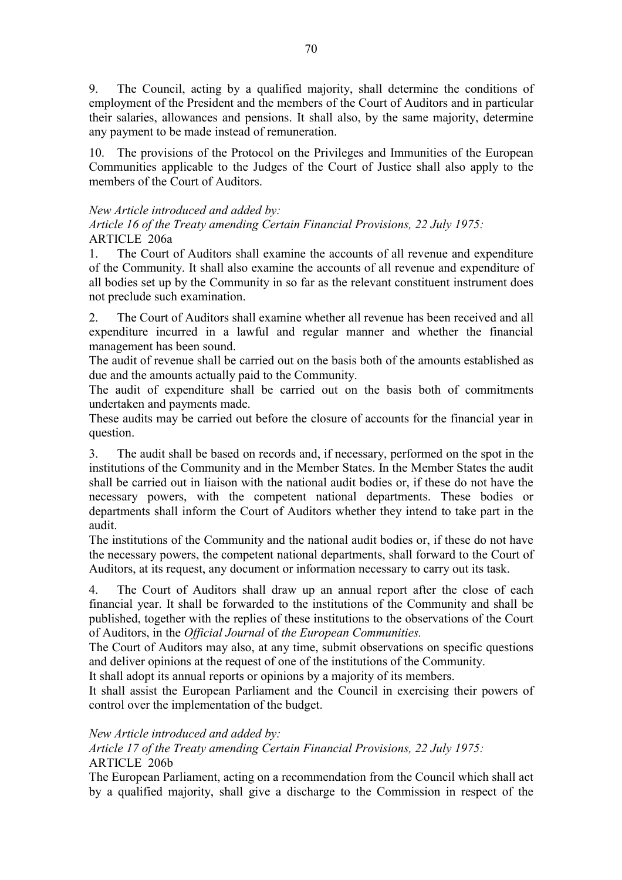9. The Council, acting by a qualified majority, shall determine the conditions of employment of the President and the members of the Court of Auditors and in particular their salaries, allowances and pensions. It shall also, by the same majority, determine any payment to be made instead of remuneration.

10. The provisions of the Protocol on the Privileges and Immunities of the European Communities applicable to the Judges of the Court of Justice shall also apply to the members of the Court of Auditors.

*New Article introduced and added by:*
*Article 16 of the Treaty amending Certain Financial Provisions, 22 July 1975:*
ARTICLE 206a

1. The Court of Auditors shall examine the accounts of all revenue and expenditure of the Community. It shall also examine the accounts of all revenue and expenditure of all bodies set up by the Community in so far as the relevant constituent instrument does not preclude such examination.

2. The Court of Auditors shall examine whether all revenue has been received and all expenditure incurred in a lawful and regular manner and whether the financial management has been sound.
The audit of revenue shall be carried out on the basis both of the amounts established as due and the amounts actually paid to the Community.
The audit of expenditure shall be carried out on the basis both of commitments undertaken and payments made.
These audits may be carried out before the closure of accounts for the financial year in question.

3. The audit shall be based on records and, if necessary, performed on the spot in the institutions of the Community and in the Member States. In the Member States the audit shall be carried out in liaison with the national audit bodies or, if these do not have the necessary powers, with the competent national departments. These bodies or departments shall inform the Court of Auditors whether they intend to take part in the audit.
The institutions of the Community and the national audit bodies or, if these do not have the necessary powers, the competent national departments, shall forward to the Court of Auditors, at its request, any document or information necessary to carry out its task.

4. The Court of Auditors shall draw up an annual report after the close of each financial year. It shall be forwarded to the institutions of the Community and shall be published, together with the replies of these institutions to the observations of the Court of Auditors, in the *Official Journal* of *the European Communities.*
The Court of Auditors may also, at any time, submit observations on specific questions and deliver opinions at the request of one of the institutions of the Community.
It shall adopt its annual reports or opinions by a majority of its members.
It shall assist the European Parliament and the Council in exercising their powers of control over the implementation of the budget.

*New Article introduced and added by:*
*Article 17 of the Treaty amending Certain Financial Provisions, 22 July 1975:*
ARTICLE 206b

The European Parliament, acting on a recommendation from the Council which shall act by a qualified majority, shall give a discharge to the Commission in respect of the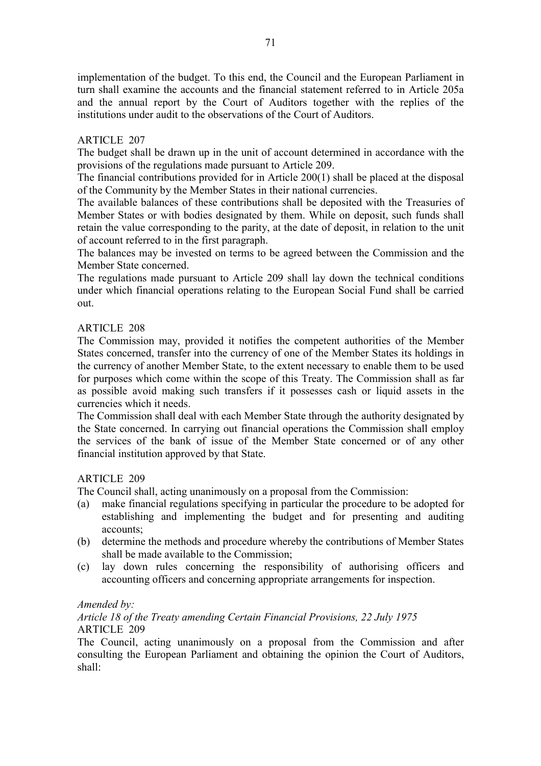implementation of the budget. To this end, the Council and the European Parliament in turn shall examine the accounts and the financial statement referred to in Article 205a and the annual report by the Court of Auditors together with the replies of the institutions under audit to the observations of the Court of Auditors.

ARTICLE 207

The budget shall be drawn up in the unit of account determined in accordance with the provisions of the regulations made pursuant to Article 209.

The financial contributions provided for in Article 200(1) shall be placed at the disposal of the Community by the Member States in their national currencies.

The available balances of these contributions shall be deposited with the Treasuries of Member States or with bodies designated by them. While on deposit, such funds shall retain the value corresponding to the parity, at the date of deposit, in relation to the unit of account referred to in the first paragraph.

The balances may be invested on terms to be agreed between the Commission and the Member State concerned.

The regulations made pursuant to Article 209 shall lay down the technical conditions under which financial operations relating to the European Social Fund shall be carried out.

ARTICLE 208

The Commission may, provided it notifies the competent authorities of the Member States concerned, transfer into the currency of one of the Member States its holdings in the currency of another Member State, to the extent necessary to enable them to be used for purposes which come within the scope of this Treaty. The Commission shall as far as possible avoid making such transfers if it possesses cash or liquid assets in the currencies which it needs.

The Commission shall deal with each Member State through the authority designated by the State concerned. In carrying out financial operations the Commission shall employ the services of the bank of issue of the Member State concerned or of any other financial institution approved by that State.

ARTICLE 209

The Council shall, acting unanimously on a proposal from the Commission:

(a) make financial regulations specifying in particular the procedure to be adopted for establishing and implementing the budget and for presenting and auditing accounts;
(b) determine the methods and procedure whereby the contributions of Member States shall be made available to the Commission;
(c) lay down rules concerning the responsibility of authorising officers and accounting officers and concerning appropriate arrangements for inspection.

*Amended by:*
*Article 18 of the Treaty amending Certain Financial Provisions, 22 July 1975*

ARTICLE 209

The Council, acting unanimously on a proposal from the Commission and after consulting the European Parliament and obtaining the opinion the Court of Auditors, shall: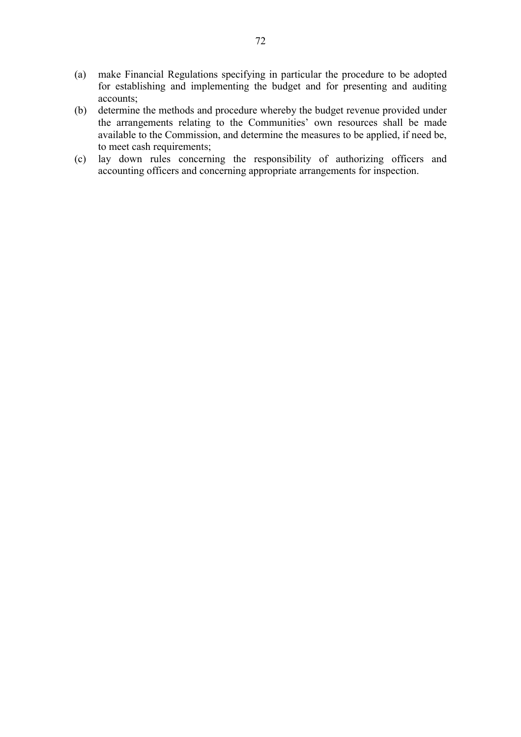(a) make Financial Regulations specifying in particular the procedure to be adopted for establishing and implementing the budget and for presenting and auditing accounts;

(b) determine the methods and procedure whereby the budget revenue provided under the arrangements relating to the Communities' own resources shall be made available to the Commission, and determine the measures to be applied, if need be, to meet cash requirements;

(c) lay down rules concerning the responsibility of authorizing officers and accounting officers and concerning appropriate arrangements for inspection.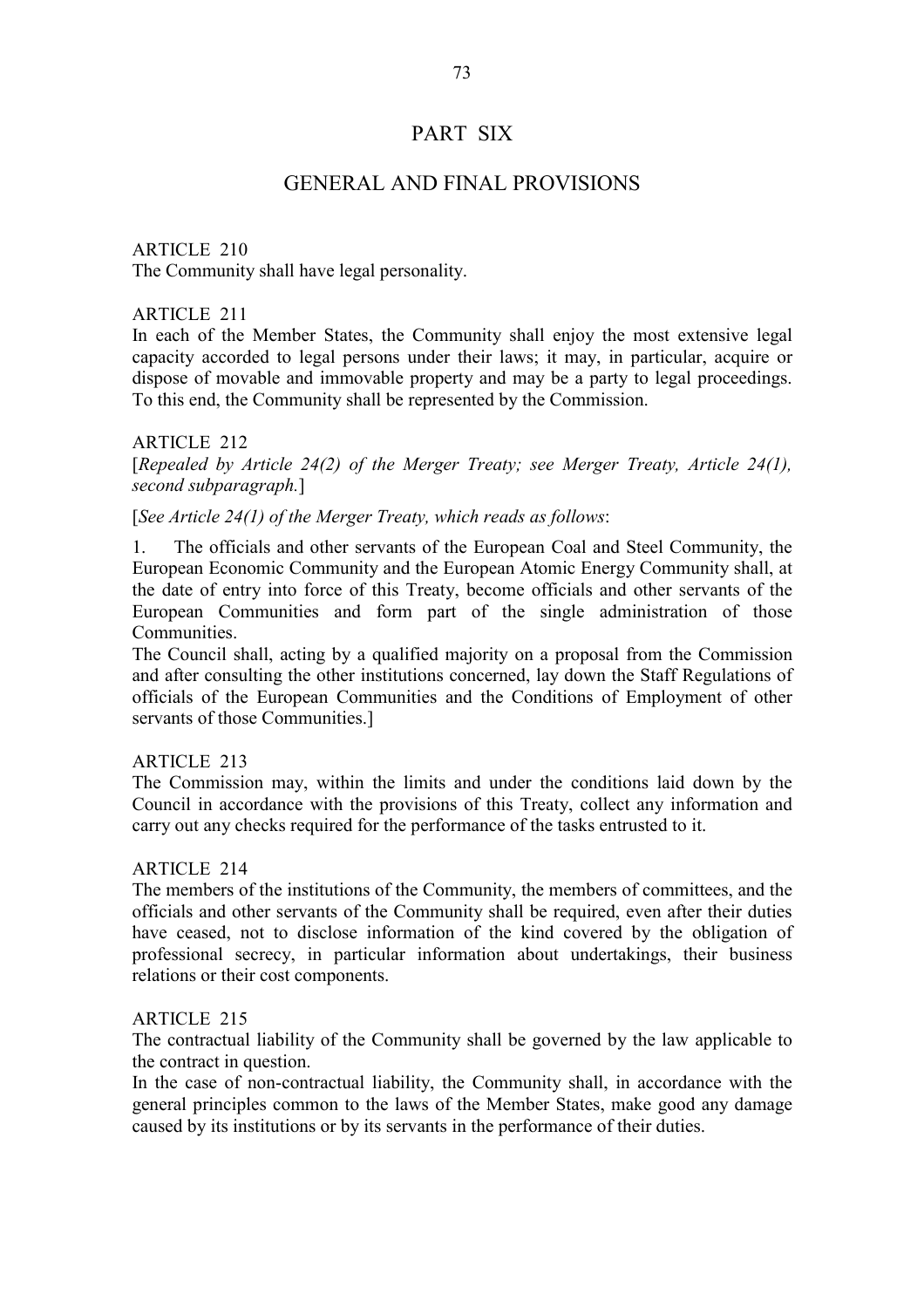# PART SIX

## GENERAL AND FINAL PROVISIONS

ARTICLE 210
The Community shall have legal personality.

ARTICLE 211
In each of the Member States, the Community shall enjoy the most extensive legal capacity accorded to legal persons under their laws; it may, in particular, acquire or dispose of movable and immovable property and may be a party to legal proceedings. To this end, the Community shall be represented by the Commission.

ARTICLE 212
[*Repealed by Article 24(2) of the Merger Treaty; see Merger Treaty, Article 24(1), second subparagraph.*]

[*See Article 24(1) of the Merger Treaty, which reads as follows*:

1. The officials and other servants of the European Coal and Steel Community, the European Economic Community and the European Atomic Energy Community shall, at the date of entry into force of this Treaty, become officials and other servants of the European Communities and form part of the single administration of those Communities.
The Council shall, acting by a qualified majority on a proposal from the Commission and after consulting the other institutions concerned, lay down the Staff Regulations of officials of the European Communities and the Conditions of Employment of other servants of those Communities.]

ARTICLE 213
The Commission may, within the limits and under the conditions laid down by the Council in accordance with the provisions of this Treaty, collect any information and carry out any checks required for the performance of the tasks entrusted to it.

ARTICLE 214
The members of the institutions of the Community, the members of committees, and the officials and other servants of the Community shall be required, even after their duties have ceased, not to disclose information of the kind covered by the obligation of professional secrecy, in particular information about undertakings, their business relations or their cost components.

ARTICLE 215
The contractual liability of the Community shall be governed by the law applicable to the contract in question.
In the case of non-contractual liability, the Community shall, in accordance with the general principles common to the laws of the Member States, make good any damage caused by its institutions or by its servants in the performance of their duties.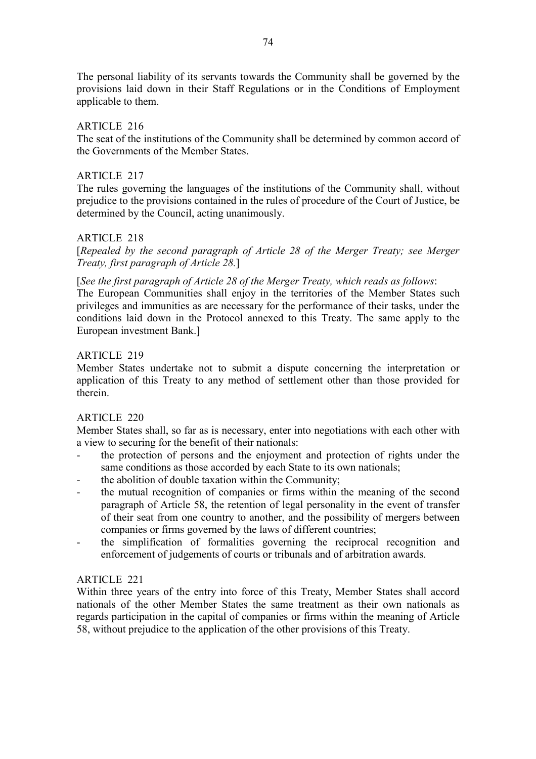The personal liability of its servants towards the Community shall be governed by the provisions laid down in their Staff Regulations or in the Conditions of Employment applicable to them.

ARTICLE 216

The seat of the institutions of the Community shall be determined by common accord of the Governments of the Member States.

ARTICLE 217

The rules governing the languages of the institutions of the Community shall, without prejudice to the provisions contained in the rules of procedure of the Court of Justice, be determined by the Council, acting unanimously.

ARTICLE 218

[*Repealed by the second paragraph of Article 28 of the Merger Treaty; see Merger Treaty, first paragraph of Article 28.*]

[*See the first paragraph of Article 28 of the Merger Treaty, which reads as follows*:
The European Communities shall enjoy in the territories of the Member States such privileges and immunities as are necessary for the performance of their tasks, under the conditions laid down in the Protocol annexed to this Treaty. The same apply to the European investment Bank.]

ARTICLE 219

Member States undertake not to submit a dispute concerning the interpretation or application of this Treaty to any method of settlement other than those provided for therein.

ARTICLE 220

Member States shall, so far as is necessary, enter into negotiations with each other with a view to securing for the benefit of their nationals:

- the protection of persons and the enjoyment and protection of rights under the same conditions as those accorded by each State to its own nationals;
- the abolition of double taxation within the Community;
- the mutual recognition of companies or firms within the meaning of the second paragraph of Article 58, the retention of legal personality in the event of transfer of their seat from one country to another, and the possibility of mergers between companies or firms governed by the laws of different countries;
- the simplification of formalities governing the reciprocal recognition and enforcement of judgements of courts or tribunals and of arbitration awards.

ARTICLE 221

Within three years of the entry into force of this Treaty, Member States shall accord nationals of the other Member States the same treatment as their own nationals as regards participation in the capital of companies or firms within the meaning of Article 58, without prejudice to the application of the other provisions of this Treaty.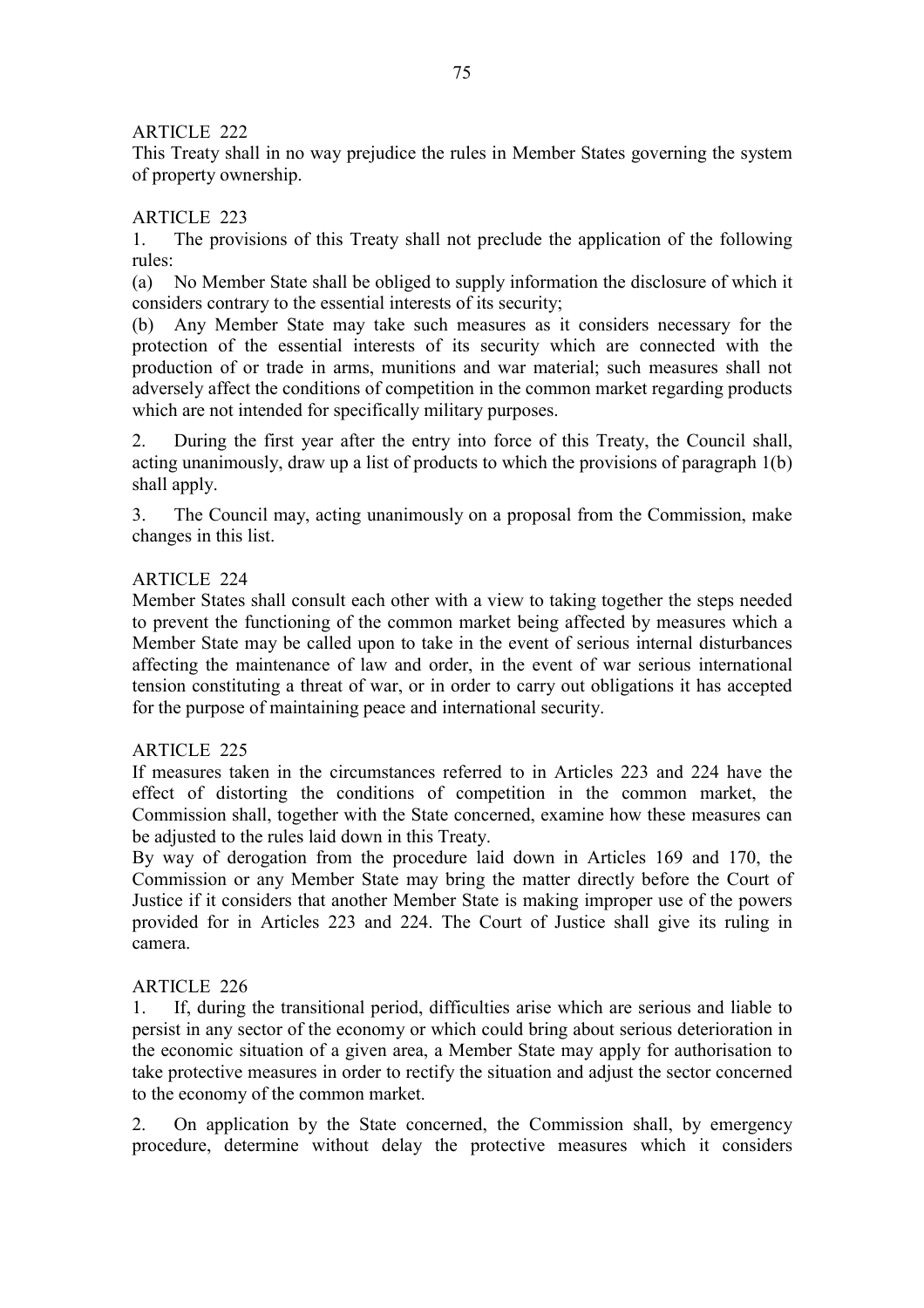ARTICLE 222

This Treaty shall in no way prejudice the rules in Member States governing the system of property ownership.

ARTICLE 223

1. The provisions of this Treaty shall not preclude the application of the following rules:

(a) No Member State shall be obliged to supply information the disclosure of which it considers contrary to the essential interests of its security;

(b) Any Member State may take such measures as it considers necessary for the protection of the essential interests of its security which are connected with the production of or trade in arms, munitions and war material; such measures shall not adversely affect the conditions of competition in the common market regarding products which are not intended for specifically military purposes.

2. During the first year after the entry into force of this Treaty, the Council shall, acting unanimously, draw up a list of products to which the provisions of paragraph 1(b) shall apply.

3. The Council may, acting unanimously on a proposal from the Commission, make changes in this list.

ARTICLE 224

Member States shall consult each other with a view to taking together the steps needed to prevent the functioning of the common market being affected by measures which a Member State may be called upon to take in the event of serious internal disturbances affecting the maintenance of law and order, in the event of war serious international tension constituting a threat of war, or in order to carry out obligations it has accepted for the purpose of maintaining peace and international security.

ARTICLE 225

If measures taken in the circumstances referred to in Articles 223 and 224 have the effect of distorting the conditions of competition in the common market, the Commission shall, together with the State concerned, examine how these measures can be adjusted to the rules laid down in this Treaty.

By way of derogation from the procedure laid down in Articles 169 and 170, the Commission or any Member State may bring the matter directly before the Court of Justice if it considers that another Member State is making improper use of the powers provided for in Articles 223 and 224. The Court of Justice shall give its ruling in camera.

ARTICLE 226

1. If, during the transitional period, difficulties arise which are serious and liable to persist in any sector of the economy or which could bring about serious deterioration in the economic situation of a given area, a Member State may apply for authorisation to take protective measures in order to rectify the situation and adjust the sector concerned to the economy of the common market.

2. On application by the State concerned, the Commission shall, by emergency procedure, determine without delay the protective measures which it considers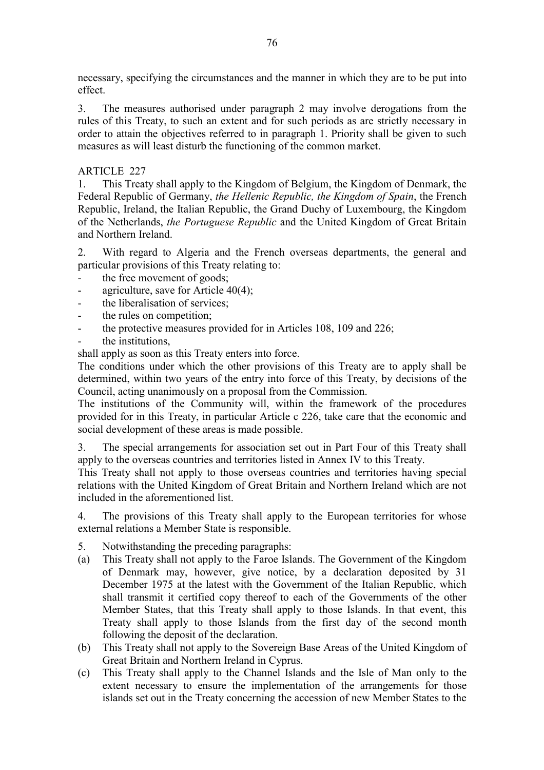necessary, specifying the circumstances and the manner in which they are to be put into effect.

3. The measures authorised under paragraph 2 may involve derogations from the rules of this Treaty, to such an extent and for such periods as are strictly necessary in order to attain the objectives referred to in paragraph 1. Priority shall be given to such measures as will least disturb the functioning of the common market.

ARTICLE 227

1. This Treaty shall apply to the Kingdom of Belgium, the Kingdom of Denmark, the Federal Republic of Germany, *the Hellenic Republic, the Kingdom of Spain*, the French Republic, Ireland, the Italian Republic, the Grand Duchy of Luxembourg, the Kingdom of the Netherlands, *the Portuguese Republic* and the United Kingdom of Great Britain and Northern Ireland.

2. With regard to Algeria and the French overseas departments, the general and particular provisions of this Treaty relating to:

- the free movement of goods;
- agriculture, save for Article 40(4);
- the liberalisation of services;
- the rules on competition;
- the protective measures provided for in Articles 108, 109 and 226;
- the institutions,

shall apply as soon as this Treaty enters into force.

The conditions under which the other provisions of this Treaty are to apply shall be determined, within two years of the entry into force of this Treaty, by decisions of the Council, acting unanimously on a proposal from the Commission.

The institutions of the Community will, within the framework of the procedures provided for in this Treaty, in particular Article c 226, take care that the economic and social development of these areas is made possible.

3. The special arrangements for association set out in Part Four of this Treaty shall apply to the overseas countries and territories listed in Annex IV to this Treaty.

This Treaty shall not apply to those overseas countries and territories having special relations with the United Kingdom of Great Britain and Northern Ireland which are not included in the aforementioned list.

4. The provisions of this Treaty shall apply to the European territories for whose external relations a Member State is responsible.

5. Notwithstanding the preceding paragraphs:

(a) This Treaty shall not apply to the Faroe Islands. The Government of the Kingdom of Denmark may, however, give notice, by a declaration deposited by 31 December 1975 at the latest with the Government of the Italian Republic, which shall transmit it certified copy thereof to each of the Governments of the other Member States, that this Treaty shall apply to those Islands. In that event, this Treaty shall apply to those Islands from the first day of the second month following the deposit of the declaration.

(b) This Treaty shall not apply to the Sovereign Base Areas of the United Kingdom of Great Britain and Northern Ireland in Cyprus.

(c) This Treaty shall apply to the Channel Islands and the Isle of Man only to the extent necessary to ensure the implementation of the arrangements for those islands set out in the Treaty concerning the accession of new Member States to the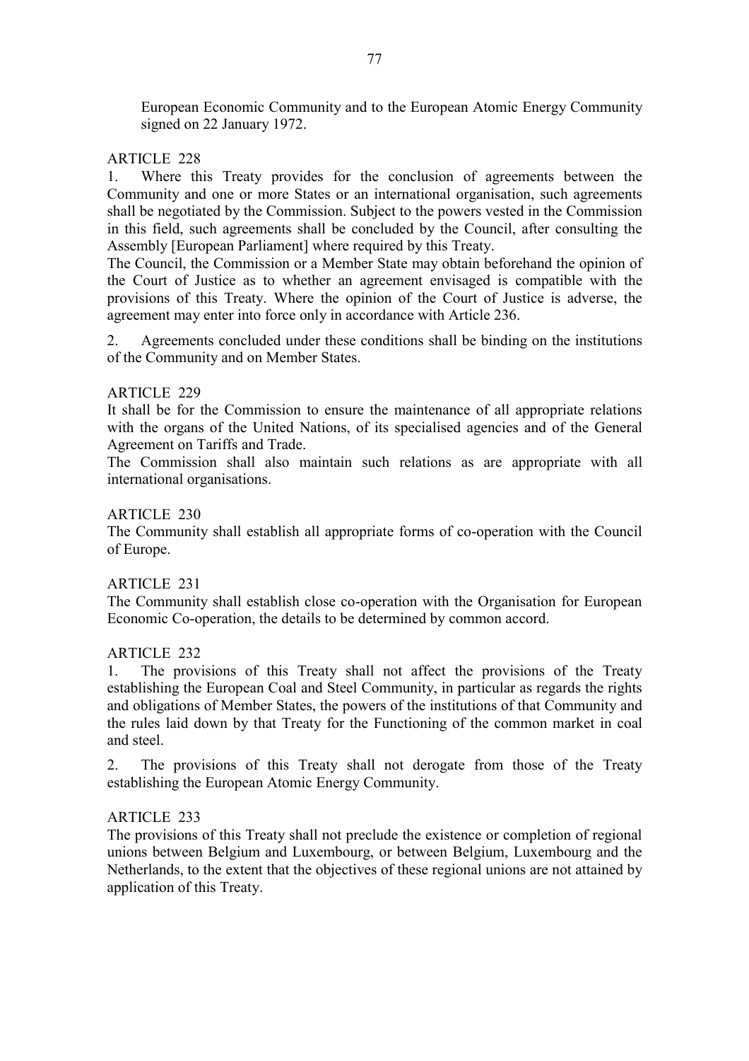European Economic Community and to the European Atomic Energy Community signed on 22 January 1972.

ARTICLE 228

1. Where this Treaty provides for the conclusion of agreements between the Community and one or more States or an international organisation, such agreements shall be negotiated by the Commission. Subject to the powers vested in the Commission in this field, such agreements shall be concluded by the Council, after consulting the Assembly [European Parliament] where required by this Treaty.

The Council, the Commission or a Member State may obtain beforehand the opinion of the Court of Justice as to whether an agreement envisaged is compatible with the provisions of this Treaty. Where the opinion of the Court of Justice is adverse, the agreement may enter into force only in accordance with Article 236.

2. Agreements concluded under these conditions shall be binding on the institutions of the Community and on Member States.

ARTICLE 229

It shall be for the Commission to ensure the maintenance of all appropriate relations with the organs of the United Nations, of its specialised agencies and of the General Agreement on Tariffs and Trade.

The Commission shall also maintain such relations as are appropriate with all international organisations.

ARTICLE 230

The Community shall establish all appropriate forms of co-operation with the Council of Europe.

ARTICLE 231

The Community shall establish close co-operation with the Organisation for European Economic Co-operation, the details to be determined by common accord.

ARTICLE 232

1. The provisions of this Treaty shall not affect the provisions of the Treaty establishing the European Coal and Steel Community, in particular as regards the rights and obligations of Member States, the powers of the institutions of that Community and the rules laid down by that Treaty for the Functioning of the common market in coal and steel.

2. The provisions of this Treaty shall not derogate from those of the Treaty establishing the European Atomic Energy Community.

ARTICLE 233

The provisions of this Treaty shall not preclude the existence or completion of regional unions between Belgium and Luxembourg, or between Belgium, Luxembourg and the Netherlands, to the extent that the objectives of these regional unions are not attained by application of this Treaty.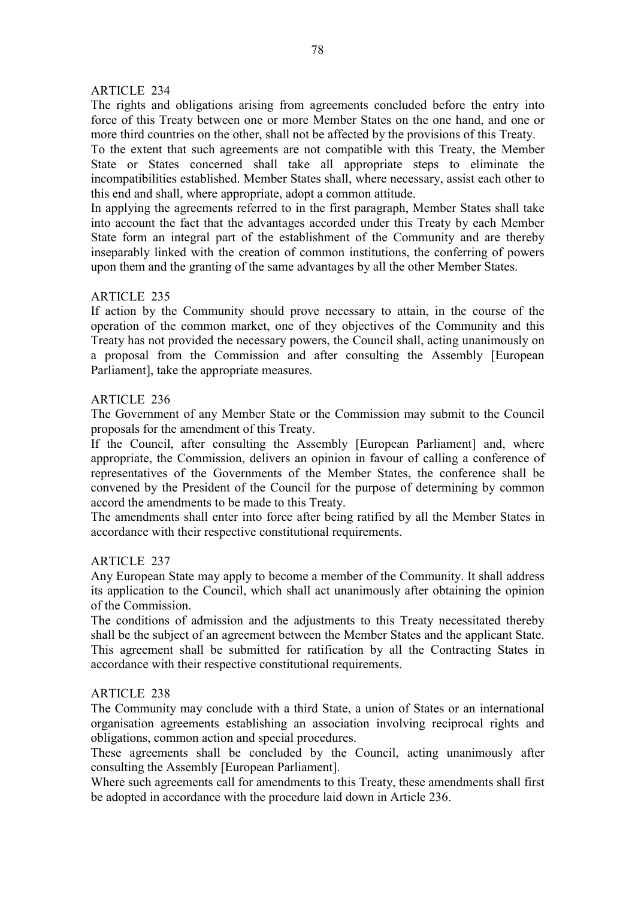ARTICLE 234

The rights and obligations arising from agreements concluded before the entry into force of this Treaty between one or more Member States on the one hand, and one or more third countries on the other, shall not be affected by the provisions of this Treaty.

To the extent that such agreements are not compatible with this Treaty, the Member State or States concerned shall take all appropriate steps to eliminate the incompatibilities established. Member States shall, where necessary, assist each other to this end and shall, where appropriate, adopt a common attitude.

In applying the agreements referred to in the first paragraph, Member States shall take into account the fact that the advantages accorded under this Treaty by each Member State form an integral part of the establishment of the Community and are thereby inseparably linked with the creation of common institutions, the conferring of powers upon them and the granting of the same advantages by all the other Member States.

ARTICLE 235

If action by the Community should prove necessary to attain, in the course of the operation of the common market, one of they objectives of the Community and this Treaty has not provided the necessary powers, the Council shall, acting unanimously on a proposal from the Commission and after consulting the Assembly [European Parliament], take the appropriate measures.

ARTICLE 236

The Government of any Member State or the Commission may submit to the Council proposals for the amendment of this Treaty.

If the Council, after consulting the Assembly [European Parliament] and, where appropriate, the Commission, delivers an opinion in favour of calling a conference of representatives of the Governments of the Member States, the conference shall be convened by the President of the Council for the purpose of determining by common accord the amendments to be made to this Treaty.

The amendments shall enter into force after being ratified by all the Member States in accordance with their respective constitutional requirements.

ARTICLE 237

Any European State may apply to become a member of the Community. It shall address its application to the Council, which shall act unanimously after obtaining the opinion of the Commission.

The conditions of admission and the adjustments to this Treaty necessitated thereby shall be the subject of an agreement between the Member States and the applicant State. This agreement shall be submitted for ratification by all the Contracting States in accordance with their respective constitutional requirements.

ARTICLE 238

The Community may conclude with a third State, a union of States or an international organisation agreements establishing an association involving reciprocal rights and obligations, common action and special procedures.

These agreements shall be concluded by the Council, acting unanimously after consulting the Assembly [European Parliament].

Where such agreements call for amendments to this Treaty, these amendments shall first be adopted in accordance with the procedure laid down in Article 236.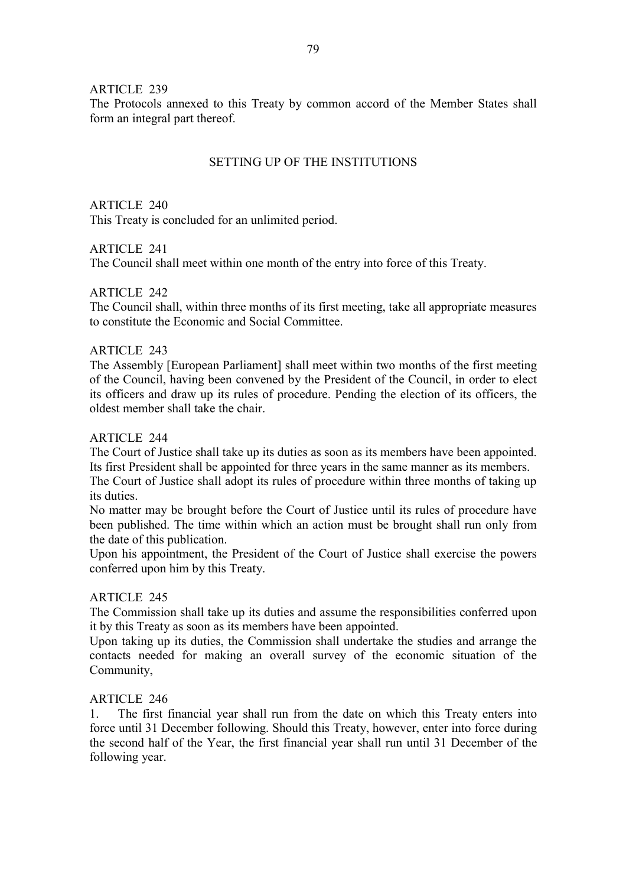ARTICLE 239

The Protocols annexed to this Treaty by common accord of the Member States shall form an integral part thereof.

## SETTING UP OF THE INSTITUTIONS

ARTICLE 240

This Treaty is concluded for an unlimited period.

ARTICLE 241

The Council shall meet within one month of the entry into force of this Treaty.

ARTICLE 242

The Council shall, within three months of its first meeting, take all appropriate measures to constitute the Economic and Social Committee.

ARTICLE 243

The Assembly [European Parliament] shall meet within two months of the first meeting of the Council, having been convened by the President of the Council, in order to elect its officers and draw up its rules of procedure. Pending the election of its officers, the oldest member shall take the chair.

ARTICLE 244

The Court of Justice shall take up its duties as soon as its members have been appointed. Its first President shall be appointed for three years in the same manner as its members.

The Court of Justice shall adopt its rules of procedure within three months of taking up its duties.

No matter may be brought before the Court of Justice until its rules of procedure have been published. The time within which an action must be brought shall run only from the date of this publication.

Upon his appointment, the President of the Court of Justice shall exercise the powers conferred upon him by this Treaty.

ARTICLE 245

The Commission shall take up its duties and assume the responsibilities conferred upon it by this Treaty as soon as its members have been appointed.

Upon taking up its duties, the Commission shall undertake the studies and arrange the contacts needed for making an overall survey of the economic situation of the Community,

ARTICLE 246

1. The first financial year shall run from the date on which this Treaty enters into force until 31 December following. Should this Treaty, however, enter into force during the second half of the Year, the first financial year shall run until 31 December of the following year.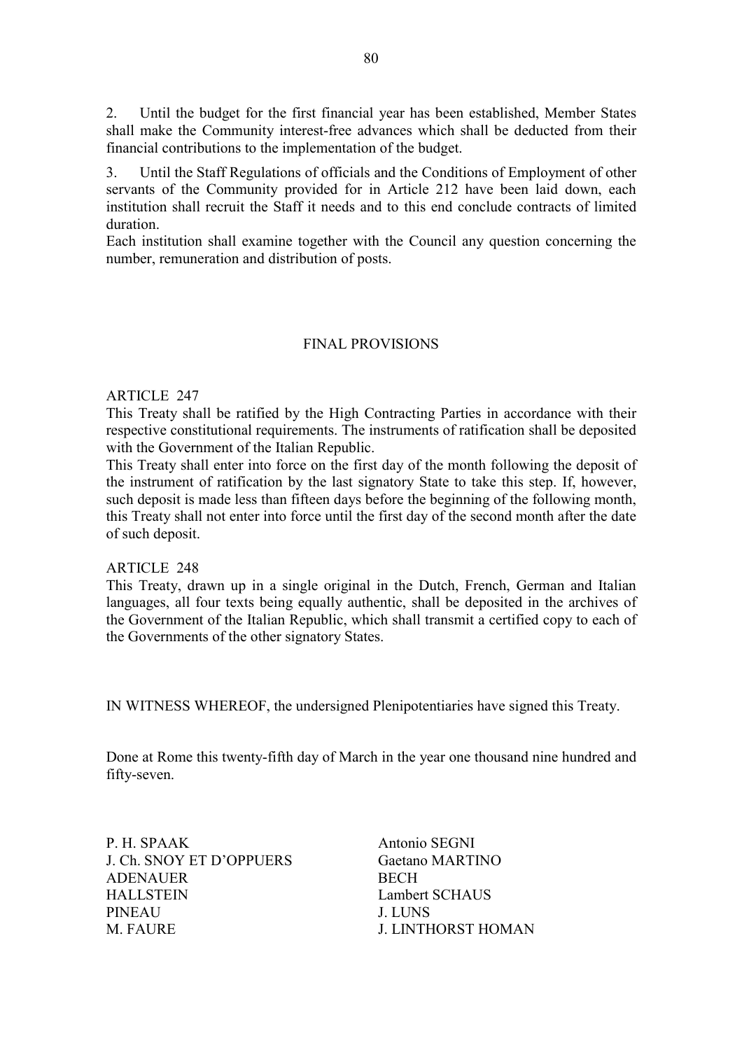2. Until the budget for the first financial year has been established, Member States shall make the Community interest-free advances which shall be deducted from their financial contributions to the implementation of the budget.

3. Until the Staff Regulations of officials and the Conditions of Employment of other servants of the Community provided for in Article 212 have been laid down, each institution shall recruit the Staff it needs and to this end conclude contracts of limited duration.

Each institution shall examine together with the Council any question concerning the number, remuneration and distribution of posts.

## FINAL PROVISIONS

### ARTICLE 247

This Treaty shall be ratified by the High Contracting Parties in accordance with their respective constitutional requirements. The instruments of ratification shall be deposited with the Government of the Italian Republic.

This Treaty shall enter into force on the first day of the month following the deposit of the instrument of ratification by the last signatory State to take this step. If, however, such deposit is made less than fifteen days before the beginning of the following month, this Treaty shall not enter into force until the first day of the second month after the date of such deposit.

### ARTICLE 248

This Treaty, drawn up in a single original in the Dutch, French, German and Italian languages, all four texts being equally authentic, shall be deposited in the archives of the Government of the Italian Republic, which shall transmit a certified copy to each of the Governments of the other signatory States.

IN WITNESS WHEREOF, the undersigned Plenipotentiaries have signed this Treaty.

Done at Rome this twenty-fifth day of March in the year one thousand nine hundred and fifty-seven.

| | |
|---|---|
| P. H. SPAAK | Antonio SEGNI |
| J. Ch. SNOY ET D'OPPUERS | Gaetano MARTINO |
| ADENAUER | BECH |
| HALLSTEIN | Lambert SCHAUS |
| PINEAU | J. LUNS |
| M. FAURE | J. LINTHORST HOMAN |